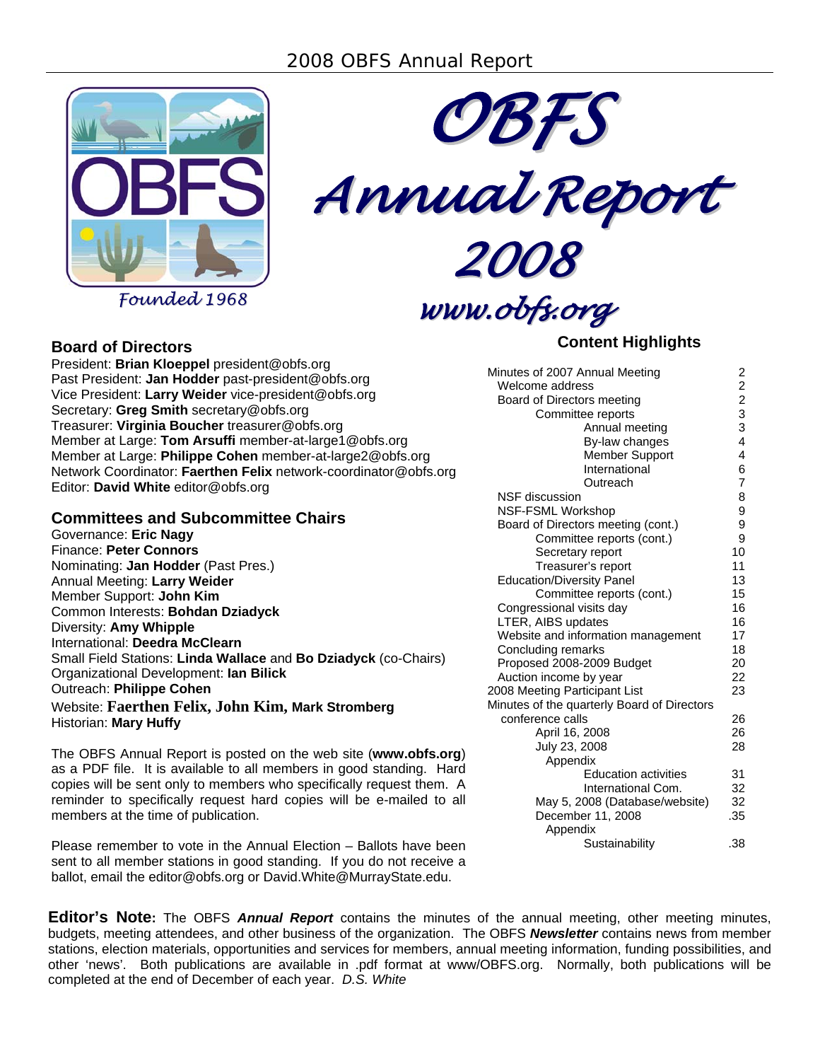# 2008 OBFS Annual Report

OBFS

Founded 1968

# OBFS Annual Report 2008

www.obfs.org

## Board of Directors

President: **Brian Kloeppel** president@obfs.org
Past President: **Jan Hodder** past-president@obfs.org
Vice President: **Larry Weider** vice-president@obfs.org
Secretary: **Greg Smith** secretary@obfs.org
Treasurer: **Virginia Boucher** treasurer@obfs.org
Member at Large: **Tom Arsuffi** member-at-large1@obfs.org
Member at Large: **Philippe Cohen** member-at-large2@obfs.org
Network Coordinator: **Faerthen Felix** network-coordinator@obfs.org
Editor: **David White** editor@obfs.org

## Committees and Subcommittee Chairs

Governance: **Eric Nagy**
Finance: **Peter Connors**
Nominating: **Jan Hodder** (Past Pres.)
Annual Meeting: **Larry Weider**
Member Support: **John Kim**
Common Interests: **Bohdan Dziadyck**
Diversity: **Amy Whipple**
International: **Deedra McClearn**
Small Field Stations: **Linda Wallace** and **Bo Dziadyck** (co-Chairs)
Organizational Development: **Ian Bilick**
Outreach: **Philippe Cohen**
Website: **Faerthen Felix, John Kim, Mark Stromberg**
Historian: **Mary Huffy**

The OBFS Annual Report is posted on the web site (**www.obfs.org**) as a PDF file. It is available to all members in good standing. Hard copies will be sent only to members who specifically request them. A reminder to specifically request hard copies will be e-mailed to all members at the time of publication.

Please remember to vote in the Annual Election – Ballots have been sent to all member stations in good standing. If you do not receive a ballot, email the editor@obfs.org or David.White@MurrayState.edu.

## Content Highlights

| | |
|---|---|
| Minutes of 2007 Annual Meeting | 2 |
| Welcome address | 2 |
| Board of Directors meeting | 2 |
| Committee reports | 3 |
| Annual meeting | 3 |
| By-law changes | 4 |
| Member Support | 4 |
| International | 6 |
| Outreach | 7 |
| NSF discussion | 8 |
| NSF-FSML Workshop | 9 |
| Board of Directors meeting (cont.) | 9 |
| Committee reports (cont.) | 9 |
| Secretary report | 10 |
| Treasurer's report | 11 |
| Education/Diversity Panel | 13 |
| Committee reports (cont.) | 15 |
| Congressional visits day | 16 |
| LTER, AIBS updates | 16 |
| Website and information management | 17 |
| Concluding remarks | 18 |
| Proposed 2008-2009 Budget | 20 |
| Auction income by year | 22 |
| 2008 Meeting Participant List | 23 |
| Minutes of the quarterly Board of Directors conference calls | 26 |
| April 16, 2008 | 26 |
| July 23, 2008 | 28 |
| Appendix | |
| Education activities | 31 |
| International Com. | 32 |
| May 5, 2008 (Database/website) | 32 |
| December 11, 2008 | .35 |
| Appendix | |
| Sustainability | .38 |

**Editor's Note:** The OBFS ***Annual Report*** contains the minutes of the annual meeting, other meeting minutes, budgets, meeting attendees, and other business of the organization. The OBFS ***Newsletter*** contains news from member stations, election materials, opportunities and services for members, annual meeting information, funding possibilities, and other 'news'. Both publications are available in .pdf format at www/OBFS.org. Normally, both publications will be completed at the end of December of each year. *D.S. White*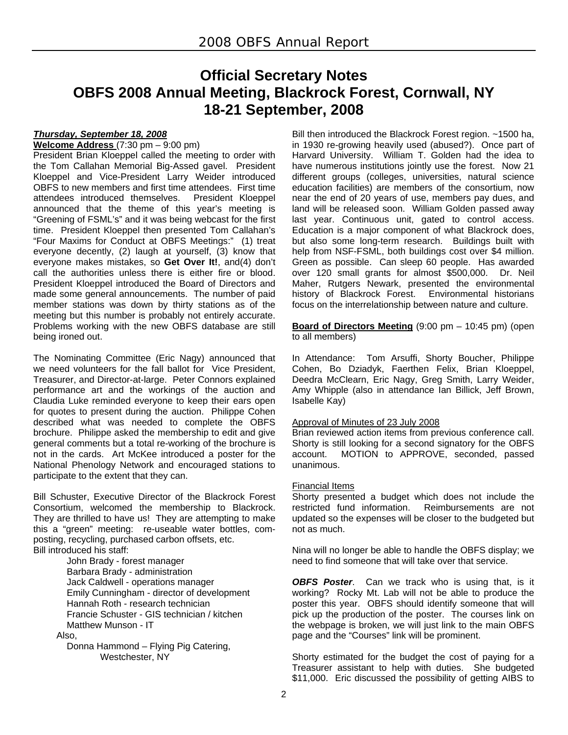# Official Secretary Notes
# OBFS 2008 Annual Meeting, Blackrock Forest, Cornwall, NY
# 18-21 September, 2008

***Thursday, September 18, 2008***

**Welcome Address** (7:30 pm – 9:00 pm)

President Brian Kloeppel called the meeting to order with the Tom Callahan Memorial Big-Assed gavel. President Kloeppel and Vice-President Larry Weider introduced OBFS to new members and first time attendees. First time attendees introduced themselves. President Kloeppel announced that the theme of this year's meeting is "Greening of FSML's" and it was being webcast for the first time. President Kloeppel then presented Tom Callahan's "Four Maxims for Conduct at OBFS Meetings:" (1) treat everyone decently, (2) laugh at yourself, (3) know that everyone makes mistakes, so **Get Over It!**, and(4) don't call the authorities unless there is either fire or blood. President Kloeppel introduced the Board of Directors and made some general announcements. The number of paid member stations was down by thirty stations as of the meeting but this number is probably not entirely accurate. Problems working with the new OBFS database are still being ironed out.

The Nominating Committee (Eric Nagy) announced that we need volunteers for the fall ballot for Vice President, Treasurer, and Director-at-large. Peter Connors explained performance art and the workings of the auction and Claudia Luke reminded everyone to keep their ears open for quotes to present during the auction. Philippe Cohen described what was needed to complete the OBFS brochure. Philippe asked the membership to edit and give general comments but a total re-working of the brochure is not in the cards. Art McKee introduced a poster for the National Phenology Network and encouraged stations to participate to the extent that they can.

Bill Schuster, Executive Director of the Blackrock Forest Consortium, welcomed the membership to Blackrock. They are thrilled to have us! They are attempting to make this a "green" meeting: re-useable water bottles, composting, recycling, purchased carbon offsets, etc.

Bill introduced his staff:

- John Brady - forest manager
- Barbara Brady - administration
- Jack Caldwell - operations manager
- Emily Cunningham - director of development
- Hannah Roth - research technician
- Francie Schuster - GIS technician / kitchen
- Matthew Munson - IT

Also,

- Donna Hammond – Flying Pig Catering, Westchester, NY

Bill then introduced the Blackrock Forest region. ~1500 ha, in 1930 re-growing heavily used (abused?). Once part of Harvard University. William T. Golden had the idea to have numerous institutions jointly use the forest. Now 21 different groups (colleges, universities, natural science education facilities) are members of the consortium, now near the end of 20 years of use, members pay dues, and land will be released soon. William Golden passed away last year. Continuous unit, gated to control access. Education is a major component of what Blackrock does, but also some long-term research. Buildings built with help from NSF-FSML, both buildings cost over $4 million. Green as possible. Can sleep 60 people. Has awarded over 120 small grants for almost $500,000. Dr. Neil Maher, Rutgers Newark, presented the environmental history of Blackrock Forest. Environmental historians focus on the interrelationship between nature and culture.

**Board of Directors Meeting** (9:00 pm – 10:45 pm) (open to all members)

In Attendance: Tom Arsuffi, Shorty Boucher, Philippe Cohen, Bo Dziadyk, Faerthen Felix, Brian Kloeppel, Deedra McClearn, Eric Nagy, Greg Smith, Larry Weider, Amy Whipple (also in attendance Ian Billick, Jeff Brown, Isabelle Kay)

Approval of Minutes of 23 July 2008

Brian reviewed action items from previous conference call. Shorty is still looking for a second signatory for the OBFS account. MOTION to APPROVE, seconded, passed unanimous.

Financial Items

Shorty presented a budget which does not include the restricted fund information. Reimbursements are not updated so the expenses will be closer to the budgeted but not as much.

Nina will no longer be able to handle the OBFS display; we need to find someone that will take over that service.

***OBFS Poster***. Can we track who is using that, is it working? Rocky Mt. Lab will not be able to produce the poster this year. OBFS should identify someone that will pick up the production of the poster. The courses link on the webpage is broken, we will just link to the main OBFS page and the "Courses" link will be prominent.

Shorty estimated for the budget the cost of paying for a Treasurer assistant to help with duties. She budgeted $11,000. Eric discussed the possibility of getting AIBS to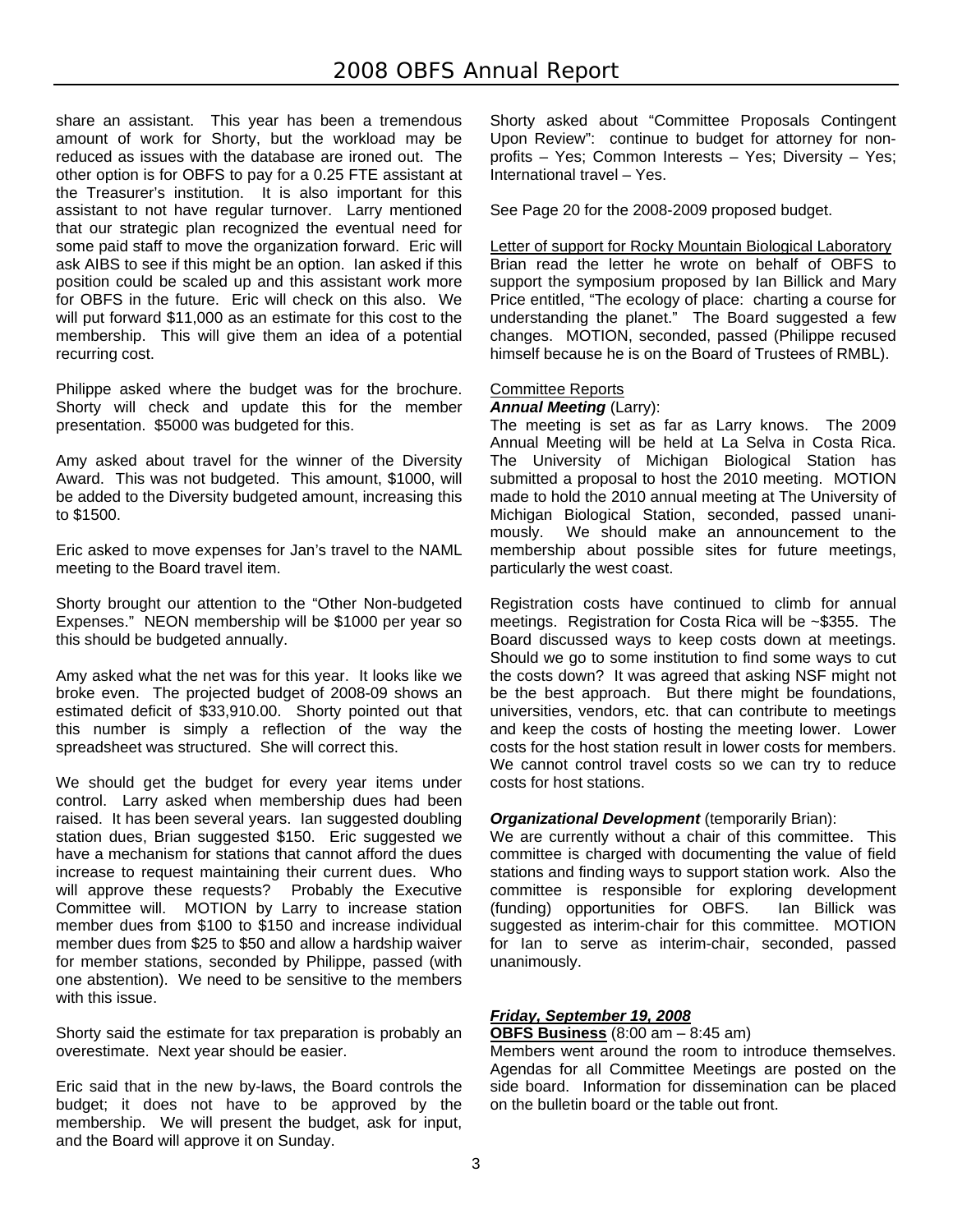share an assistant. This year has been a tremendous amount of work for Shorty, but the workload may be reduced as issues with the database are ironed out. The other option is for OBFS to pay for a 0.25 FTE assistant at the Treasurer's institution. It is also important for this assistant to not have regular turnover. Larry mentioned that our strategic plan recognized the eventual need for some paid staff to move the organization forward. Eric will ask AIBS to see if this might be an option. Ian asked if this position could be scaled up and this assistant work more for OBFS in the future. Eric will check on this also. We will put forward $11,000 as an estimate for this cost to the membership. This will give them an idea of a potential recurring cost.

Philippe asked where the budget was for the brochure. Shorty will check and update this for the member presentation. $5000 was budgeted for this.

Amy asked about travel for the winner of the Diversity Award. This was not budgeted. This amount, $1000, will be added to the Diversity budgeted amount, increasing this to $1500.

Eric asked to move expenses for Jan's travel to the NAML meeting to the Board travel item.

Shorty brought our attention to the "Other Non-budgeted Expenses." NEON membership will be $1000 per year so this should be budgeted annually.

Amy asked what the net was for this year. It looks like we broke even. The projected budget of 2008-09 shows an estimated deficit of $33,910.00. Shorty pointed out that this number is simply a reflection of the way the spreadsheet was structured. She will correct this.

We should get the budget for every year items under control. Larry asked when membership dues had been raised. It has been several years. Ian suggested doubling station dues, Brian suggested $150. Eric suggested we have a mechanism for stations that cannot afford the dues increase to request maintaining their current dues. Who will approve these requests? Probably the Executive Committee will. MOTION by Larry to increase station member dues from $100 to $150 and increase individual member dues from $25 to $50 and allow a hardship waiver for member stations, seconded by Philippe, passed (with one abstention). We need to be sensitive to the members with this issue.

Shorty said the estimate for tax preparation is probably an overestimate. Next year should be easier.

Eric said that in the new by-laws, the Board controls the budget; it does not have to be approved by the membership. We will present the budget, ask for input, and the Board will approve it on Sunday.

Shorty asked about "Committee Proposals Contingent Upon Review": continue to budget for attorney for non-profits – Yes; Common Interests – Yes; Diversity – Yes; International travel – Yes.

See Page 20 for the 2008-2009 proposed budget.

Letter of support for Rocky Mountain Biological Laboratory

Brian read the letter he wrote on behalf of OBFS to support the symposium proposed by Ian Billick and Mary Price entitled, "The ecology of place: charting a course for understanding the planet." The Board suggested a few changes. MOTION, seconded, passed (Philippe recused himself because he is on the Board of Trustees of RMBL).

Committee Reports

***Annual Meeting*** (Larry):

The meeting is set as far as Larry knows. The 2009 Annual Meeting will be held at La Selva in Costa Rica. The University of Michigan Biological Station has submitted a proposal to host the 2010 meeting. MOTION made to hold the 2010 annual meeting at The University of Michigan Biological Station, seconded, passed unanimously. We should make an announcement to the membership about possible sites for future meetings, particularly the west coast.

Registration costs have continued to climb for annual meetings. Registration for Costa Rica will be ~$355. The Board discussed ways to keep costs down at meetings. Should we go to some institution to find some ways to cut the costs down? It was agreed that asking NSF might not be the best approach. But there might be foundations, universities, vendors, etc. that can contribute to meetings and keep the costs of hosting the meeting lower. Lower costs for the host station result in lower costs for members. We cannot control travel costs so we can try to reduce costs for host stations.

***Organizational Development*** (temporarily Brian):

We are currently without a chair of this committee. This committee is charged with documenting the value of field stations and finding ways to support station work. Also the committee is responsible for exploring development (funding) opportunities for OBFS. Ian Billick was suggested as interim-chair for this committee. MOTION for Ian to serve as interim-chair, seconded, passed unanimously.

***Friday, September 19, 2008***

**OBFS Business** (8:00 am – 8:45 am)

Members went around the room to introduce themselves. Agendas for all Committee Meetings are posted on the side board. Information for dissemination can be placed on the bulletin board or the table out front.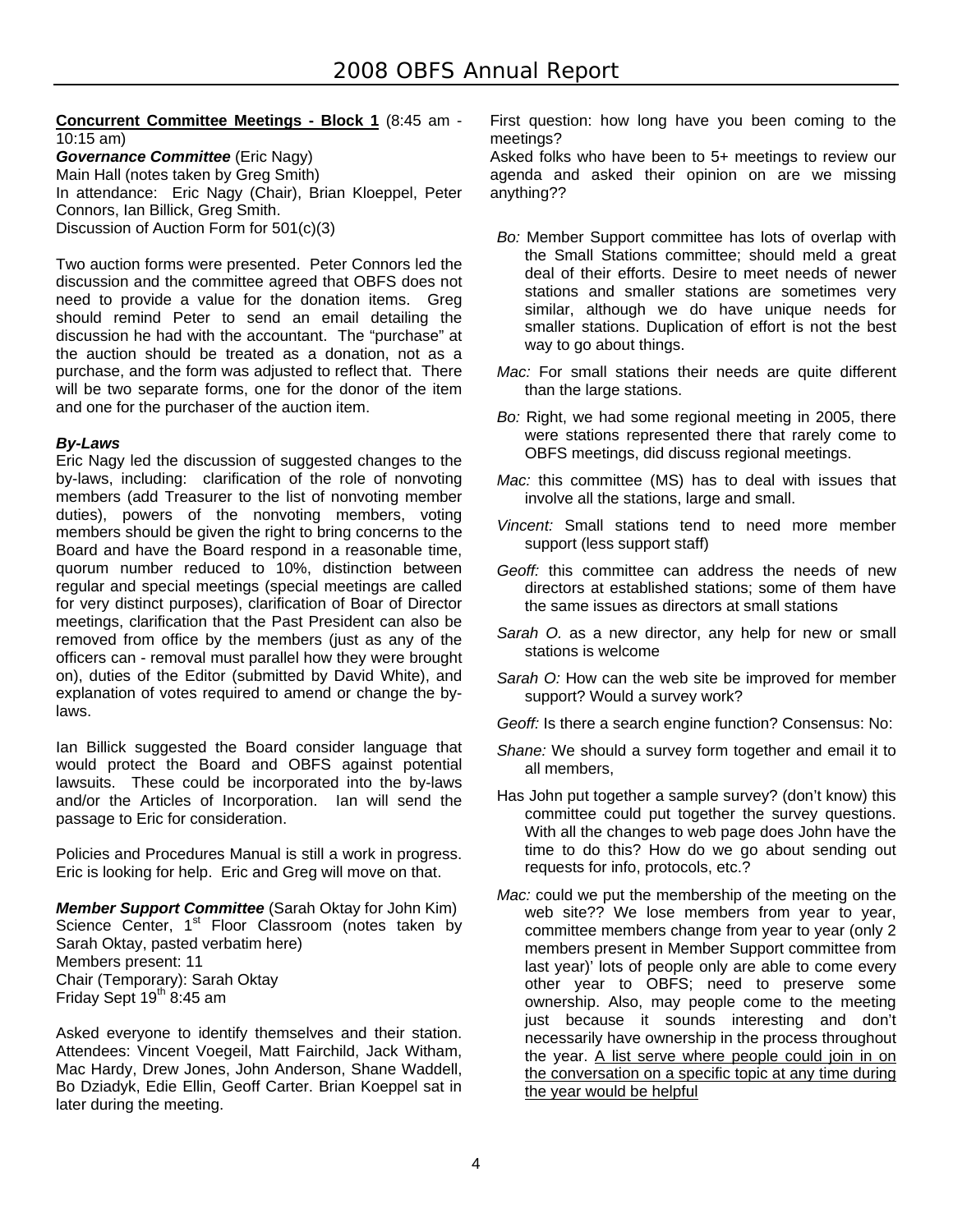**Concurrent Committee Meetings - Block 1** (8:45 am - 10:15 am)

***Governance Committee*** (Eric Nagy)
Main Hall (notes taken by Greg Smith)
In attendance: Eric Nagy (Chair), Brian Kloeppel, Peter Connors, Ian Billick, Greg Smith.
Discussion of Auction Form for 501(c)(3)

Two auction forms were presented. Peter Connors led the discussion and the committee agreed that OBFS does not need to provide a value for the donation items. Greg should remind Peter to send an email detailing the discussion he had with the accountant. The "purchase" at the auction should be treated as a donation, not as a purchase, and the form was adjusted to reflect that. There will be two separate forms, one for the donor of the item and one for the purchaser of the auction item.

***By-Laws***
Eric Nagy led the discussion of suggested changes to the by-laws, including: clarification of the role of nonvoting members (add Treasurer to the list of nonvoting member duties), powers of the nonvoting members, voting members should be given the right to bring concerns to the Board and have the Board respond in a reasonable time, quorum number reduced to 10%, distinction between regular and special meetings (special meetings are called for very distinct purposes), clarification of Boar of Director meetings, clarification that the Past President can also be removed from office by the members (just as any of the officers can - removal must parallel how they were brought on), duties of the Editor (submitted by David White), and explanation of votes required to amend or change the by-laws.

Ian Billick suggested the Board consider language that would protect the Board and OBFS against potential lawsuits. These could be incorporated into the by-laws and/or the Articles of Incorporation. Ian will send the passage to Eric for consideration.

Policies and Procedures Manual is still a work in progress. Eric is looking for help. Eric and Greg will move on that.

***Member Support Committee*** (Sarah Oktay for John Kim)
Science Center, 1st Floor Classroom (notes taken by Sarah Oktay, pasted verbatim here)
Members present: 11
Chair (Temporary): Sarah Oktay
Friday Sept 19th 8:45 am

Asked everyone to identify themselves and their station. Attendees: Vincent Voegeil, Matt Fairchild, Jack Witham, Mac Hardy, Drew Jones, John Anderson, Shane Waddell, Bo Dziadyk, Edie Ellin, Geoff Carter. Brian Koeppel sat in later during the meeting.

First question: how long have you been coming to the meetings?
Asked folks who have been to 5+ meetings to review our agenda and asked their opinion on are we missing anything??

*Bo:* Member Support committee has lots of overlap with the Small Stations committee; should meld a great deal of their efforts. Desire to meet needs of newer stations and smaller stations are sometimes very similar, although we do have unique needs for smaller stations. Duplication of effort is not the best way to go about things.

*Mac:* For small stations their needs are quite different than the large stations.

*Bo:* Right, we had some regional meeting in 2005, there were stations represented there that rarely come to OBFS meetings, did discuss regional meetings.

*Mac:* this committee (MS) has to deal with issues that involve all the stations, large and small.

*Vincent:* Small stations tend to need more member support (less support staff)

*Geoff:* this committee can address the needs of new directors at established stations; some of them have the same issues as directors at small stations

*Sarah O.* as a new director, any help for new or small stations is welcome

*Sarah O:* How can the web site be improved for member support? Would a survey work?

*Geoff:* Is there a search engine function? Consensus: No:

*Shane:* We should a survey form together and email it to all members,

Has John put together a sample survey? (don't know) this committee could put together the survey questions. With all the changes to web page does John have the time to do this? How do we go about sending out requests for info, protocols, etc.?

*Mac:* could we put the membership of the meeting on the web site?? We lose members from year to year, committee members change from year to year (only 2 members present in Member Support committee from last year)' lots of people only are able to come every other year to OBFS; need to preserve some ownership. Also, may people come to the meeting just because it sounds interesting and don't necessarily have ownership in the process throughout the year. <u>A list serve where people could join in on the conversation on a specific topic at any time during the year would be helpful</u>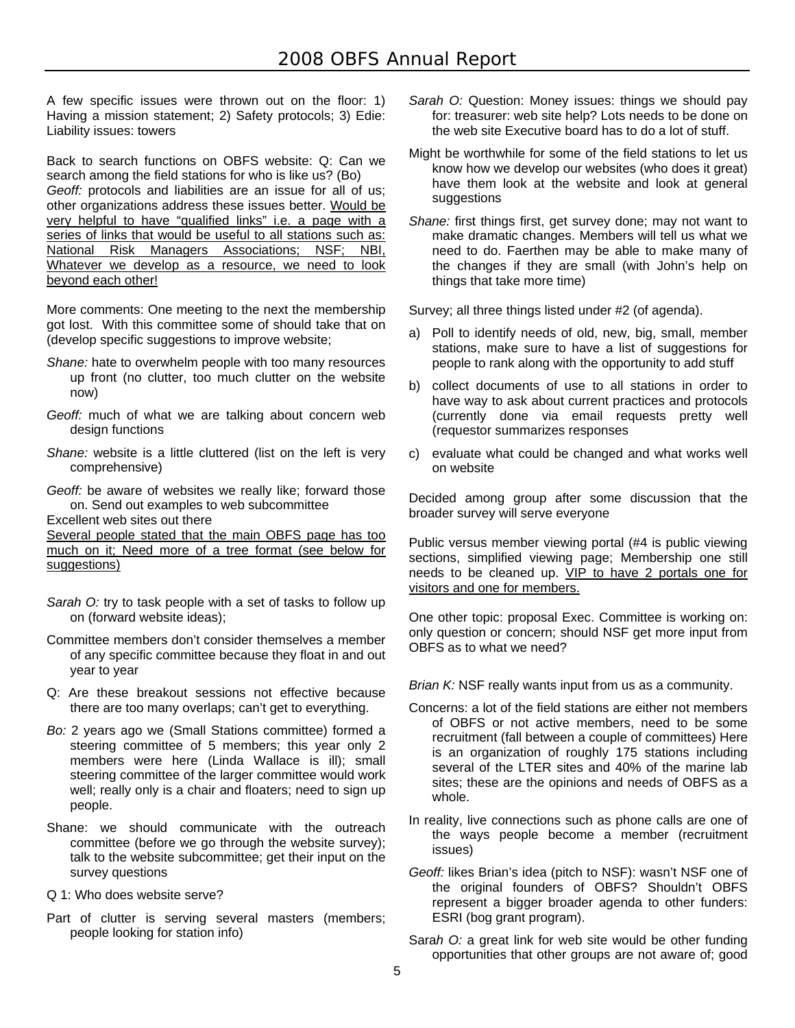A few specific issues were thrown out on the floor: 1) Having a mission statement; 2) Safety protocols; 3) Edie: Liability issues: towers

Back to search functions on OBFS website: Q: Can we search among the field stations for who is like us? (Bo)
*Geoff:* protocols and liabilities are an issue for all of us; other organizations address these issues better. <u>Would be very helpful to have "qualified links" i.e. a page with a series of links that would be useful to all stations such as: National Risk Managers Associations; NSF; NBI, Whatever we develop as a resource, we need to look beyond each other!</u>

More comments: One meeting to the next the membership got lost. With this committee some of should take that on (develop specific suggestions to improve website;

*Shane:* hate to overwhelm people with too many resources up front (no clutter, too much clutter on the website now)

*Geoff:* much of what we are talking about concern web design functions

*Shane:* website is a little cluttered (list on the left is very comprehensive)

*Geoff:* be aware of websites we really like; forward those on. Send out examples to web subcommittee

Excellent web sites out there

<u>Several people stated that the main OBFS page has too much on it; Need more of a tree format (see below for suggestions)</u>

*Sarah O:* try to task people with a set of tasks to follow up on (forward website ideas);

Committee members don't consider themselves a member of any specific committee because they float in and out year to year

Q: Are these breakout sessions not effective because there are too many overlaps; can't get to everything.

*Bo:* 2 years ago we (Small Stations committee) formed a steering committee of 5 members; this year only 2 members were here (Linda Wallace is ill); small steering committee of the larger committee would work well; really only is a chair and floaters; need to sign up people.

Shane: we should communicate with the outreach committee (before we go through the website survey); talk to the website subcommittee; get their input on the survey questions

Q 1: Who does website serve?

Part of clutter is serving several masters (members; people looking for station info)

*Sarah O:* Question: Money issues: things we should pay for: treasurer: web site help? Lots needs to be done on the web site Executive board has to do a lot of stuff.

Might be worthwhile for some of the field stations to let us know how we develop our websites (who does it great) have them look at the website and look at general suggestions

*Shane:* first things first, get survey done; may not want to make dramatic changes. Members will tell us what we need to do. Faerthen may be able to make many of the changes if they are small (with John's help on things that take more time)

Survey; all three things listed under #2 (of agenda).

a) Poll to identify needs of old, new, big, small, member stations, make sure to have a list of suggestions for people to rank along with the opportunity to add stuff
b) collect documents of use to all stations in order to have way to ask about current practices and protocols (currently done via email requests pretty well (requestor summarizes responses
c) evaluate what could be changed and what works well on website

Decided among group after some discussion that the broader survey will serve everyone

Public versus member viewing portal (#4 is public viewing sections, simplified viewing page; Membership one still needs to be cleaned up. <u>VIP to have 2 portals one for visitors and one for members.</u>

One other topic: proposal Exec. Committee is working on: only question or concern; should NSF get more input from OBFS as to what we need?

*Brian K:* NSF really wants input from us as a community.

Concerns: a lot of the field stations are either not members of OBFS or not active members, need to be some recruitment (fall between a couple of committees) Here is an organization of roughly 175 stations including several of the LTER sites and 40% of the marine lab sites; these are the opinions and needs of OBFS as a whole.

In reality, live connections such as phone calls are one of the ways people become a member (recruitment issues)

*Geoff:* likes Brian's idea (pitch to NSF): wasn't NSF one of the original founders of OBFS? Shouldn't OBFS represent a bigger broader agenda to other funders: ESRI (bog grant program).

*Sarah O:* a great link for web site would be other funding opportunities that other groups are not aware of; good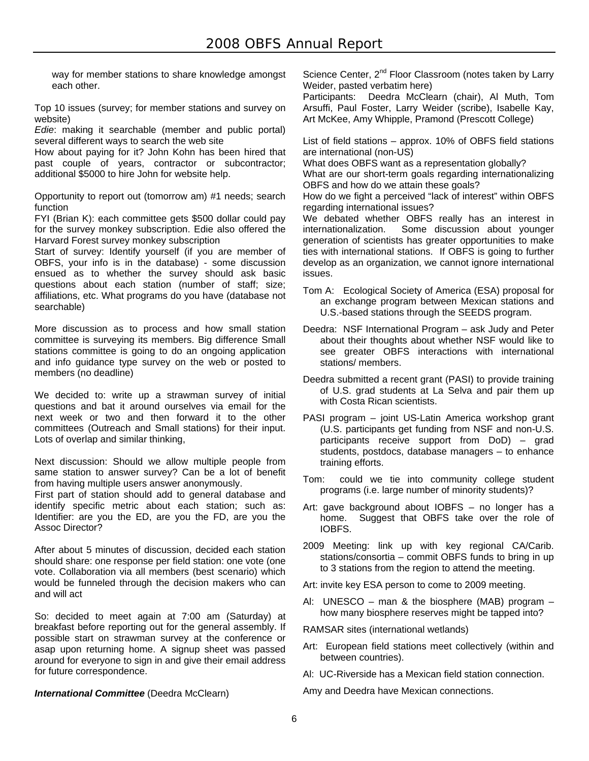way for member stations to share knowledge amongst each other.

Top 10 issues (survey; for member stations and survey on website)

*Edie*: making it searchable (member and public portal) several different ways to search the web site

How about paying for it? John Kohn has been hired that past couple of years, contractor or subcontractor; additional $5000 to hire John for website help.

Opportunity to report out (tomorrow am) #1 needs; search function

FYI (Brian K): each committee gets $500 dollar could pay for the survey monkey subscription. Edie also offered the Harvard Forest survey monkey subscription

Start of survey: Identify yourself (if you are member of OBFS, your info is in the database) - some discussion ensued as to whether the survey should ask basic questions about each station (number of staff; size; affiliations, etc. What programs do you have (database not searchable)

More discussion as to process and how small station committee is surveying its members. Big difference Small stations committee is going to do an ongoing application and info guidance type survey on the web or posted to members (no deadline)

We decided to: write up a strawman survey of initial questions and bat it around ourselves via email for the next week or two and then forward it to the other committees (Outreach and Small stations) for their input. Lots of overlap and similar thinking,

Next discussion: Should we allow multiple people from same station to answer survey? Can be a lot of benefit from having multiple users answer anonymously.

First part of station should add to general database and identify specific metric about each station; such as: Identifier: are you the ED, are you the FD, are you the Assoc Director?

After about 5 minutes of discussion, decided each station should share: one response per field station: one vote (one vote. Collaboration via all members (best scenario) which would be funneled through the decision makers who can and will act

So: decided to meet again at 7:00 am (Saturday) at breakfast before reporting out for the general assembly. If possible start on strawman survey at the conference or asap upon returning home. A signup sheet was passed around for everyone to sign in and give their email address for future correspondence.

***International Committee*** (Deedra McClearn)

Science Center, 2nd Floor Classroom (notes taken by Larry Weider, pasted verbatim here)

Participants: Deedra McClearn (chair), Al Muth, Tom Arsuffi, Paul Foster, Larry Weider (scribe), Isabelle Kay, Art McKee, Amy Whipple, Pramond (Prescott College)

List of field stations – approx. 10% of OBFS field stations are international (non-US)

What does OBFS want as a representation globally?

What are our short-term goals regarding internationalizing OBFS and how do we attain these goals?

How do we fight a perceived "lack of interest" within OBFS regarding international issues?

We debated whether OBFS really has an interest in internationalization. Some discussion about younger generation of scientists has greater opportunities to make ties with international stations. If OBFS is going to further develop as an organization, we cannot ignore international issues.

Tom A: Ecological Society of America (ESA) proposal for an exchange program between Mexican stations and U.S.-based stations through the SEEDS program.

Deedra: NSF International Program – ask Judy and Peter about their thoughts about whether NSF would like to see greater OBFS interactions with international stations/ members.

Deedra submitted a recent grant (PASI) to provide training of U.S. grad students at La Selva and pair them up with Costa Rican scientists.

PASI program – joint US-Latin America workshop grant (U.S. participants get funding from NSF and non-U.S. participants receive support from DoD) – grad students, postdocs, database managers – to enhance training efforts.

Tom: could we tie into community college student programs (i.e. large number of minority students)?

Art: gave background about IOBFS – no longer has a home. Suggest that OBFS take over the role of IOBFS.

2009 Meeting: link up with key regional CA/Carib. stations/consortia – commit OBFS funds to bring in up to 3 stations from the region to attend the meeting.

Art: invite key ESA person to come to 2009 meeting.

Al: UNESCO – man & the biosphere (MAB) program – how many biosphere reserves might be tapped into?

RAMSAR sites (international wetlands)

Art: European field stations meet collectively (within and between countries).

Al: UC-Riverside has a Mexican field station connection.

Amy and Deedra have Mexican connections.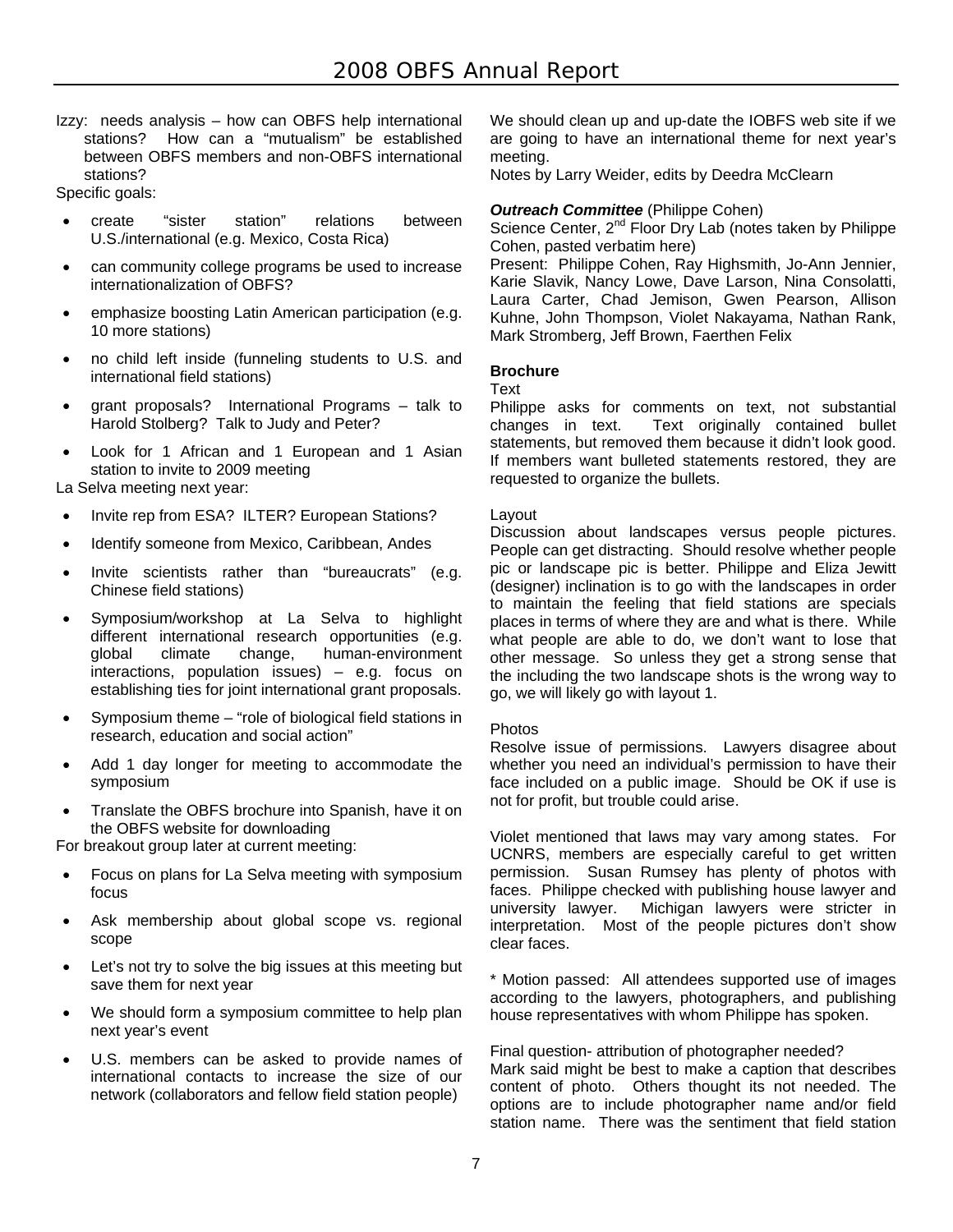Izzy: needs analysis – how can OBFS help international stations? How can a "mutualism" be established between OBFS members and non-OBFS international stations?

Specific goals:

- create "sister station" relations between U.S./international (e.g. Mexico, Costa Rica)
- can community college programs be used to increase internationalization of OBFS?
- emphasize boosting Latin American participation (e.g. 10 more stations)
- no child left inside (funneling students to U.S. and international field stations)
- grant proposals? International Programs – talk to Harold Stolberg? Talk to Judy and Peter?
- Look for 1 African and 1 European and 1 Asian station to invite to 2009 meeting

La Selva meeting next year:

- Invite rep from ESA? ILTER? European Stations?
- Identify someone from Mexico, Caribbean, Andes
- Invite scientists rather than "bureaucrats" (e.g. Chinese field stations)
- Symposium/workshop at La Selva to highlight different international research opportunities (e.g. global climate change, human-environment interactions, population issues) – e.g. focus on establishing ties for joint international grant proposals.
- Symposium theme – "role of biological field stations in research, education and social action"
- Add 1 day longer for meeting to accommodate the symposium
- Translate the OBFS brochure into Spanish, have it on the OBFS website for downloading

For breakout group later at current meeting:

- Focus on plans for La Selva meeting with symposium focus
- Ask membership about global scope vs. regional scope
- Let's not try to solve the big issues at this meeting but save them for next year
- We should form a symposium committee to help plan next year's event
- U.S. members can be asked to provide names of international contacts to increase the size of our network (collaborators and fellow field station people)

We should clean up and up-date the IOBFS web site if we are going to have an international theme for next year's meeting.

Notes by Larry Weider, edits by Deedra McClearn

***Outreach Committee*** (Philippe Cohen)

Science Center, 2nd Floor Dry Lab (notes taken by Philippe Cohen, pasted verbatim here)

Present: Philippe Cohen, Ray Highsmith, Jo-Ann Jennier, Karie Slavik, Nancy Lowe, Dave Larson, Nina Consolatti, Laura Carter, Chad Jemison, Gwen Pearson, Allison Kuhne, John Thompson, Violet Nakayama, Nathan Rank, Mark Stromberg, Jeff Brown, Faerthen Felix

**Brochure**

Text

Philippe asks for comments on text, not substantial changes in text. Text originally contained bullet statements, but removed them because it didn't look good. If members want bulleted statements restored, they are requested to organize the bullets.

Layout

Discussion about landscapes versus people pictures. People can get distracting. Should resolve whether people pic or landscape pic is better. Philippe and Eliza Jewitt (designer) inclination is to go with the landscapes in order to maintain the feeling that field stations are specials places in terms of where they are and what is there. While what people are able to do, we don't want to lose that other message. So unless they get a strong sense that the including the two landscape shots is the wrong way to go, we will likely go with layout 1.

Photos

Resolve issue of permissions. Lawyers disagree about whether you need an individual's permission to have their face included on a public image. Should be OK if use is not for profit, but trouble could arise.

Violet mentioned that laws may vary among states. For UCNRS, members are especially careful to get written permission. Susan Rumsey has plenty of photos with faces. Philippe checked with publishing house lawyer and university lawyer. Michigan lawyers were stricter in interpretation. Most of the people pictures don't show clear faces.

\* Motion passed: All attendees supported use of images according to the lawyers, photographers, and publishing house representatives with whom Philippe has spoken.

Final question- attribution of photographer needed?

Mark said might be best to make a caption that describes content of photo. Others thought its not needed. The options are to include photographer name and/or field station name. There was the sentiment that field station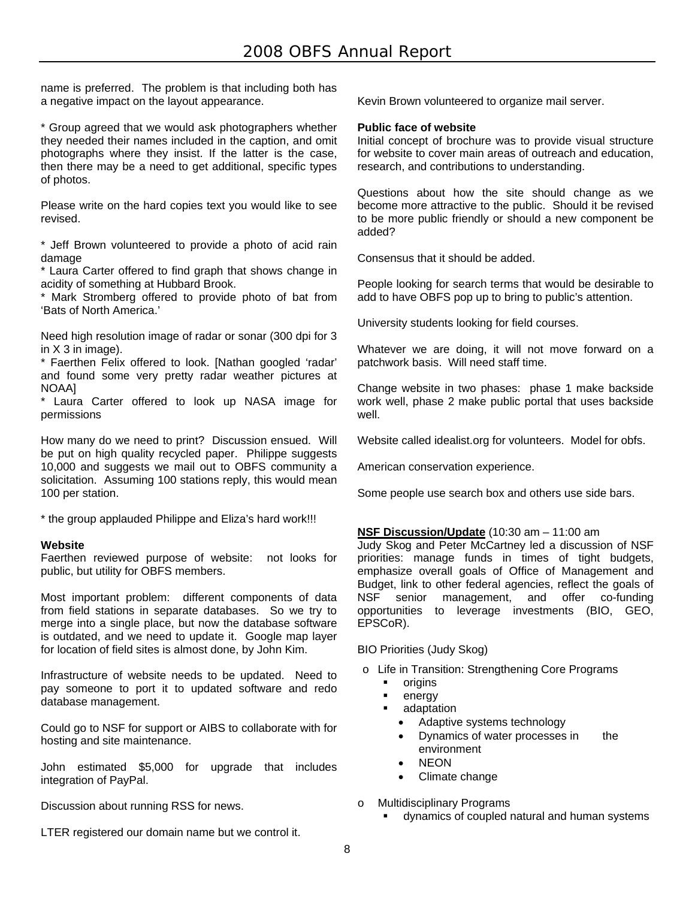name is preferred. The problem is that including both has a negative impact on the layout appearance.

* Group agreed that we would ask photographers whether they needed their names included in the caption, and omit photographs where they insist. If the latter is the case, then there may be a need to get additional, specific types of photos.

Please write on the hard copies text you would like to see revised.

* Jeff Brown volunteered to provide a photo of acid rain damage
* Laura Carter offered to find graph that shows change in acidity of something at Hubbard Brook.
* Mark Stromberg offered to provide photo of bat from 'Bats of North America.'

Need high resolution image of radar or sonar (300 dpi for 3 in X 3 in image).
* Faerthen Felix offered to look. [Nathan googled 'radar' and found some very pretty radar weather pictures at NOAA]
* Laura Carter offered to look up NASA image for permissions

How many do we need to print? Discussion ensued. Will be put on high quality recycled paper. Philippe suggests 10,000 and suggests we mail out to OBFS community a solicitation. Assuming 100 stations reply, this would mean 100 per station.

* the group applauded Philippe and Eliza's hard work!!!

**Website**
Faerthen reviewed purpose of website: not looks for public, but utility for OBFS members.

Most important problem: different components of data from field stations in separate databases. So we try to merge into a single place, but now the database software is outdated, and we need to update it. Google map layer for location of field sites is almost done, by John Kim.

Infrastructure of website needs to be updated. Need to pay someone to port it to updated software and redo database management.

Could go to NSF for support or AIBS to collaborate with for hosting and site maintenance.

John estimated $5,000 for upgrade that includes integration of PayPal.

Discussion about running RSS for news.

LTER registered our domain name but we control it.

Kevin Brown volunteered to organize mail server.

**Public face of website**
Initial concept of brochure was to provide visual structure for website to cover main areas of outreach and education, research, and contributions to understanding.

Questions about how the site should change as we become more attractive to the public. Should it be revised to be more public friendly or should a new component be added?

Consensus that it should be added.

People looking for search terms that would be desirable to add to have OBFS pop up to bring to public's attention.

University students looking for field courses.

Whatever we are doing, it will not move forward on a patchwork basis. Will need staff time.

Change website in two phases: phase 1 make backside work well, phase 2 make public portal that uses backside well.

Website called idealist.org for volunteers. Model for obfs.

American conservation experience.

Some people use search box and others use side bars.

**NSF Discussion/Update** (10:30 am – 11:00 am
Judy Skog and Peter McCartney led a discussion of NSF priorities: manage funds in times of tight budgets, emphasize overall goals of Office of Management and Budget, link to other federal agencies, reflect the goals of NSF senior management, and offer co-funding opportunities to leverage investments (BIO, GEO, EPSCoR).

BIO Priorities (Judy Skog)

- Life in Transition: Strengthening Core Programs
  - origins
  - energy
  - adaptation
    - Adaptive systems technology
    - Dynamics of water processes in the environment
    - NEON
    - Climate change
- Multidisciplinary Programs
  - dynamics of coupled natural and human systems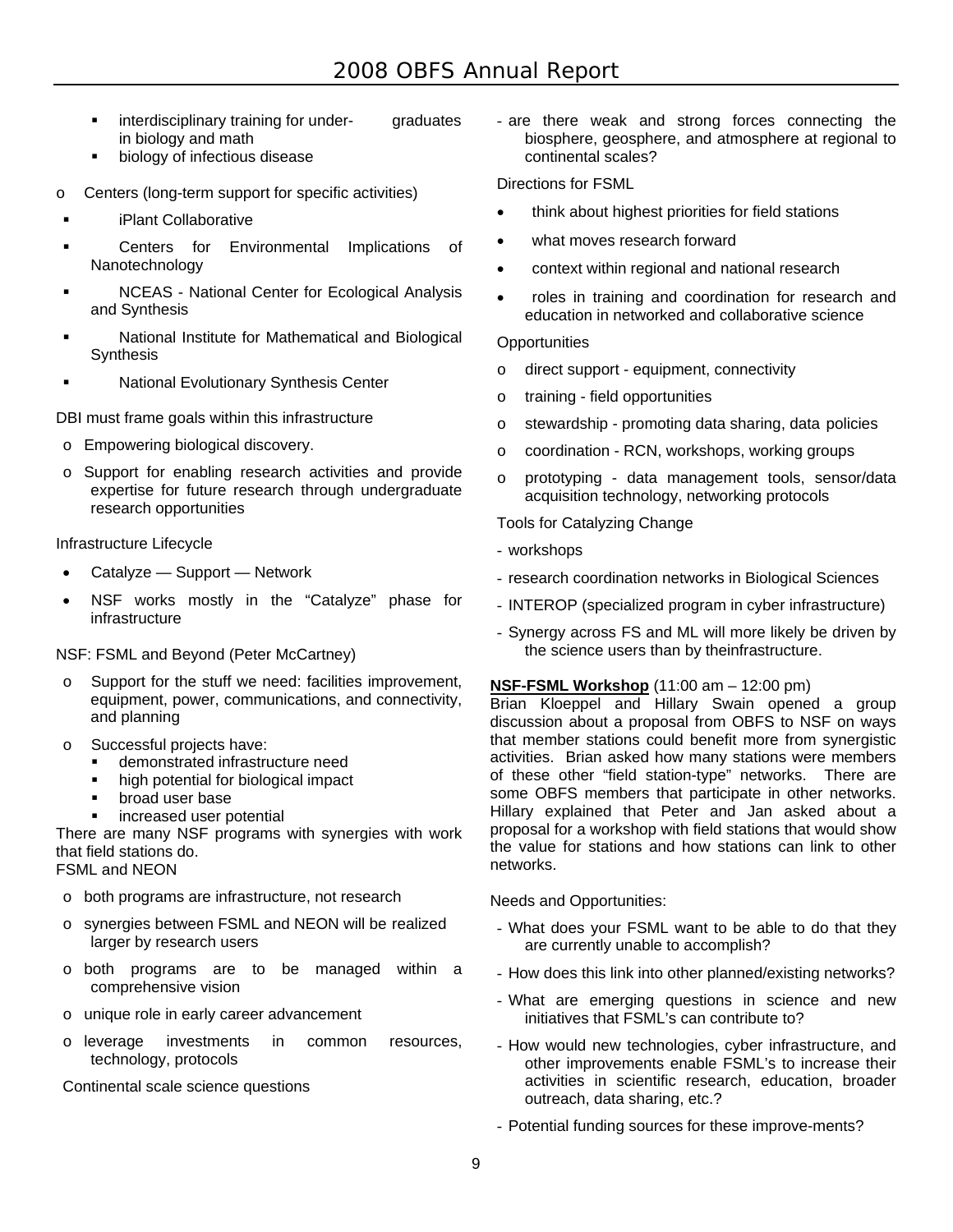- interdisciplinary training for under- graduates in biology and math
- biology of infectious disease

- Centers (long-term support for specific activities)
  - iPlant Collaborative
  - Centers for Environmental Implications of Nanotechnology
  - NCEAS - National Center for Ecological Analysis and Synthesis
  - National Institute for Mathematical and Biological Synthesis
  - National Evolutionary Synthesis Center

DBI must frame goals within this infrastructure

- Empowering biological discovery.
- Support for enabling research activities and provide expertise for future research through undergraduate research opportunities

Infrastructure Lifecycle

- Catalyze — Support — Network
- NSF works mostly in the "Catalyze" phase for infrastructure

NSF: FSML and Beyond (Peter McCartney)

- Support for the stuff we need: facilities improvement, equipment, power, communications, and connectivity, and planning
- Successful projects have:
  - demonstrated infrastructure need
  - high potential for biological impact
  - broad user base
  - increased user potential

There are many NSF programs with synergies with work that field stations do.

FSML and NEON

- both programs are infrastructure, not research
- synergies between FSML and NEON will be realized larger by research users
- both programs are to be managed within a comprehensive vision
- unique role in early career advancement
- leverage investments in common resources, technology, protocols

Continental scale science questions

- are there weak and strong forces connecting the biosphere, geosphere, and atmosphere at regional to continental scales?

Directions for FSML

- think about highest priorities for field stations
- what moves research forward
- context within regional and national research
- roles in training and coordination for research and education in networked and collaborative science

Opportunities

- direct support - equipment, connectivity
- training - field opportunities
- stewardship - promoting data sharing, data policies
- coordination - RCN, workshops, working groups
- prototyping - data management tools, sensor/data acquisition technology, networking protocols

Tools for Catalyzing Change

- workshops
- research coordination networks in Biological Sciences
- INTEROP (specialized program in cyber infrastructure)
- Synergy across FS and ML will more likely be driven by the science users than by theinfrastructure.

**NSF-FSML Workshop** (11:00 am – 12:00 pm)
Brian Kloeppel and Hillary Swain opened a group discussion about a proposal from OBFS to NSF on ways that member stations could benefit more from synergistic activities. Brian asked how many stations were members of these other "field station-type" networks. There are some OBFS members that participate in other networks. Hillary explained that Peter and Jan asked about a proposal for a workshop with field stations that would show the value for stations and how stations can link to other networks.

Needs and Opportunities:

- What does your FSML want to be able to do that they are currently unable to accomplish?
- How does this link into other planned/existing networks?
- What are emerging questions in science and new initiatives that FSML's can contribute to?
- How would new technologies, cyber infrastructure, and other improvements enable FSML's to increase their activities in scientific research, education, broader outreach, data sharing, etc.?
- Potential funding sources for these improve-ments?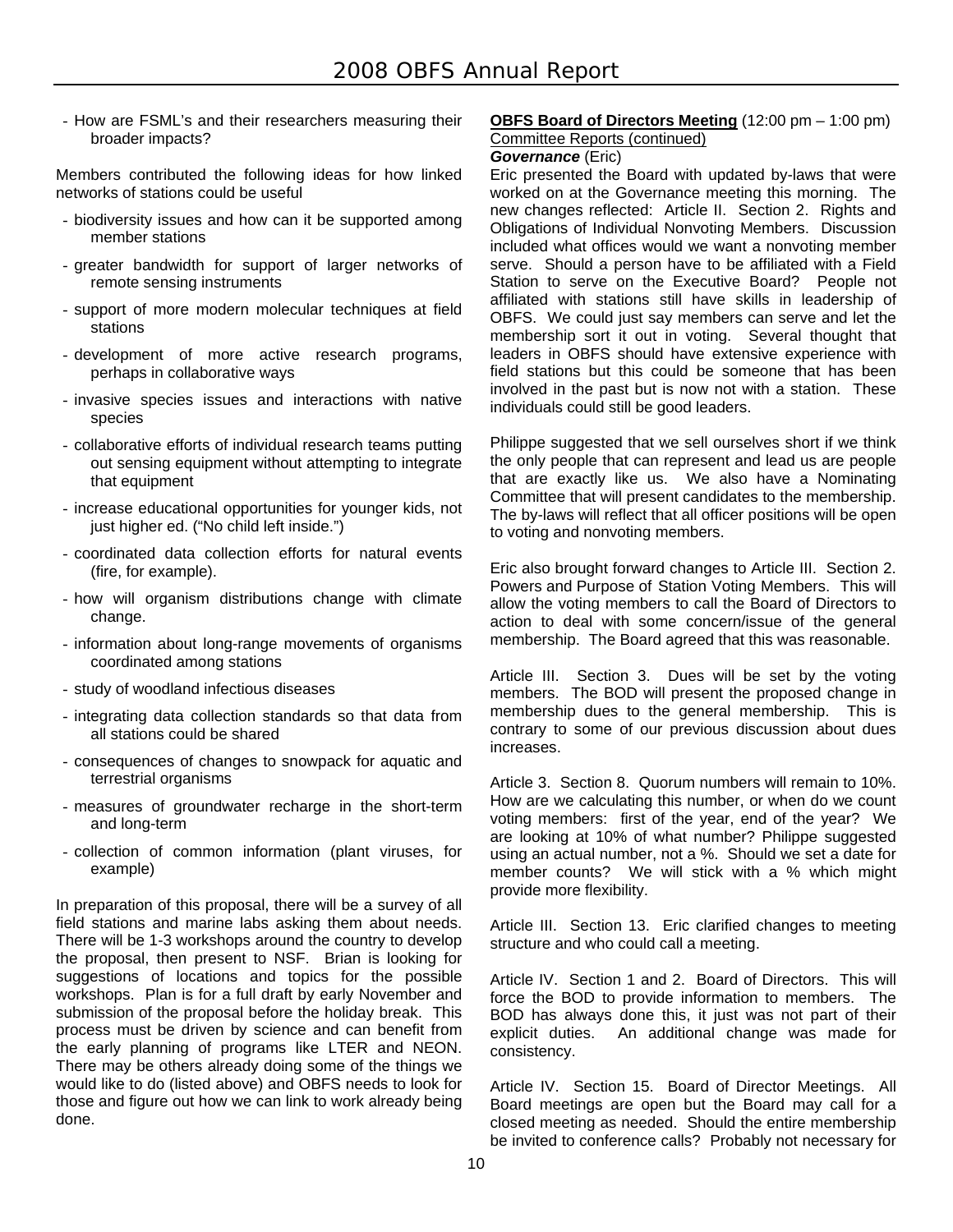- How are FSML's and their researchers measuring their broader impacts?

Members contributed the following ideas for how linked networks of stations could be useful

- biodiversity issues and how can it be supported among member stations
- greater bandwidth for support of larger networks of remote sensing instruments
- support of more modern molecular techniques at field stations
- development of more active research programs, perhaps in collaborative ways
- invasive species issues and interactions with native species
- collaborative efforts of individual research teams putting out sensing equipment without attempting to integrate that equipment
- increase educational opportunities for younger kids, not just higher ed. ("No child left inside.")
- coordinated data collection efforts for natural events (fire, for example).
- how will organism distributions change with climate change.
- information about long-range movements of organisms coordinated among stations
- study of woodland infectious diseases
- integrating data collection standards so that data from all stations could be shared
- consequences of changes to snowpack for aquatic and terrestrial organisms
- measures of groundwater recharge in the short-term and long-term
- collection of common information (plant viruses, for example)

In preparation of this proposal, there will be a survey of all field stations and marine labs asking them about needs. There will be 1-3 workshops around the country to develop the proposal, then present to NSF. Brian is looking for suggestions of locations and topics for the possible workshops. Plan is for a full draft by early November and submission of the proposal before the holiday break. This process must be driven by science and can benefit from the early planning of programs like LTER and NEON. There may be others already doing some of the things we would like to do (listed above) and OBFS needs to look for those and figure out how we can link to work already being done.

**OBFS Board of Directors Meeting** (12:00 pm – 1:00 pm)
Committee Reports (continued)
***Governance*** (Eric)

Eric presented the Board with updated by-laws that were worked on at the Governance meeting this morning. The new changes reflected: Article II. Section 2. Rights and Obligations of Individual Nonvoting Members. Discussion included what offices would we want a nonvoting member serve. Should a person have to be affiliated with a Field Station to serve on the Executive Board? People not affiliated with stations still have skills in leadership of OBFS. We could just say members can serve and let the membership sort it out in voting. Several thought that leaders in OBFS should have extensive experience with field stations but this could be someone that has been involved in the past but is now not with a station. These individuals could still be good leaders.

Philippe suggested that we sell ourselves short if we think the only people that can represent and lead us are people that are exactly like us. We also have a Nominating Committee that will present candidates to the membership. The by-laws will reflect that all officer positions will be open to voting and nonvoting members.

Eric also brought forward changes to Article III. Section 2. Powers and Purpose of Station Voting Members. This will allow the voting members to call the Board of Directors to action to deal with some concern/issue of the general membership. The Board agreed that this was reasonable.

Article III. Section 3. Dues will be set by the voting members. The BOD will present the proposed change in membership dues to the general membership. This is contrary to some of our previous discussion about dues increases.

Article 3. Section 8. Quorum numbers will remain to 10%. How are we calculating this number, or when do we count voting members: first of the year, end of the year? We are looking at 10% of what number? Philippe suggested using an actual number, not a %. Should we set a date for member counts? We will stick with a % which might provide more flexibility.

Article III. Section 13. Eric clarified changes to meeting structure and who could call a meeting.

Article IV. Section 1 and 2. Board of Directors. This will force the BOD to provide information to members. The BOD has always done this, it just was not part of their explicit duties. An additional change was made for consistency.

Article IV. Section 15. Board of Director Meetings. All Board meetings are open but the Board may call for a closed meeting as needed. Should the entire membership be invited to conference calls? Probably not necessary for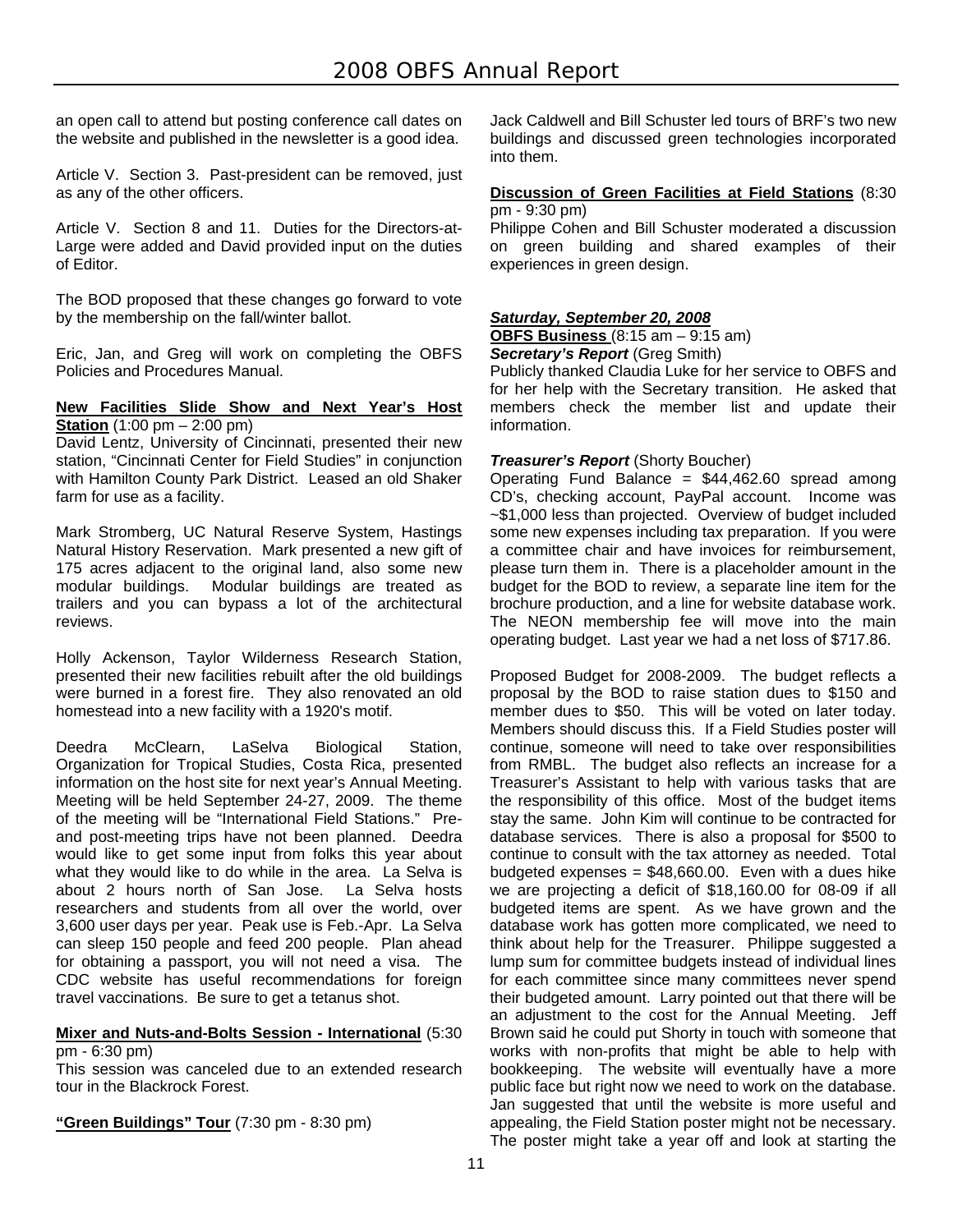an open call to attend but posting conference call dates on the website and published in the newsletter is a good idea.

Article V. Section 3. Past-president can be removed, just as any of the other officers.

Article V. Section 8 and 11. Duties for the Directors-at-Large were added and David provided input on the duties of Editor.

The BOD proposed that these changes go forward to vote by the membership on the fall/winter ballot.

Eric, Jan, and Greg will work on completing the OBFS Policies and Procedures Manual.

**New Facilities Slide Show and Next Year's Host Station** (1:00 pm – 2:00 pm)

David Lentz, University of Cincinnati, presented their new station, "Cincinnati Center for Field Studies" in conjunction with Hamilton County Park District. Leased an old Shaker farm for use as a facility.

Mark Stromberg, UC Natural Reserve System, Hastings Natural History Reservation. Mark presented a new gift of 175 acres adjacent to the original land, also some new modular buildings. Modular buildings are treated as trailers and you can bypass a lot of the architectural reviews.

Holly Ackenson, Taylor Wilderness Research Station, presented their new facilities rebuilt after the old buildings were burned in a forest fire. They also renovated an old homestead into a new facility with a 1920's motif.

Deedra McClearn, LaSelva Biological Station, Organization for Tropical Studies, Costa Rica, presented information on the host site for next year's Annual Meeting. Meeting will be held September 24-27, 2009. The theme of the meeting will be "International Field Stations." Pre- and post-meeting trips have not been planned. Deedra would like to get some input from folks this year about what they would like to do while in the area. La Selva is about 2 hours north of San Jose. La Selva hosts researchers and students from all over the world, over 3,600 user days per year. Peak use is Feb.-Apr. La Selva can sleep 150 people and feed 200 people. Plan ahead for obtaining a passport, you will not need a visa. The CDC website has useful recommendations for foreign travel vaccinations. Be sure to get a tetanus shot.

**Mixer and Nuts-and-Bolts Session - International** (5:30 pm - 6:30 pm)

This session was canceled due to an extended research tour in the Blackrock Forest.

**"Green Buildings" Tour** (7:30 pm - 8:30 pm)

Jack Caldwell and Bill Schuster led tours of BRF's two new buildings and discussed green technologies incorporated into them.

**Discussion of Green Facilities at Field Stations** (8:30 pm - 9:30 pm)

Philippe Cohen and Bill Schuster moderated a discussion on green building and shared examples of their experiences in green design.

***Saturday, September 20, 2008***

**OBFS Business** (8:15 am – 9:15 am)

***Secretary's Report*** (Greg Smith)

Publicly thanked Claudia Luke for her service to OBFS and for her help with the Secretary transition. He asked that members check the member list and update their information.

***Treasurer's Report*** (Shorty Boucher)

Operating Fund Balance = $44,462.60 spread among CD's, checking account, PayPal account. Income was ~$1,000 less than projected. Overview of budget included some new expenses including tax preparation. If you were a committee chair and have invoices for reimbursement, please turn them in. There is a placeholder amount in the budget for the BOD to review, a separate line item for the brochure production, and a line for website database work. The NEON membership fee will move into the main operating budget. Last year we had a net loss of $717.86.

Proposed Budget for 2008-2009. The budget reflects a proposal by the BOD to raise station dues to $150 and member dues to $50. This will be voted on later today. Members should discuss this. If a Field Studies poster will continue, someone will need to take over responsibilities from RMBL. The budget also reflects an increase for a Treasurer's Assistant to help with various tasks that are the responsibility of this office. Most of the budget items stay the same. John Kim will continue to be contracted for database services. There is also a proposal for $500 to continue to consult with the tax attorney as needed. Total budgeted expenses = $48,660.00. Even with a dues hike we are projecting a deficit of $18,160.00 for 08-09 if all budgeted items are spent. As we have grown and the database work has gotten more complicated, we need to think about help for the Treasurer. Philippe suggested a lump sum for committee budgets instead of individual lines for each committee since many committees never spend their budgeted amount. Larry pointed out that there will be an adjustment to the cost for the Annual Meeting. Jeff Brown said he could put Shorty in touch with someone that works with non-profits that might be able to help with bookkeeping. The website will eventually have a more public face but right now we need to work on the database. Jan suggested that until the website is more useful and appealing, the Field Station poster might not be necessary. The poster might take a year off and look at starting the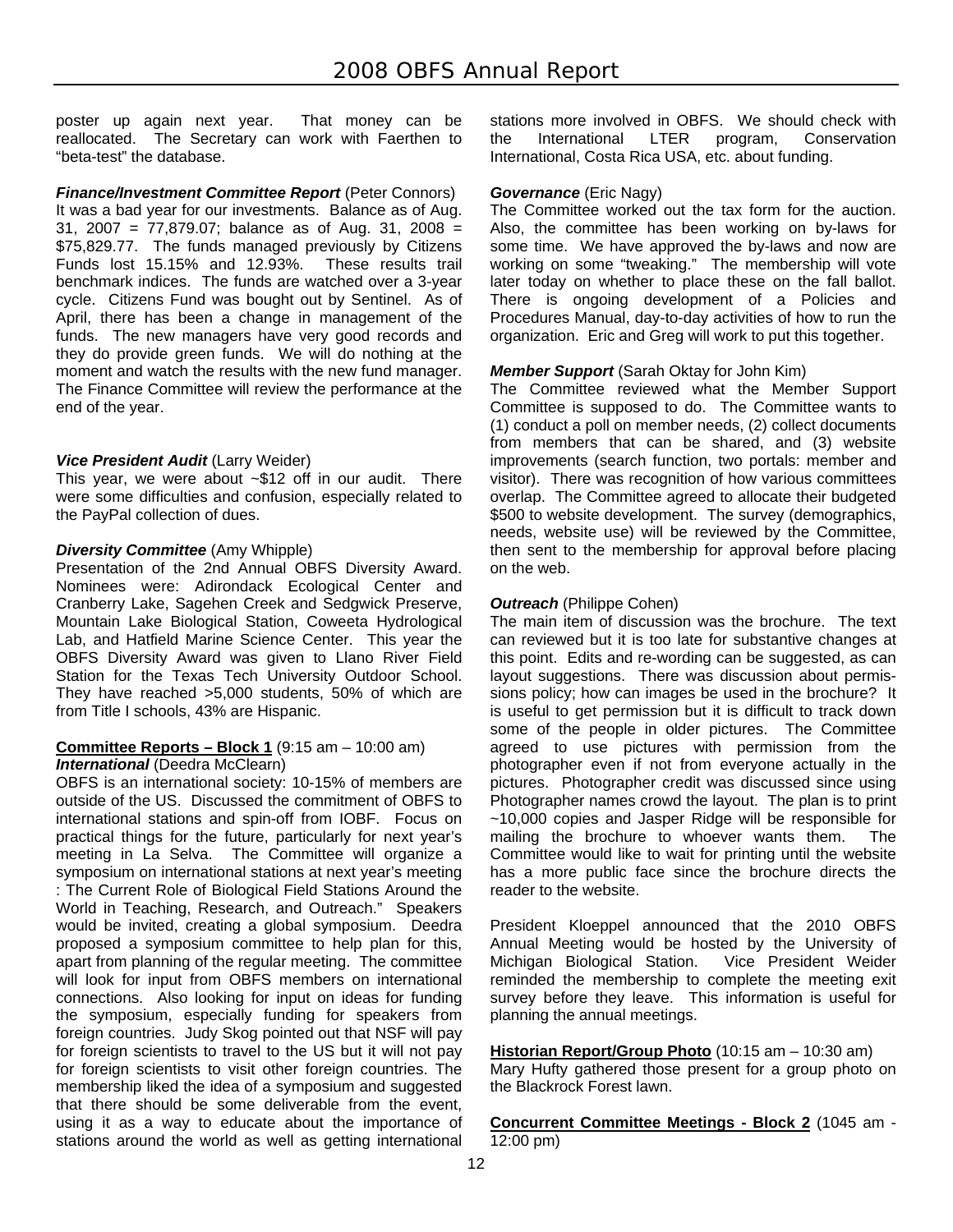poster up again next year. That money can be reallocated. The Secretary can work with Faerthen to "beta-test" the database.

***Finance/Investment Committee Report*** (Peter Connors)
It was a bad year for our investments. Balance as of Aug. 31, 2007 = 77,879.07; balance as of Aug. 31, 2008 = $75,829.77. The funds managed previously by Citizens Funds lost 15.15% and 12.93%. These results trail benchmark indices. The funds are watched over a 3-year cycle. Citizens Fund was bought out by Sentinel. As of April, there has been a change in management of the funds. The new managers have very good records and they do provide green funds. We will do nothing at the moment and watch the results with the new fund manager. The Finance Committee will review the performance at the end of the year.

***Vice President Audit*** (Larry Weider)
This year, we were about ~$12 off in our audit. There were some difficulties and confusion, especially related to the PayPal collection of dues.

***Diversity Committee*** (Amy Whipple)
Presentation of the 2nd Annual OBFS Diversity Award. Nominees were: Adirondack Ecological Center and Cranberry Lake, Sagehen Creek and Sedgwick Preserve, Mountain Lake Biological Station, Coweeta Hydrological Lab, and Hatfield Marine Science Center. This year the OBFS Diversity Award was given to Llano River Field Station for the Texas Tech University Outdoor School. They have reached >5,000 students, 50% of which are from Title I schools, 43% are Hispanic.

**Committee Reports – Block 1** (9:15 am – 10:00 am)
***International*** (Deedra McClearn)
OBFS is an international society: 10-15% of members are outside of the US. Discussed the commitment of OBFS to international stations and spin-off from IOBF. Focus on practical things for the future, particularly for next year's meeting in La Selva. The Committee will organize a symposium on international stations at next year's meeting : The Current Role of Biological Field Stations Around the World in Teaching, Research, and Outreach." Speakers would be invited, creating a global symposium. Deedra proposed a symposium committee to help plan for this, apart from planning of the regular meeting. The committee will look for input from OBFS members on international connections. Also looking for input on ideas for funding the symposium, especially funding for speakers from foreign countries. Judy Skog pointed out that NSF will pay for foreign scientists to travel to the US but it will not pay for foreign scientists to visit other foreign countries. The membership liked the idea of a symposium and suggested that there should be some deliverable from the event, using it as a way to educate about the importance of stations around the world as well as getting international stations more involved in OBFS. We should check with the International LTER program, Conservation International, Costa Rica USA, etc. about funding.

***Governance*** (Eric Nagy)
The Committee worked out the tax form for the auction. Also, the committee has been working on by-laws for some time. We have approved the by-laws and now are working on some "tweaking." The membership will vote later today on whether to place these on the fall ballot. There is ongoing development of a Policies and Procedures Manual, day-to-day activities of how to run the organization. Eric and Greg will work to put this together.

***Member Support*** (Sarah Oktay for John Kim)
The Committee reviewed what the Member Support Committee is supposed to do. The Committee wants to (1) conduct a poll on member needs, (2) collect documents from members that can be shared, and (3) website improvements (search function, two portals: member and visitor). There was recognition of how various committees overlap. The Committee agreed to allocate their budgeted $500 to website development. The survey (demographics, needs, website use) will be reviewed by the Committee, then sent to the membership for approval before placing on the web.

***Outreach*** (Philippe Cohen)
The main item of discussion was the brochure. The text can reviewed but it is too late for substantive changes at this point. Edits and re-wording can be suggested, as can layout suggestions. There was discussion about permissions policy; how can images be used in the brochure? It is useful to get permission but it is difficult to track down some of the people in older pictures. The Committee agreed to use pictures with permission from the photographer even if not from everyone actually in the pictures. Photographer credit was discussed since using Photographer names crowd the layout. The plan is to print ~10,000 copies and Jasper Ridge will be responsible for mailing the brochure to whoever wants them. The Committee would like to wait for printing until the website has a more public face since the brochure directs the reader to the website.

President Kloeppel announced that the 2010 OBFS Annual Meeting would be hosted by the University of Michigan Biological Station. Vice President Weider reminded the membership to complete the meeting exit survey before they leave. This information is useful for planning the annual meetings.

**Historian Report/Group Photo** (10:15 am – 10:30 am)
Mary Hufty gathered those present for a group photo on the Blackrock Forest lawn.

**Concurrent Committee Meetings - Block 2** (1045 am - 12:00 pm)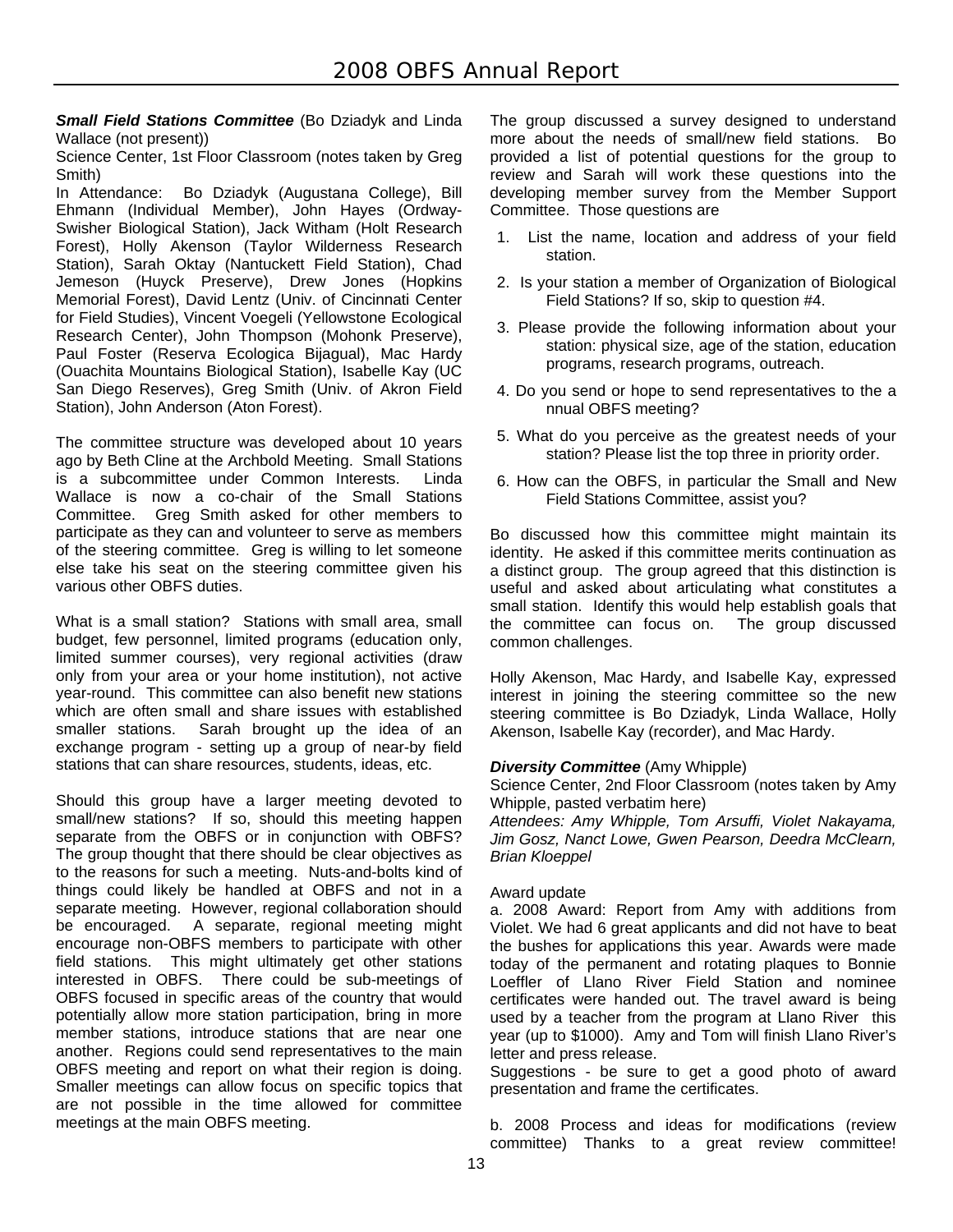***Small Field Stations Committee*** (Bo Dziadyk and Linda Wallace (not present))

Science Center, 1st Floor Classroom (notes taken by Greg Smith)

In Attendance: Bo Dziadyk (Augustana College), Bill Ehmann (Individual Member), John Hayes (Ordway-Swisher Biological Station), Jack Witham (Holt Research Forest), Holly Akenson (Taylor Wilderness Research Station), Sarah Oktay (Nantuckett Field Station), Chad Jemeson (Huyck Preserve), Drew Jones (Hopkins Memorial Forest), David Lentz (Univ. of Cincinnati Center for Field Studies), Vincent Voegeli (Yellowstone Ecological Research Center), John Thompson (Mohonk Preserve), Paul Foster (Reserva Ecologica Bijagual), Mac Hardy (Ouachita Mountains Biological Station), Isabelle Kay (UC San Diego Reserves), Greg Smith (Univ. of Akron Field Station), John Anderson (Aton Forest).

The committee structure was developed about 10 years ago by Beth Cline at the Archbold Meeting. Small Stations is a subcommittee under Common Interests. Linda Wallace is now a co-chair of the Small Stations Committee. Greg Smith asked for other members to participate as they can and volunteer to serve as members of the steering committee. Greg is willing to let someone else take his seat on the steering committee given his various other OBFS duties.

What is a small station? Stations with small area, small budget, few personnel, limited programs (education only, limited summer courses), very regional activities (draw only from your area or your home institution), not active year-round. This committee can also benefit new stations which are often small and share issues with established smaller stations. Sarah brought up the idea of an exchange program - setting up a group of near-by field stations that can share resources, students, ideas, etc.

Should this group have a larger meeting devoted to small/new stations? If so, should this meeting happen separate from the OBFS or in conjunction with OBFS? The group thought that there should be clear objectives as to the reasons for such a meeting. Nuts-and-bolts kind of things could likely be handled at OBFS and not in a separate meeting. However, regional collaboration should be encouraged. A separate, regional meeting might encourage non-OBFS members to participate with other field stations. This might ultimately get other stations interested in OBFS. There could be sub-meetings of OBFS focused in specific areas of the country that would potentially allow more station participation, bring in more member stations, introduce stations that are near one another. Regions could send representatives to the main OBFS meeting and report on what their region is doing. Smaller meetings can allow focus on specific topics that are not possible in the time allowed for committee meetings at the main OBFS meeting.

The group discussed a survey designed to understand more about the needs of small/new field stations. Bo provided a list of potential questions for the group to review and Sarah will work these questions into the developing member survey from the Member Support Committee. Those questions are

1. List the name, location and address of your field station.
2. Is your station a member of Organization of Biological Field Stations? If so, skip to question #4.
3. Please provide the following information about your station: physical size, age of the station, education programs, research programs, outreach.
4. Do you send or hope to send representatives to the a nnual OBFS meeting?
5. What do you perceive as the greatest needs of your station? Please list the top three in priority order.
6. How can the OBFS, in particular the Small and New Field Stations Committee, assist you?

Bo discussed how this committee might maintain its identity. He asked if this committee merits continuation as a distinct group. The group agreed that this distinction is useful and asked about articulating what constitutes a small station. Identify this would help establish goals that the committee can focus on. The group discussed common challenges.

Holly Akenson, Mac Hardy, and Isabelle Kay, expressed interest in joining the steering committee so the new steering committee is Bo Dziadyk, Linda Wallace, Holly Akenson, Isabelle Kay (recorder), and Mac Hardy.

***Diversity Committee*** (Amy Whipple)

Science Center, 2nd Floor Classroom (notes taken by Amy Whipple, pasted verbatim here)

*Attendees: Amy Whipple, Tom Arsuffi, Violet Nakayama, Jim Gosz, Nanct Lowe, Gwen Pearson, Deedra McClearn, Brian Kloeppel*

Award update

a. 2008 Award: Report from Amy with additions from Violet. We had 6 great applicants and did not have to beat the bushes for applications this year. Awards were made today of the permanent and rotating plaques to Bonnie Loeffler of Llano River Field Station and nominee certificates were handed out. The travel award is being used by a teacher from the program at Llano River this year (up to $1000). Amy and Tom will finish Llano River's letter and press release.

Suggestions - be sure to get a good photo of award presentation and frame the certificates.

b. 2008 Process and ideas for modifications (review committee) Thanks to a great review committee!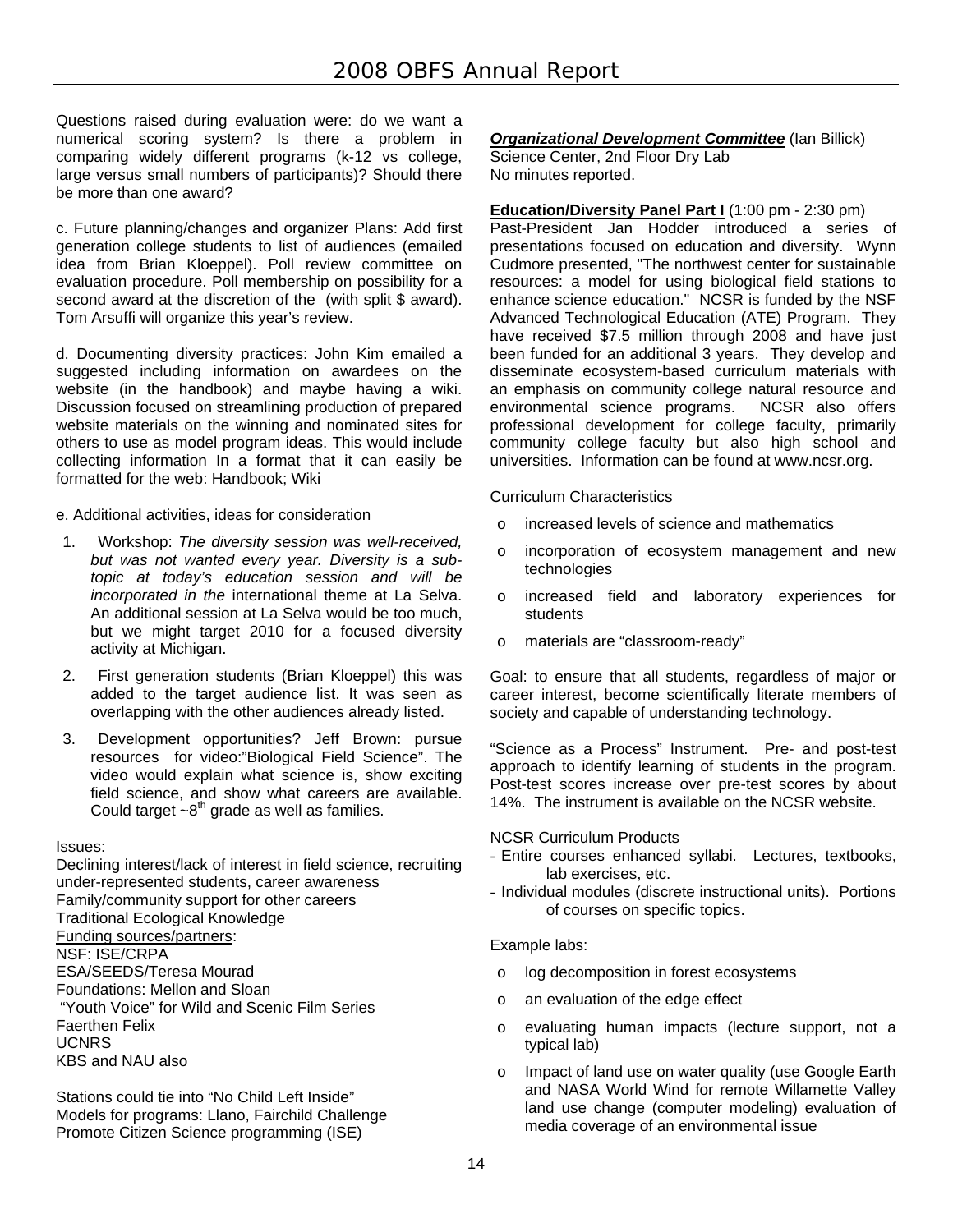Questions raised during evaluation were: do we want a numerical scoring system? Is there a problem in comparing widely different programs (k-12 vs college, large versus small numbers of participants)? Should there be more than one award?

c. Future planning/changes and organizer Plans: Add first generation college students to list of audiences (emailed idea from Brian Kloeppel). Poll review committee on evaluation procedure. Poll membership on possibility for a second award at the discretion of the (with split $ award). Tom Arsuffi will organize this year's review.

d. Documenting diversity practices: John Kim emailed a suggested including information on awardees on the website (in the handbook) and maybe having a wiki. Discussion focused on streamlining production of prepared website materials on the winning and nominated sites for others to use as model program ideas. This would include collecting information In a format that it can easily be formatted for the web: Handbook; Wiki

e. Additional activities, ideas for consideration

1. Workshop: *The diversity session was well-received, but was not wanted every year. Diversity is a sub-topic at today's education session and will be incorporated in the* international theme at La Selva. An additional session at La Selva would be too much, but we might target 2010 for a focused diversity activity at Michigan.
2. First generation students (Brian Kloeppel) this was added to the target audience list. It was seen as overlapping with the other audiences already listed.
3. Development opportunities? Jeff Brown: pursue resources for video:"Biological Field Science". The video would explain what science is, show exciting field science, and show what careers are available. Could target ~8th grade as well as families.

Issues:
Declining interest/lack of interest in field science, recruiting under-represented students, career awareness
Family/community support for other careers
Traditional Ecological Knowledge
Funding sources/partners:
NSF: ISE/CRPA
ESA/SEEDS/Teresa Mourad
Foundations: Mellon and Sloan
"Youth Voice" for Wild and Scenic Film Series
Faerthen Felix
UCNRS
KBS and NAU also

Stations could tie into "No Child Left Inside"
Models for programs: Llano, Fairchild Challenge
Promote Citizen Science programming (ISE)

***Organizational Development Committee*** (Ian Billick)
Science Center, 2nd Floor Dry Lab
No minutes reported.

**Education/Diversity Panel Part I** (1:00 pm - 2:30 pm)
Past-President Jan Hodder introduced a series of presentations focused on education and diversity. Wynn Cudmore presented, "The northwest center for sustainable resources: a model for using biological field stations to enhance science education." NCSR is funded by the NSF Advanced Technological Education (ATE) Program. They have received $7.5 million through 2008 and have just been funded for an additional 3 years. They develop and disseminate ecosystem-based curriculum materials with an emphasis on community college natural resource and environmental science programs. NCSR also offers professional development for college faculty, primarily community college faculty but also high school and universities. Information can be found at www.ncsr.org.

Curriculum Characteristics

- increased levels of science and mathematics
- incorporation of ecosystem management and new technologies
- increased field and laboratory experiences for students
- materials are "classroom-ready"

Goal: to ensure that all students, regardless of major or career interest, become scientifically literate members of society and capable of understanding technology.

"Science as a Process" Instrument. Pre- and post-test approach to identify learning of students in the program. Post-test scores increase over pre-test scores by about 14%. The instrument is available on the NCSR website.

NCSR Curriculum Products
- Entire courses enhanced syllabi. Lectures, textbooks, lab exercises, etc.
- Individual modules (discrete instructional units). Portions of courses on specific topics.

Example labs:

- log decomposition in forest ecosystems
- an evaluation of the edge effect
- evaluating human impacts (lecture support, not a typical lab)
- Impact of land use on water quality (use Google Earth and NASA World Wind for remote Willamette Valley land use change (computer modeling) evaluation of media coverage of an environmental issue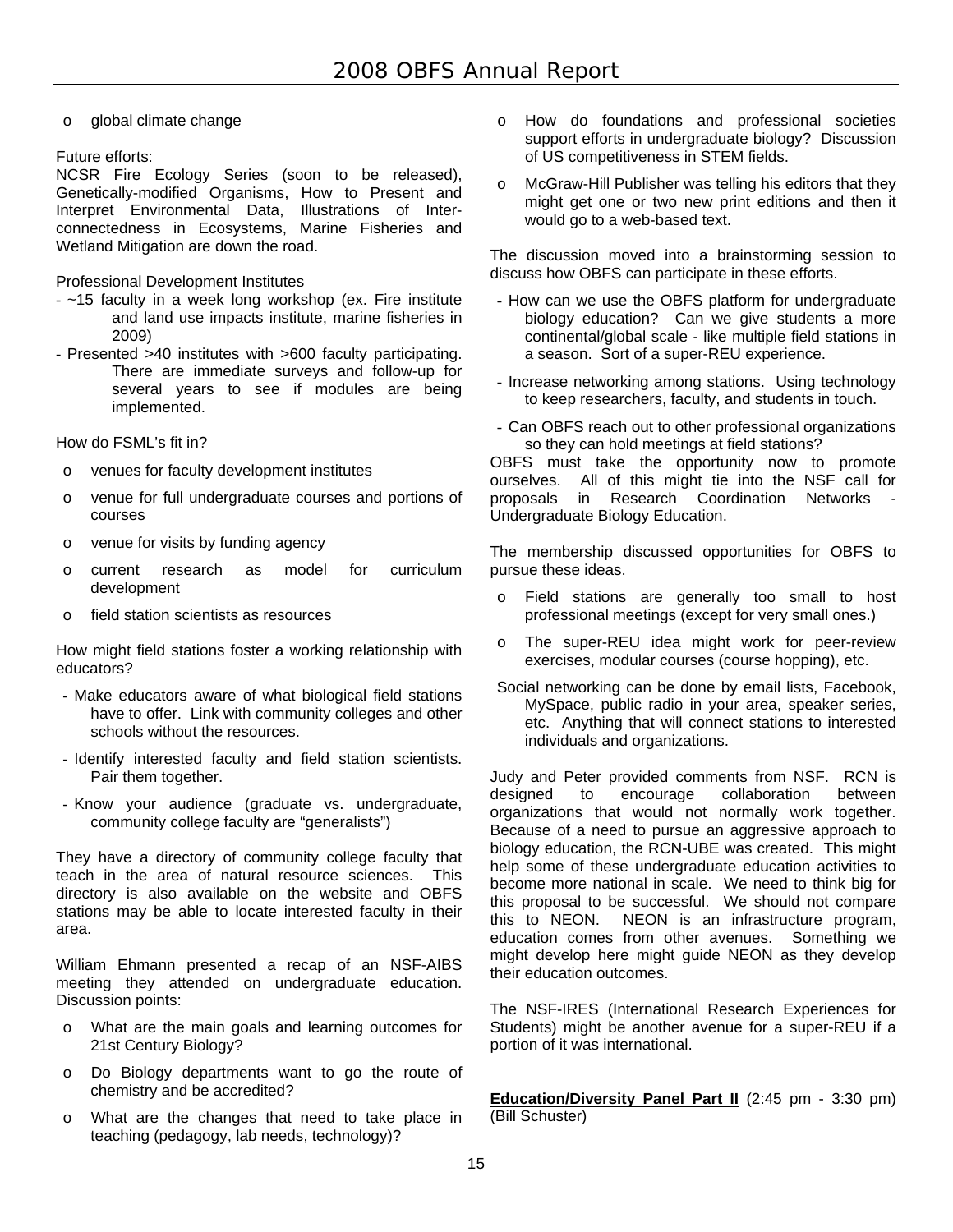- global climate change

Future efforts:
NCSR Fire Ecology Series (soon to be released), Genetically-modified Organisms, How to Present and Interpret Environmental Data, Illustrations of Inter-connectedness in Ecosystems, Marine Fisheries and Wetland Mitigation are down the road.

Professional Development Institutes

- ~15 faculty in a week long workshop (ex. Fire institute and land use impacts institute, marine fisheries in 2009)
- Presented >40 institutes with >600 faculty participating. There are immediate surveys and follow-up for several years to see if modules are being implemented.

How do FSML's fit in?

- venues for faculty development institutes
- venue for full undergraduate courses and portions of courses
- venue for visits by funding agency
- current research as model for curriculum development
- field station scientists as resources

How might field stations foster a working relationship with educators?

- Make educators aware of what biological field stations have to offer. Link with community colleges and other schools without the resources.
- Identify interested faculty and field station scientists. Pair them together.
- Know your audience (graduate vs. undergraduate, community college faculty are "generalists")

They have a directory of community college faculty that teach in the area of natural resource sciences. This directory is also available on the website and OBFS stations may be able to locate interested faculty in their area.

William Ehmann presented a recap of an NSF-AIBS meeting they attended on undergraduate education. Discussion points:

- What are the main goals and learning outcomes for 21st Century Biology?
- Do Biology departments want to go the route of chemistry and be accredited?
- What are the changes that need to take place in teaching (pedagogy, lab needs, technology)?
- How do foundations and professional societies support efforts in undergraduate biology? Discussion of US competitiveness in STEM fields.
- McGraw-Hill Publisher was telling his editors that they might get one or two new print editions and then it would go to a web-based text.

The discussion moved into a brainstorming session to discuss how OBFS can participate in these efforts.

- How can we use the OBFS platform for undergraduate biology education? Can we give students a more continental/global scale - like multiple field stations in a season. Sort of a super-REU experience.
- Increase networking among stations. Using technology to keep researchers, faculty, and students in touch.
- Can OBFS reach out to other professional organizations so they can hold meetings at field stations?

OBFS must take the opportunity now to promote ourselves. All of this might tie into the NSF call for proposals in Research Coordination Networks - Undergraduate Biology Education.

The membership discussed opportunities for OBFS to pursue these ideas.

- Field stations are generally too small to host professional meetings (except for very small ones.)
- The super-REU idea might work for peer-review exercises, modular courses (course hopping), etc.

Social networking can be done by email lists, Facebook, MySpace, public radio in your area, speaker series, etc. Anything that will connect stations to interested individuals and organizations.

Judy and Peter provided comments from NSF. RCN is designed to encourage collaboration between organizations that would not normally work together. Because of a need to pursue an aggressive approach to biology education, the RCN-UBE was created. This might help some of these undergraduate education activities to become more national in scale. We need to think big for this proposal to be successful. We should not compare this to NEON. NEON is an infrastructure program, education comes from other avenues. Something we might develop here might guide NEON as they develop their education outcomes.

The NSF-IRES (International Research Experiences for Students) might be another avenue for a super-REU if a portion of it was international.

**Education/Diversity Panel Part II** (2:45 pm - 3:30 pm) (Bill Schuster)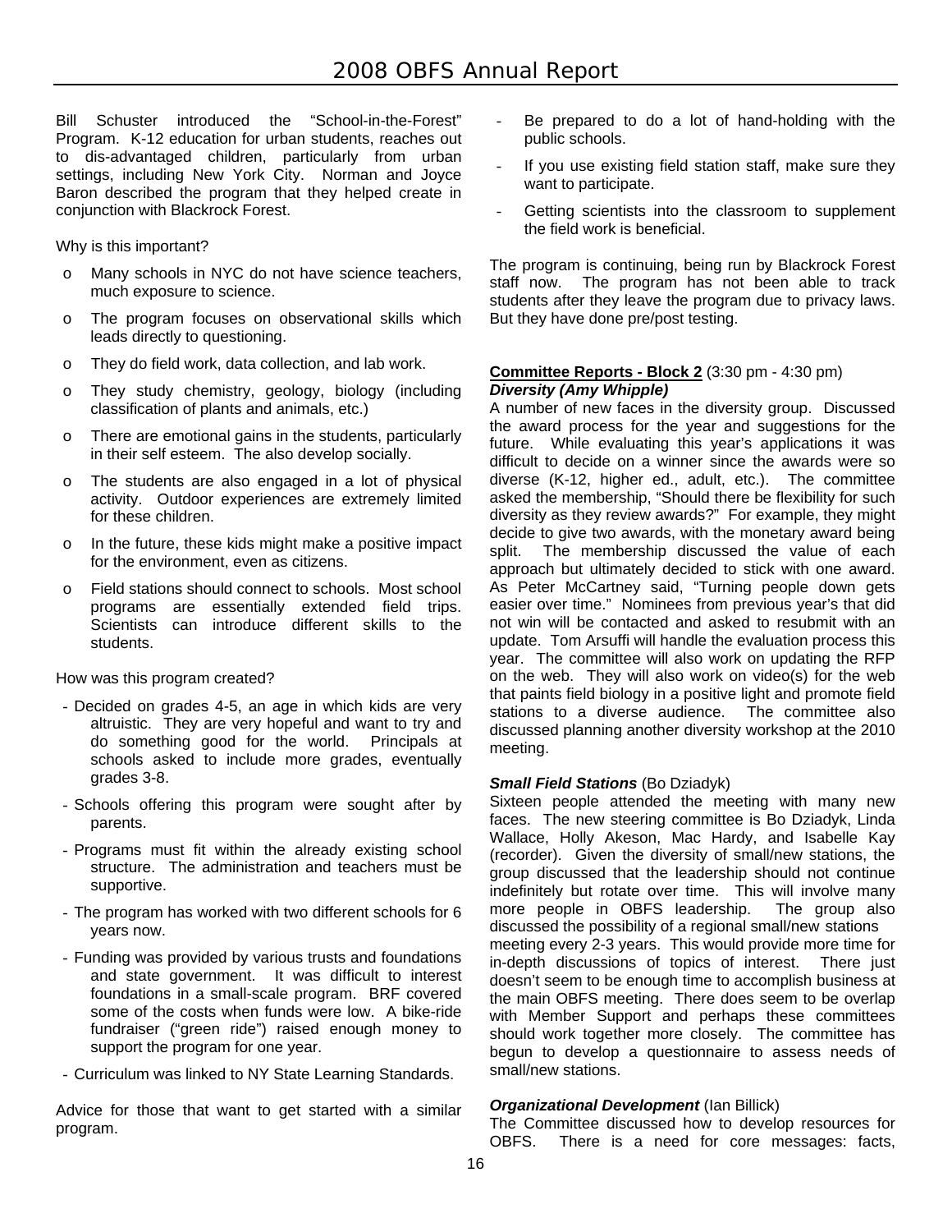Bill Schuster introduced the "School-in-the-Forest" Program. K-12 education for urban students, reaches out to dis-advantaged children, particularly from urban settings, including New York City. Norman and Joyce Baron described the program that they helped create in conjunction with Blackrock Forest.

Why is this important?

- Many schools in NYC do not have science teachers, much exposure to science.
- The program focuses on observational skills which leads directly to questioning.
- They do field work, data collection, and lab work.
- They study chemistry, geology, biology (including classification of plants and animals, etc.)
- There are emotional gains in the students, particularly in their self esteem. The also develop socially.
- The students are also engaged in a lot of physical activity. Outdoor experiences are extremely limited for these children.
- In the future, these kids might make a positive impact for the environment, even as citizens.
- Field stations should connect to schools. Most school programs are essentially extended field trips. Scientists can introduce different skills to the students.

How was this program created?

- Decided on grades 4-5, an age in which kids are very altruistic. They are very hopeful and want to try and do something good for the world. Principals at schools asked to include more grades, eventually grades 3-8.
- Schools offering this program were sought after by parents.
- Programs must fit within the already existing school structure. The administration and teachers must be supportive.
- The program has worked with two different schools for 6 years now.
- Funding was provided by various trusts and foundations and state government. It was difficult to interest foundations in a small-scale program. BRF covered some of the costs when funds were low. A bike-ride fundraiser ("green ride") raised enough money to support the program for one year.
- Curriculum was linked to NY State Learning Standards.

Advice for those that want to get started with a similar program.

- Be prepared to do a lot of hand-holding with the public schools.
- If you use existing field station staff, make sure they want to participate.
- Getting scientists into the classroom to supplement the field work is beneficial.

The program is continuing, being run by Blackrock Forest staff now. The program has not been able to track students after they leave the program due to privacy laws. But they have done pre/post testing.

**Committee Reports - Block 2** (3:30 pm - 4:30 pm)

***Diversity (Amy Whipple)***

A number of new faces in the diversity group. Discussed the award process for the year and suggestions for the future. While evaluating this year's applications it was difficult to decide on a winner since the awards were so diverse (K-12, higher ed., adult, etc.). The committee asked the membership, "Should there be flexibility for such diversity as they review awards?" For example, they might decide to give two awards, with the monetary award being split. The membership discussed the value of each approach but ultimately decided to stick with one award. As Peter McCartney said, "Turning people down gets easier over time." Nominees from previous year's that did not win will be contacted and asked to resubmit with an update. Tom Arsuffi will handle the evaluation process this year. The committee will also work on updating the RFP on the web. They will also work on video(s) for the web that paints field biology in a positive light and promote field stations to a diverse audience. The committee also discussed planning another diversity workshop at the 2010 meeting.

***Small Field Stations*** (Bo Dziadyk)

Sixteen people attended the meeting with many new faces. The new steering committee is Bo Dziadyk, Linda Wallace, Holly Akeson, Mac Hardy, and Isabelle Kay (recorder). Given the diversity of small/new stations, the group discussed that the leadership should not continue indefinitely but rotate over time. This will involve many more people in OBFS leadership. The group also discussed the possibility of a regional small/new stations meeting every 2-3 years. This would provide more time for in-depth discussions of topics of interest. There just doesn't seem to be enough time to accomplish business at the main OBFS meeting. There does seem to be overlap with Member Support and perhaps these committees should work together more closely. The committee has begun to develop a questionnaire to assess needs of small/new stations.

***Organizational Development*** (Ian Billick)

The Committee discussed how to develop resources for OBFS. There is a need for core messages: facts,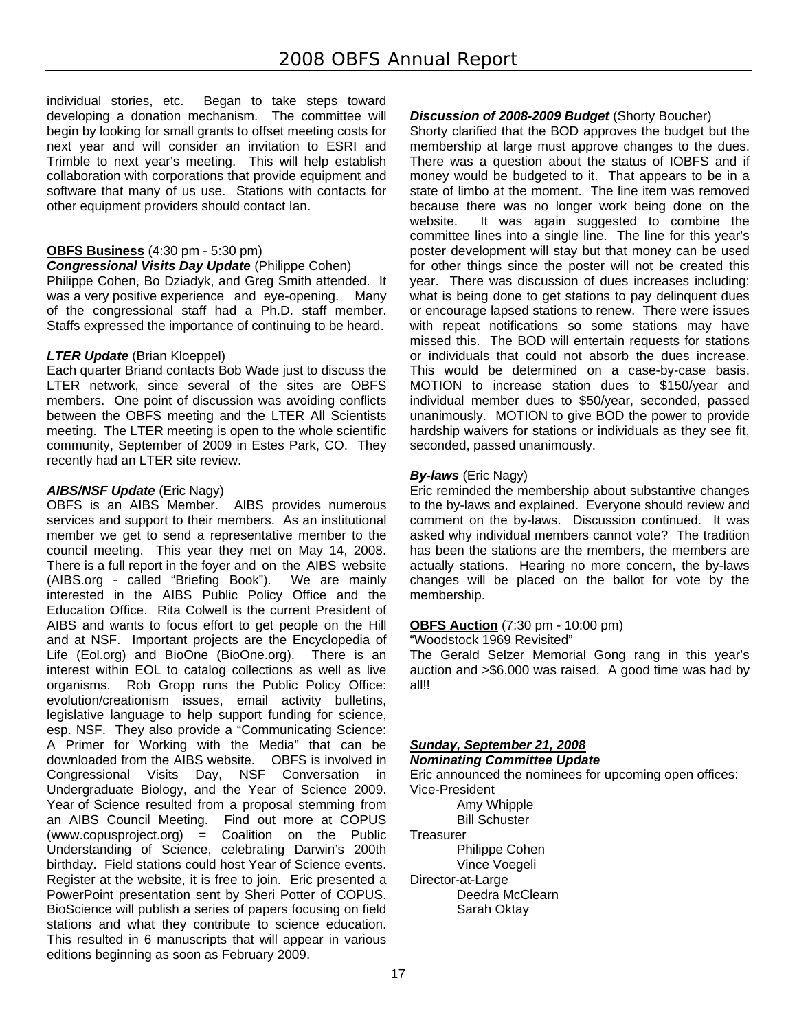individual stories, etc. Began to take steps toward developing a donation mechanism. The committee will begin by looking for small grants to offset meeting costs for next year and will consider an invitation to ESRI and Trimble to next year's meeting. This will help establish collaboration with corporations that provide equipment and software that many of us use. Stations with contacts for other equipment providers should contact Ian.

**OBFS Business** (4:30 pm - 5:30 pm)

***Congressional Visits Day Update*** (Philippe Cohen)

Philippe Cohen, Bo Dziadyk, and Greg Smith attended. It was a very positive experience and eye-opening. Many of the congressional staff had a Ph.D. staff member. Staffs expressed the importance of continuing to be heard.

***LTER Update*** (Brian Kloeppel)

Each quarter Briand contacts Bob Wade just to discuss the LTER network, since several of the sites are OBFS members. One point of discussion was avoiding conflicts between the OBFS meeting and the LTER All Scientists meeting. The LTER meeting is open to the whole scientific community, September of 2009 in Estes Park, CO. They recently had an LTER site review.

***AIBS/NSF Update*** (Eric Nagy)

OBFS is an AIBS Member. AIBS provides numerous services and support to their members. As an institutional member we get to send a representative member to the council meeting. This year they met on May 14, 2008. There is a full report in the foyer and on the AIBS website (AIBS.org - called "Briefing Book"). We are mainly interested in the AIBS Public Policy Office and the Education Office. Rita Colwell is the current President of AIBS and wants to focus effort to get people on the Hill and at NSF. Important projects are the Encyclopedia of Life (Eol.org) and BioOne (BioOne.org). There is an interest within EOL to catalog collections as well as live organisms. Rob Gropp runs the Public Policy Office: evolution/creationism issues, email activity bulletins, legislative language to help support funding for science, esp. NSF. They also provide a "Communicating Science: A Primer for Working with the Media" that can be downloaded from the AIBS website. OBFS is involved in Congressional Visits Day, NSF Conversation in Undergraduate Biology, and the Year of Science 2009. Year of Science resulted from a proposal stemming from an AIBS Council Meeting. Find out more at COPUS (www.copusproject.org) = Coalition on the Public Understanding of Science, celebrating Darwin's 200th birthday. Field stations could host Year of Science events. Register at the website, it is free to join. Eric presented a PowerPoint presentation sent by Sheri Potter of COPUS. BioScience will publish a series of papers focusing on field stations and what they contribute to science education. This resulted in 6 manuscripts that will appear in various editions beginning as soon as February 2009.

***Discussion of 2008-2009 Budget*** (Shorty Boucher)

Shorty clarified that the BOD approves the budget but the membership at large must approve changes to the dues. There was a question about the status of IOBFS and if money would be budgeted to it. That appears to be in a state of limbo at the moment. The line item was removed because there was no longer work being done on the website. It was again suggested to combine the committee lines into a single line. The line for this year's poster development will stay but that money can be used for other things since the poster will not be created this year. There was discussion of dues increases including: what is being done to get stations to pay delinquent dues or encourage lapsed stations to renew. There were issues with repeat notifications so some stations may have missed this. The BOD will entertain requests for stations or individuals that could not absorb the dues increase. This would be determined on a case-by-case basis. MOTION to increase station dues to $150/year and individual member dues to $50/year, seconded, passed unanimously. MOTION to give BOD the power to provide hardship waivers for stations or individuals as they see fit, seconded, passed unanimously.

***By-laws*** (Eric Nagy)

Eric reminded the membership about substantive changes to the by-laws and explained. Everyone should review and comment on the by-laws. Discussion continued. It was asked why individual members cannot vote? The tradition has been the stations are the members, the members are actually stations. Hearing no more concern, the by-laws changes will be placed on the ballot for vote by the membership.

**OBFS Auction** (7:30 pm - 10:00 pm)

"Woodstock 1969 Revisited"

The Gerald Selzer Memorial Gong rang in this year's auction and >$6,000 was raised. A good time was had by all!!

***Sunday, September 21, 2008***

***Nominating Committee Update***

Eric announced the nominees for upcoming open offices:

Vice-President
- Amy Whipple
- Bill Schuster

Treasurer
- Philippe Cohen
- Vince Voegeli

Director-at-Large
- Deedra McClearn
- Sarah Oktay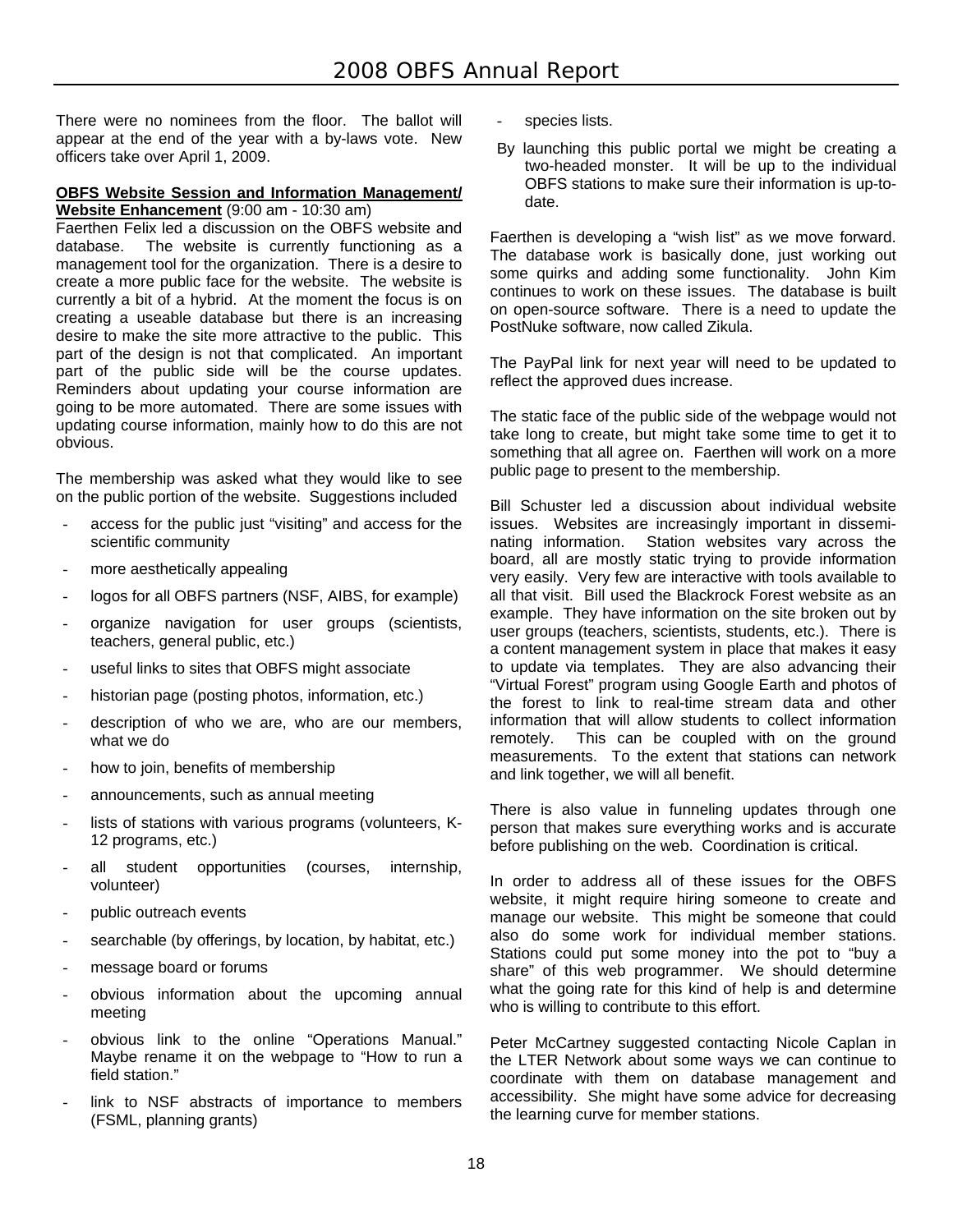There were no nominees from the floor. The ballot will appear at the end of the year with a by-laws vote. New officers take over April 1, 2009.

**OBFS Website Session and Information Management/ Website Enhancement** (9:00 am - 10:30 am)

Faerthen Felix led a discussion on the OBFS website and database. The website is currently functioning as a management tool for the organization. There is a desire to create a more public face for the website. The website is currently a bit of a hybrid. At the moment the focus is on creating a useable database but there is an increasing desire to make the site more attractive to the public. This part of the design is not that complicated. An important part of the public side will be the course updates. Reminders about updating your course information are going to be more automated. There are some issues with updating course information, mainly how to do this are not obvious.

The membership was asked what they would like to see on the public portion of the website. Suggestions included

- access for the public just "visiting" and access for the scientific community
- more aesthetically appealing
- logos for all OBFS partners (NSF, AIBS, for example)
- organize navigation for user groups (scientists, teachers, general public, etc.)
- useful links to sites that OBFS might associate
- historian page (posting photos, information, etc.)
- description of who we are, who are our members, what we do
- how to join, benefits of membership
- announcements, such as annual meeting
- lists of stations with various programs (volunteers, K-12 programs, etc.)
- all student opportunities (courses, internship, volunteer)
- public outreach events
- searchable (by offerings, by location, by habitat, etc.)
- message board or forums
- obvious information about the upcoming annual meeting
- obvious link to the online "Operations Manual." Maybe rename it on the webpage to "How to run a field station."
- link to NSF abstracts of importance to members (FSML, planning grants)
- species lists.

By launching this public portal we might be creating a two-headed monster. It will be up to the individual OBFS stations to make sure their information is up-to-date.

Faerthen is developing a "wish list" as we move forward. The database work is basically done, just working out some quirks and adding some functionality. John Kim continues to work on these issues. The database is built on open-source software. There is a need to update the PostNuke software, now called Zikula.

The PayPal link for next year will need to be updated to reflect the approved dues increase.

The static face of the public side of the webpage would not take long to create, but might take some time to get it to something that all agree on. Faerthen will work on a more public page to present to the membership.

Bill Schuster led a discussion about individual website issues. Websites are increasingly important in disseminating information. Station websites vary across the board, all are mostly static trying to provide information very easily. Very few are interactive with tools available to all that visit. Bill used the Blackrock Forest website as an example. They have information on the site broken out by user groups (teachers, scientists, students, etc.). There is a content management system in place that makes it easy to update via templates. They are also advancing their "Virtual Forest" program using Google Earth and photos of the forest to link to real-time stream data and other information that will allow students to collect information remotely. This can be coupled with on the ground measurements. To the extent that stations can network and link together, we will all benefit.

There is also value in funneling updates through one person that makes sure everything works and is accurate before publishing on the web. Coordination is critical.

In order to address all of these issues for the OBFS website, it might require hiring someone to create and manage our website. This might be someone that could also do some work for individual member stations. Stations could put some money into the pot to "buy a share" of this web programmer. We should determine what the going rate for this kind of help is and determine who is willing to contribute to this effort.

Peter McCartney suggested contacting Nicole Caplan in the LTER Network about some ways we can continue to coordinate with them on database management and accessibility. She might have some advice for decreasing the learning curve for member stations.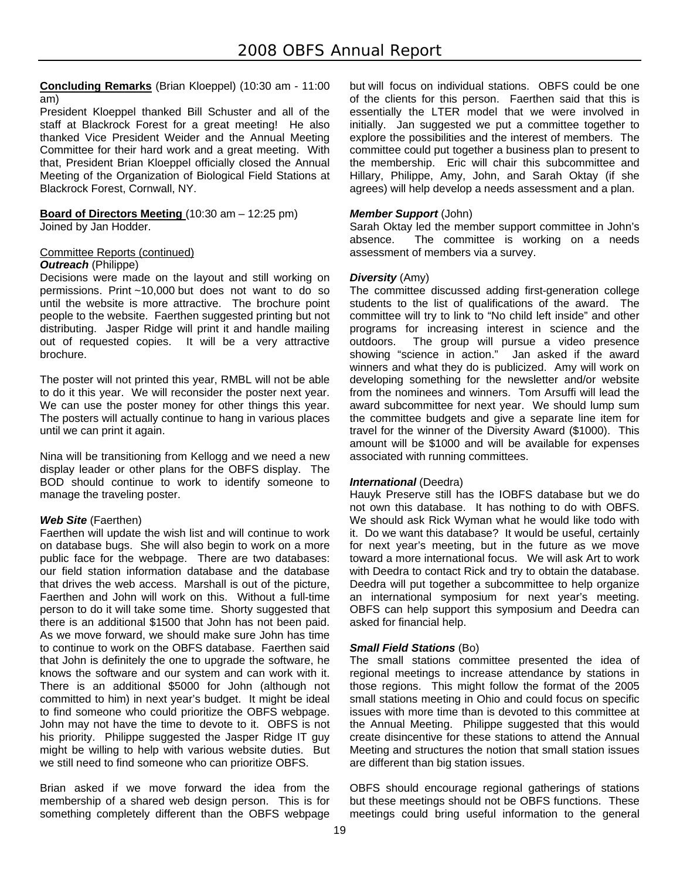**Concluding Remarks** (Brian Kloeppel) (10:30 am - 11:00 am)

President Kloeppel thanked Bill Schuster and all of the staff at Blackrock Forest for a great meeting! He also thanked Vice President Weider and the Annual Meeting Committee for their hard work and a great meeting. With that, President Brian Kloeppel officially closed the Annual Meeting of the Organization of Biological Field Stations at Blackrock Forest, Cornwall, NY.

**Board of Directors Meeting** (10:30 am – 12:25 pm)
Joined by Jan Hodder.

Committee Reports (continued)

***Outreach*** (Philippe)

Decisions were made on the layout and still working on permissions. Print ~10,000 but does not want to do so until the website is more attractive. The brochure point people to the website. Faerthen suggested printing but not distributing. Jasper Ridge will print it and handle mailing out of requested copies. It will be a very attractive brochure.

The poster will not printed this year, RMBL will not be able to do it this year. We will reconsider the poster next year. We can use the poster money for other things this year. The posters will actually continue to hang in various places until we can print it again.

Nina will be transitioning from Kellogg and we need a new display leader or other plans for the OBFS display. The BOD should continue to work to identify someone to manage the traveling poster.

***Web Site*** (Faerthen)

Faerthen will update the wish list and will continue to work on database bugs. She will also begin to work on a more public face for the webpage. There are two databases: our field station information database and the database that drives the web access. Marshall is out of the picture, Faerthen and John will work on this. Without a full-time person to do it will take some time. Shorty suggested that there is an additional $1500 that John has not been paid. As we move forward, we should make sure John has time to continue to work on the OBFS database. Faerthen said that John is definitely the one to upgrade the software, he knows the software and our system and can work with it. There is an additional $5000 for John (although not committed to him) in next year's budget. It might be ideal to find someone who could prioritize the OBFS webpage. John may not have the time to devote to it. OBFS is not his priority. Philippe suggested the Jasper Ridge IT guy might be willing to help with various website duties. But we still need to find someone who can prioritize OBFS.

Brian asked if we move forward the idea from the membership of a shared web design person. This is for something completely different than the OBFS webpage but will focus on individual stations. OBFS could be one of the clients for this person. Faerthen said that this is essentially the LTER model that we were involved in initially. Jan suggested we put a committee together to explore the possibilities and the interest of members. The committee could put together a business plan to present to the membership. Eric will chair this subcommittee and Hillary, Philippe, Amy, John, and Sarah Oktay (if she agrees) will help develop a needs assessment and a plan.

***Member Support*** (John)

Sarah Oktay led the member support committee in John's absence. The committee is working on a needs assessment of members via a survey.

***Diversity*** (Amy)

The committee discussed adding first-generation college students to the list of qualifications of the award. The committee will try to link to "No child left inside" and other programs for increasing interest in science and the outdoors. The group will pursue a video presence showing "science in action." Jan asked if the award winners and what they do is publicized. Amy will work on developing something for the newsletter and/or website from the nominees and winners. Tom Arsuffi will lead the award subcommittee for next year. We should lump sum the committee budgets and give a separate line item for travel for the winner of the Diversity Award ($1000). This amount will be $1000 and will be available for expenses associated with running committees.

***International*** (Deedra)

Hauyk Preserve still has the IOBFS database but we do not own this database. It has nothing to do with OBFS. We should ask Rick Wyman what he would like todo with it. Do we want this database? It would be useful, certainly for next year's meeting, but in the future as we move toward a more international focus. We will ask Art to work with Deedra to contact Rick and try to obtain the database. Deedra will put together a subcommittee to help organize an international symposium for next year's meeting. OBFS can help support this symposium and Deedra can asked for financial help.

***Small Field Stations*** (Bo)

The small stations committee presented the idea of regional meetings to increase attendance by stations in those regions. This might follow the format of the 2005 small stations meeting in Ohio and could focus on specific issues with more time than is devoted to this committee at the Annual Meeting. Philippe suggested that this would create disincentive for these stations to attend the Annual Meeting and structures the notion that small station issues are different than big station issues.

OBFS should encourage regional gatherings of stations but these meetings should not be OBFS functions. These meetings could bring useful information to the general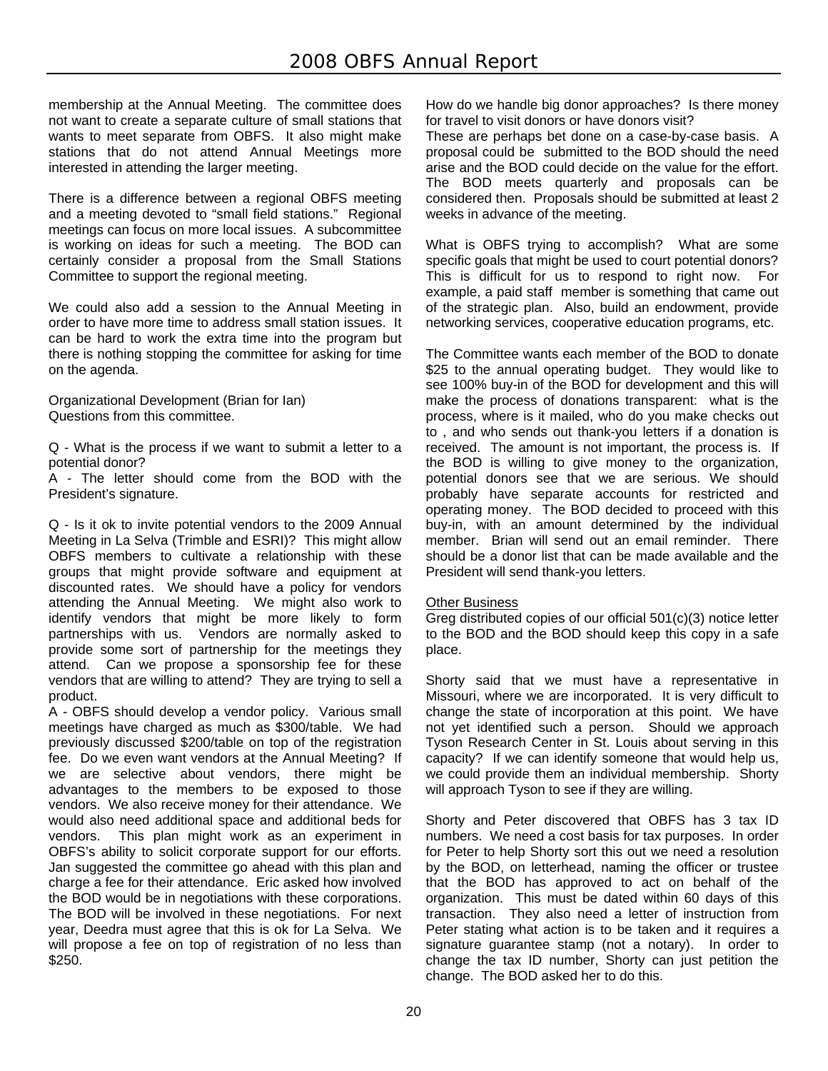membership at the Annual Meeting. The committee does not want to create a separate culture of small stations that wants to meet separate from OBFS. It also might make stations that do not attend Annual Meetings more interested in attending the larger meeting.

There is a difference between a regional OBFS meeting and a meeting devoted to "small field stations." Regional meetings can focus on more local issues. A subcommittee is working on ideas for such a meeting. The BOD can certainly consider a proposal from the Small Stations Committee to support the regional meeting.

We could also add a session to the Annual Meeting in order to have more time to address small station issues. It can be hard to work the extra time into the program but there is nothing stopping the committee for asking for time on the agenda.

Organizational Development (Brian for Ian)
Questions from this committee.

Q - What is the process if we want to submit a letter to a potential donor?
A - The letter should come from the BOD with the President's signature.

Q - Is it ok to invite potential vendors to the 2009 Annual Meeting in La Selva (Trimble and ESRI)? This might allow OBFS members to cultivate a relationship with these groups that might provide software and equipment at discounted rates. We should have a policy for vendors attending the Annual Meeting. We might also work to identify vendors that might be more likely to form partnerships with us. Vendors are normally asked to provide some sort of partnership for the meetings they attend. Can we propose a sponsorship fee for these vendors that are willing to attend? They are trying to sell a product.
A - OBFS should develop a vendor policy. Various small meetings have charged as much as $300/table. We had previously discussed $200/table on top of the registration fee. Do we even want vendors at the Annual Meeting? If we are selective about vendors, there might be advantages to the members to be exposed to those vendors. We also receive money for their attendance. We would also need additional space and additional beds for vendors. This plan might work as an experiment in OBFS's ability to solicit corporate support for our efforts. Jan suggested the committee go ahead with this plan and charge a fee for their attendance. Eric asked how involved the BOD would be in negotiations with these corporations. The BOD will be involved in these negotiations. For next year, Deedra must agree that this is ok for La Selva. We will propose a fee on top of registration of no less than $250.

How do we handle big donor approaches? Is there money for travel to visit donors or have donors visit?
These are perhaps bet done on a case-by-case basis. A proposal could be submitted to the BOD should the need arise and the BOD could decide on the value for the effort. The BOD meets quarterly and proposals can be considered then. Proposals should be submitted at least 2 weeks in advance of the meeting.

What is OBFS trying to accomplish? What are some specific goals that might be used to court potential donors? This is difficult for us to respond to right now. For example, a paid staff member is something that came out of the strategic plan. Also, build an endowment, provide networking services, cooperative education programs, etc.

The Committee wants each member of the BOD to donate $25 to the annual operating budget. They would like to see 100% buy-in of the BOD for development and this will make the process of donations transparent: what is the process, where is it mailed, who do you make checks out to , and who sends out thank-you letters if a donation is received. The amount is not important, the process is. If the BOD is willing to give money to the organization, potential donors see that we are serious. We should probably have separate accounts for restricted and operating money. The BOD decided to proceed with this buy-in, with an amount determined by the individual member. Brian will send out an email reminder. There should be a donor list that can be made available and the President will send thank-you letters.

<u>Other Business</u>
Greg distributed copies of our official 501(c)(3) notice letter to the BOD and the BOD should keep this copy in a safe place.

Shorty said that we must have a representative in Missouri, where we are incorporated. It is very difficult to change the state of incorporation at this point. We have not yet identified such a person. Should we approach Tyson Research Center in St. Louis about serving in this capacity? If we can identify someone that would help us, we could provide them an individual membership. Shorty will approach Tyson to see if they are willing.

Shorty and Peter discovered that OBFS has 3 tax ID numbers. We need a cost basis for tax purposes. In order for Peter to help Shorty sort this out we need a resolution by the BOD, on letterhead, naming the officer or trustee that the BOD has approved to act on behalf of the organization. This must be dated within 60 days of this transaction. They also need a letter of instruction from Peter stating what action is to be taken and it requires a signature guarantee stamp (not a notary). In order to change the tax ID number, Shorty can just petition the change. The BOD asked her to do this.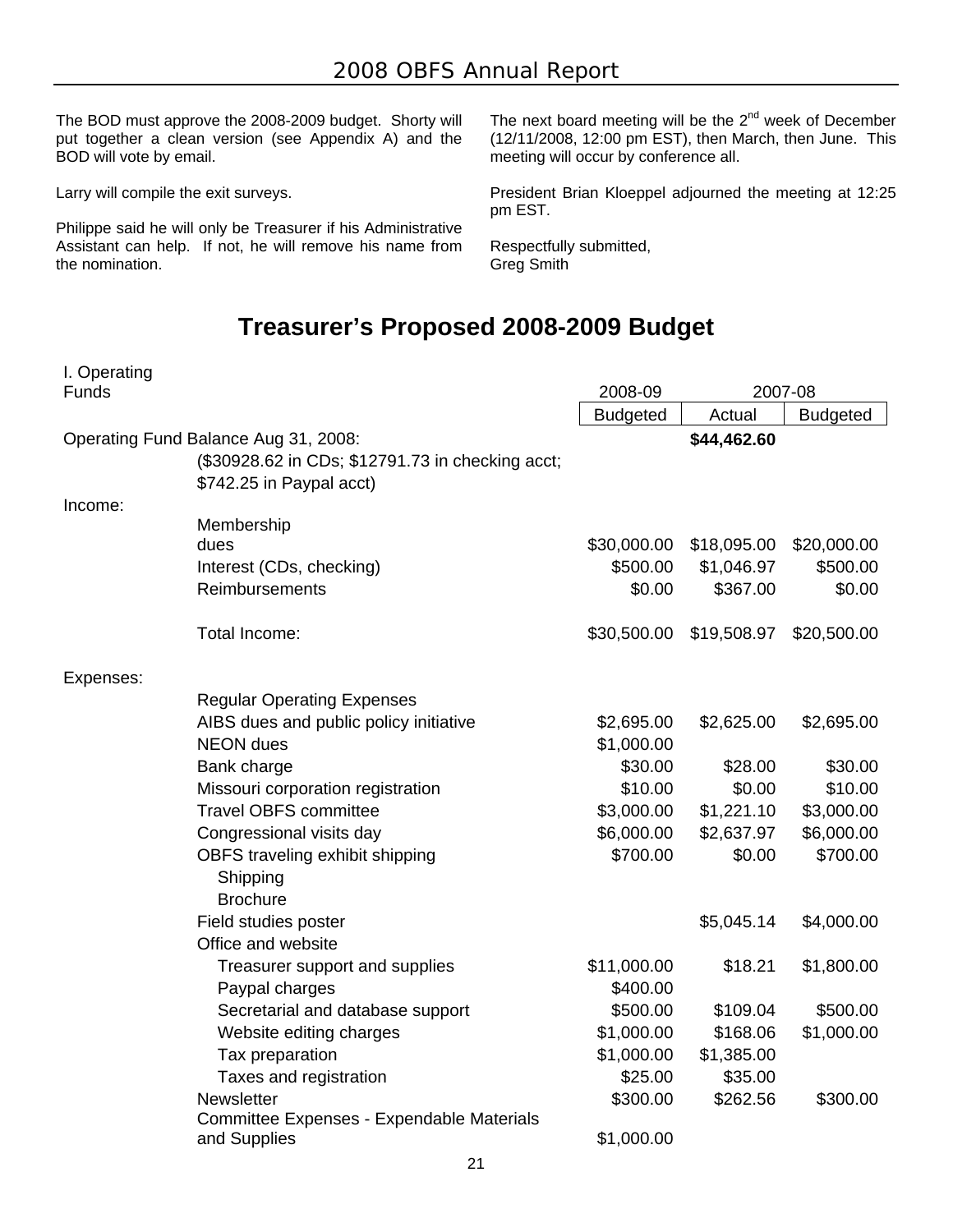The BOD must approve the 2008-2009 budget. Shorty will put together a clean version (see Appendix A) and the BOD will vote by email.

Larry will compile the exit surveys.

Philippe said he will only be Treasurer if his Administrative Assistant can help. If not, he will remove his name from the nomination.

The next board meeting will be the 2nd week of December (12/11/2008, 12:00 pm EST), then March, then June. This meeting will occur by conference all.

President Brian Kloeppel adjourned the meeting at 12:25 pm EST.

Respectfully submitted,
Greg Smith

# Treasurer's Proposed 2008-2009 Budget

| I. Operating Funds | | 2008-09 | 2007-08 | |
|---|---|---|---|---|
| | | Budgeted | Actual | Budgeted |
| Operating Fund Balance Aug 31, 2008: | | | **$44,462.60** | |
| | ($30928.62 in CDs; $12791.73 in checking acct; $742.25 in Paypal acct) | | | |
| Income: | | | | |
| | Membership dues | $30,000.00 | $18,095.00 | $20,000.00 |
| | Interest (CDs, checking) | $500.00 | $1,046.97 | $500.00 |
| | Reimbursements | $0.00 | $367.00 | $0.00 |
| | Total Income: | $30,500.00 | $19,508.97 | $20,500.00 |
| Expenses: | | | | |
| | Regular Operating Expenses | | | |
| | AIBS dues and public policy initiative | $2,695.00 | $2,625.00 | $2,695.00 |
| | NEON dues | $1,000.00 | | |
| | Bank charge | $30.00 | $28.00 | $30.00 |
| | Missouri corporation registration | $10.00 | $0.00 | $10.00 |
| | Travel OBFS committee | $3,000.00 | $1,221.10 | $3,000.00 |
| | Congressional visits day | $6,000.00 | $2,637.97 | $6,000.00 |
| | OBFS traveling exhibit shipping | $700.00 | $0.00 | $700.00 |
| | Shipping | | | |
| | Brochure | | | |
| | Field studies poster | | $5,045.14 | $4,000.00 |
| | Office and website | | | |
| | Treasurer support and supplies | $11,000.00 | $18.21 | $1,800.00 |
| | Paypal charges | $400.00 | | |
| | Secretarial and database support | $500.00 | $109.04 | $500.00 |
| | Website editing charges | $1,000.00 | $168.06 | $1,000.00 |
| | Tax preparation | $1,000.00 | $1,385.00 | |
| | Taxes and registration | $25.00 | $35.00 | |
| | Newsletter | $300.00 | $262.56 | $300.00 |
| | Committee Expenses - Expendable Materials and Supplies | $1,000.00 | | |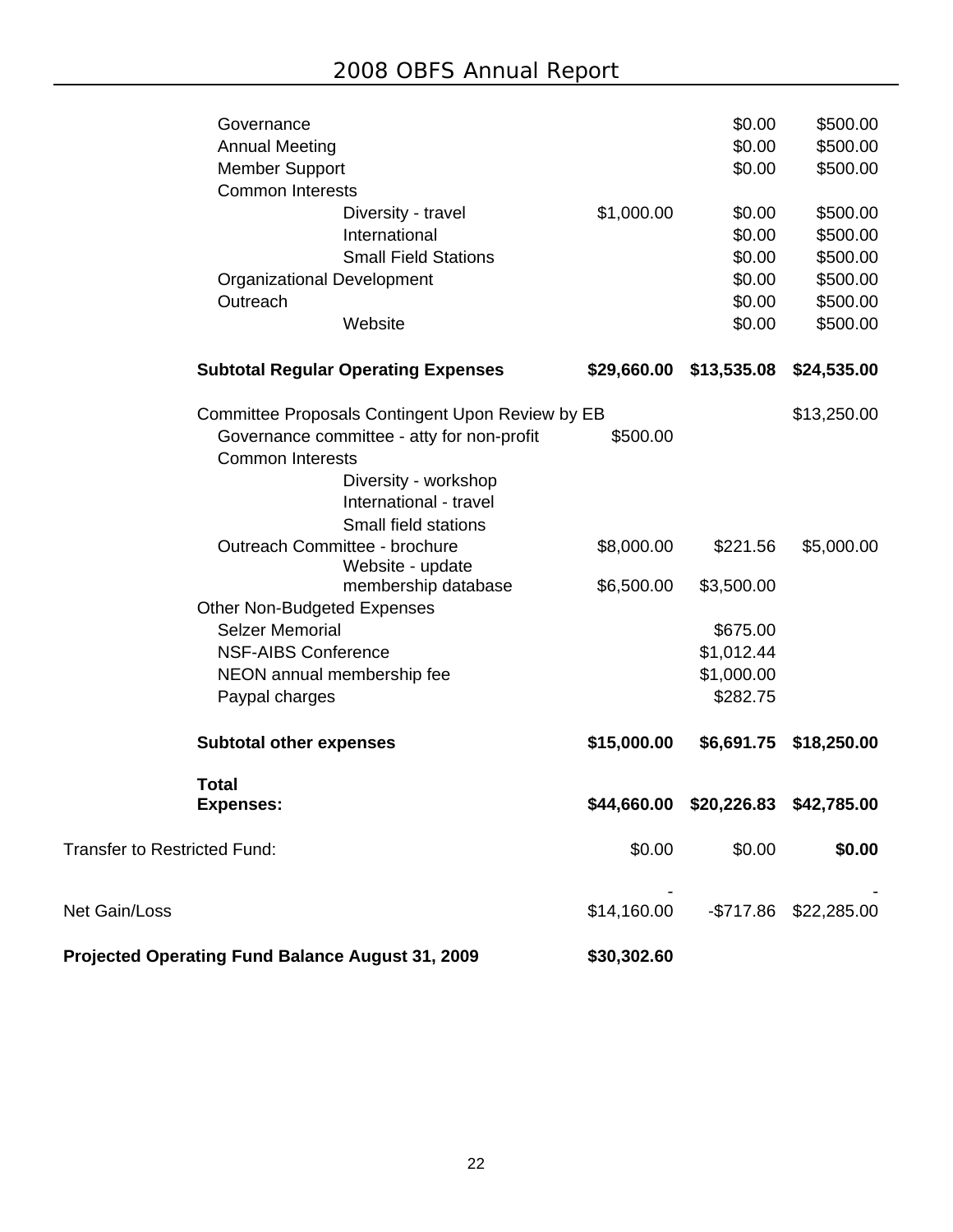| | | | |
|---|---|---|---|
| Governance | | $0.00 | $500.00 |
| Annual Meeting | | $0.00 | $500.00 |
| Member Support | | $0.00 | $500.00 |
| Common Interests | | | |
| Diversity - travel | $1,000.00 | $0.00 | $500.00 |
| International | | $0.00 | $500.00 |
| Small Field Stations | | $0.00 | $500.00 |
| Organizational Development | | $0.00 | $500.00 |
| Outreach | | $0.00 | $500.00 |
| Website | | $0.00 | $500.00 |
| **Subtotal Regular Operating Expenses** | **$29,660.00** | **$13,535.08** | **$24,535.00** |
| Committee Proposals Contingent Upon Review by EB | | | $13,250.00 |
| Governance committee - atty for non-profit | $500.00 | | |
| Common Interests | | | |
| Diversity - workshop | | | |
| International - travel | | | |
| Small field stations | | | |
| Outreach Committee - brochure | $8,000.00 | $221.56 | $5,000.00 |
| Website - update membership database | $6,500.00 | $3,500.00 | |
| Other Non-Budgeted Expenses | | | |
| Selzer Memorial | | $675.00 | |
| NSF-AIBS Conference | | $1,012.44 | |
| NEON annual membership fee | | $1,000.00 | |
| Paypal charges | | $282.75 | |
| **Subtotal other expenses** | **$15,000.00** | **$6,691.75** | **$18,250.00** |
| **Total Expenses:** | **$44,660.00** | **$20,226.83** | **$42,785.00** |
| Transfer to Restricted Fund: | $0.00 | $0.00 | **$0.00** |
| Net Gain/Loss | -$14,160.00 | -$717.86 | -$22,285.00 |
| **Projected Operating Fund Balance August 31, 2009** | **$30,302.60** | | |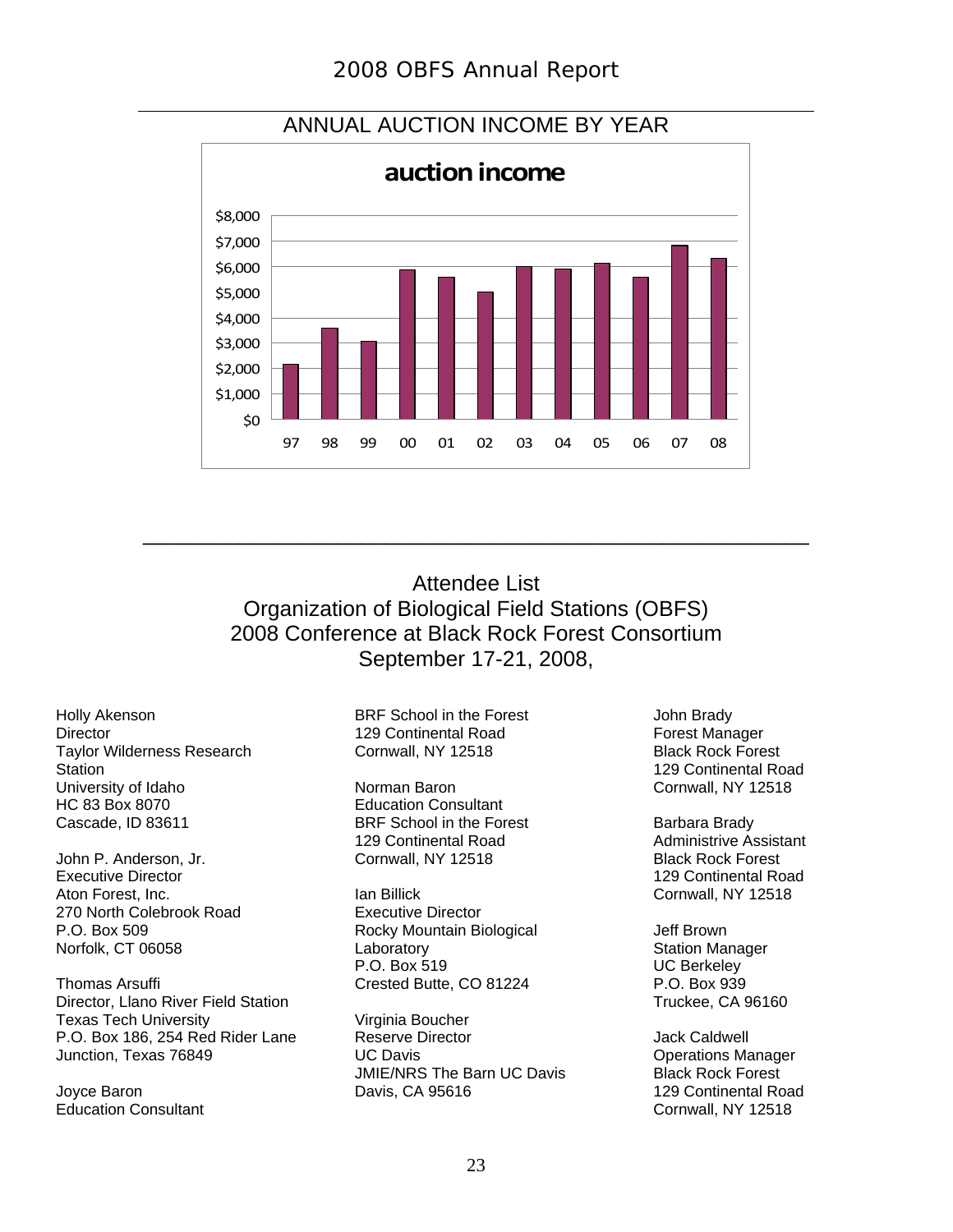## ANNUAL AUCTION INCOME BY YEAR

**auction income**

| Year | Income (approx.) |
|---|---|
| 97 | $2,150 |
| 98 | $3,600 |
| 99 | $3,050 |
| 00 | $5,900 |
| 01 | $5,600 |
| 02 | $5,000 |
| 03 | $6,000 |
| 04 | $5,900 |
| 05 | $6,150 |
| 06 | $5,600 |
| 07 | $6,850 |
| 08 | $6,350 |

---

# Attendee List

## Organization of Biological Field Stations (OBFS) 2008 Conference at Black Rock Forest Consortium September 17-21, 2008,

Holly Akenson
Director
Taylor Wilderness Research Station
University of Idaho
HC 83 Box 8070
Cascade, ID 83611

John P. Anderson, Jr.
Executive Director
Aton Forest, Inc.
270 North Colebrook Road
P.O. Box 509
Norfolk, CT 06058

Thomas Arsuffi
Director, Llano River Field Station
Texas Tech University
P.O. Box 186, 254 Red Rider Lane
Junction, Texas 76849

Joyce Baron
Education Consultant
BRF School in the Forest
129 Continental Road
Cornwall, NY 12518

Norman Baron
Education Consultant
BRF School in the Forest
129 Continental Road
Cornwall, NY 12518

Ian Billick
Executive Director
Rocky Mountain Biological Laboratory
P.O. Box 519
Crested Butte, CO 81224

Virginia Boucher
Reserve Director
UC Davis
JMIE/NRS The Barn UC Davis
Davis, CA 95616

John Brady
Forest Manager
Black Rock Forest
129 Continental Road
Cornwall, NY 12518

Barbara Brady
Administrive Assistant
Black Rock Forest
129 Continental Road
Cornwall, NY 12518

Jeff Brown
Station Manager
UC Berkeley
P.O. Box 939
Truckee, CA 96160

Jack Caldwell
Operations Manager
Black Rock Forest
129 Continental Road
Cornwall, NY 12518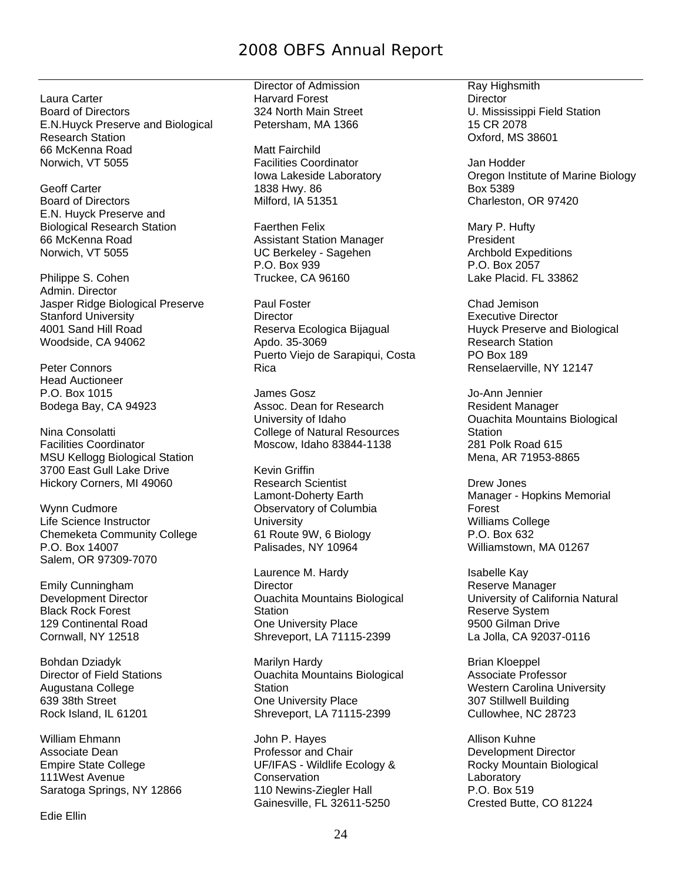Laura Carter
Board of Directors
E.N.Huyck Preserve and Biological Research Station
66 McKenna Road
Norwich, VT 5055

Geoff Carter
Board of Directors
E.N. Huyck Preserve and Biological Research Station
66 McKenna Road
Norwich, VT 5055

Philippe S. Cohen
Admin. Director
Jasper Ridge Biological Preserve
Stanford University
4001 Sand Hill Road
Woodside, CA 94062

Peter Connors
Head Auctioneer
P.O. Box 1015
Bodega Bay, CA 94923

Nina Consolatti
Facilities Coordinator
MSU Kellogg Biological Station
3700 East Gull Lake Drive
Hickory Corners, MI 49060

Wynn Cudmore
Life Science Instructor
Chemeketa Community College
P.O. Box 14007
Salem, OR 97309-7070

Emily Cunningham
Development Director
Black Rock Forest
129 Continental Road
Cornwall, NY 12518

Bohdan Dziadyk
Director of Field Stations
Augustana College
639 38th Street
Rock Island, IL 61201

William Ehmann
Associate Dean
Empire State College
111West Avenue
Saratoga Springs, NY 12866

Edie Ellin
Director of Admission
Harvard Forest
324 North Main Street
Petersham, MA 1366

Matt Fairchild
Facilities Coordinator
Iowa Lakeside Laboratory
1838 Hwy. 86
Milford, IA 51351

Faerthen Felix
Assistant Station Manager
UC Berkeley - Sagehen
P.O. Box 939
Truckee, CA 96160

Paul Foster
Director
Reserva Ecologica Bijagual
Apdo. 35-3069
Puerto Viejo de Sarapiqui, Costa Rica

James Gosz
Assoc. Dean for Research
University of Idaho
College of Natural Resources
Moscow, Idaho 83844-1138

Kevin Griffin
Research Scientist
Lamont-Doherty Earth Observatory of Columbia University
61 Route 9W, 6 Biology
Palisades, NY 10964

Laurence M. Hardy
Director
Ouachita Mountains Biological Station
One University Place
Shreveport, LA 71115-2399

Marilyn Hardy
Ouachita Mountains Biological Station
One University Place
Shreveport, LA 71115-2399

John P. Hayes
Professor and Chair
UF/IFAS - Wildlife Ecology & Conservation
110 Newins-Ziegler Hall
Gainesville, FL 32611-5250

Ray Highsmith
Director
U. Mississippi Field Station
15 CR 2078
Oxford, MS 38601

Jan Hodder
Oregon Institute of Marine Biology
Box 5389
Charleston, OR 97420

Mary P. Hufty
President
Archbold Expeditions
P.O. Box 2057
Lake Placid. FL 33862

Chad Jemison
Executive Director
Huyck Preserve and Biological Research Station
PO Box 189
Renselaerville, NY 12147

Jo-Ann Jennier
Resident Manager
Ouachita Mountains Biological Station
281 Polk Road 615
Mena, AR 71953-8865

Drew Jones
Manager - Hopkins Memorial Forest
Williams College
P.O. Box 632
Williamstown, MA 01267

Isabelle Kay
Reserve Manager
University of California Natural Reserve System
9500 Gilman Drive
La Jolla, CA 92037-0116

Brian Kloeppel
Associate Professor
Western Carolina University
307 Stillwell Building
Cullowhee, NC 28723

Allison Kuhne
Development Director
Rocky Mountain Biological Laboratory
P.O. Box 519
Crested Butte, CO 81224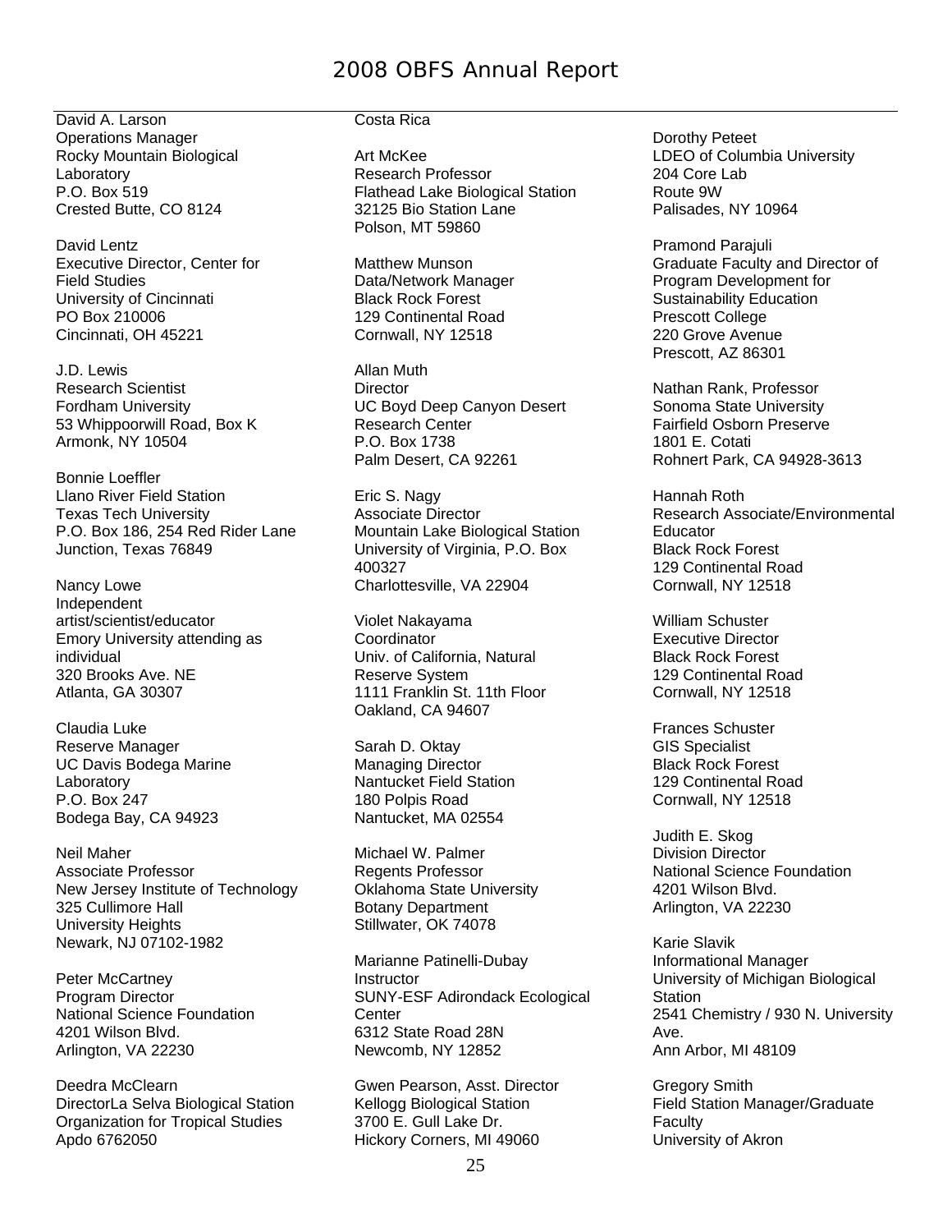David A. Larson
Operations Manager
Rocky Mountain Biological Laboratory
P.O. Box 519
Crested Butte, CO 8124

David Lentz
Executive Director, Center for Field Studies
University of Cincinnati
PO Box 210006
Cincinnati, OH 45221

J.D. Lewis
Research Scientist
Fordham University
53 Whippoorwill Road, Box K
Armonk, NY 10504

Bonnie Loeffler
Llano River Field Station
Texas Tech University
P.O. Box 186, 254 Red Rider Lane
Junction, Texas 76849

Nancy Lowe
Independent artist/scientist/educator
Emory University attending as individual
320 Brooks Ave. NE
Atlanta, GA 30307

Claudia Luke
Reserve Manager
UC Davis Bodega Marine Laboratory
P.O. Box 247
Bodega Bay, CA 94923

Neil Maher
Associate Professor
New Jersey Institute of Technology
325 Cullimore Hall
University Heights
Newark, NJ 07102-1982

Peter McCartney
Program Director
National Science Foundation
4201 Wilson Blvd.
Arlington, VA 22230

Deedra McClearn
DirectorLa Selva Biological Station
Organization for Tropical Studies
Apdo 6762050
Costa Rica

Art McKee
Research Professor
Flathead Lake Biological Station
32125 Bio Station Lane
Polson, MT 59860

Matthew Munson
Data/Network Manager
Black Rock Forest
129 Continental Road
Cornwall, NY 12518

Allan Muth
Director
UC Boyd Deep Canyon Desert Research Center
P.O. Box 1738
Palm Desert, CA 92261

Eric S. Nagy
Associate Director
Mountain Lake Biological Station
University of Virginia, P.O. Box 400327
Charlottesville, VA 22904

Violet Nakayama
Coordinator
Univ. of California, Natural Reserve System
1111 Franklin St. 11th Floor
Oakland, CA 94607

Sarah D. Oktay
Managing Director
Nantucket Field Station
180 Polpis Road
Nantucket, MA 02554

Michael W. Palmer
Regents Professor
Oklahoma State University
Botany Department
Stillwater, OK 74078

Marianne Patinelli-Dubay
Instructor
SUNY-ESF Adirondack Ecological Center
6312 State Road 28N
Newcomb, NY 12852

Gwen Pearson, Asst. Director
Kellogg Biological Station
3700 E. Gull Lake Dr.
Hickory Corners, MI 49060

Dorothy Peteet
LDEO of Columbia University
204 Core Lab
Route 9W
Palisades, NY 10964

Pramond Parajuli
Graduate Faculty and Director of Program Development for Sustainability Education
Prescott College
220 Grove Avenue
Prescott, AZ 86301

Nathan Rank, Professor
Sonoma State University
Fairfield Osborn Preserve
1801 E. Cotati
Rohnert Park, CA 94928-3613

Hannah Roth
Research Associate/Environmental Educator
Black Rock Forest
129 Continental Road
Cornwall, NY 12518

William Schuster
Executive Director
Black Rock Forest
129 Continental Road
Cornwall, NY 12518

Frances Schuster
GIS Specialist
Black Rock Forest
129 Continental Road
Cornwall, NY 12518

Judith E. Skog
Division Director
National Science Foundation
4201 Wilson Blvd.
Arlington, VA 22230

Karie Slavik
Informational Manager
University of Michigan Biological Station
2541 Chemistry / 930 N. University Ave.
Ann Arbor, MI 48109

Gregory Smith
Field Station Manager/Graduate Faculty
University of Akron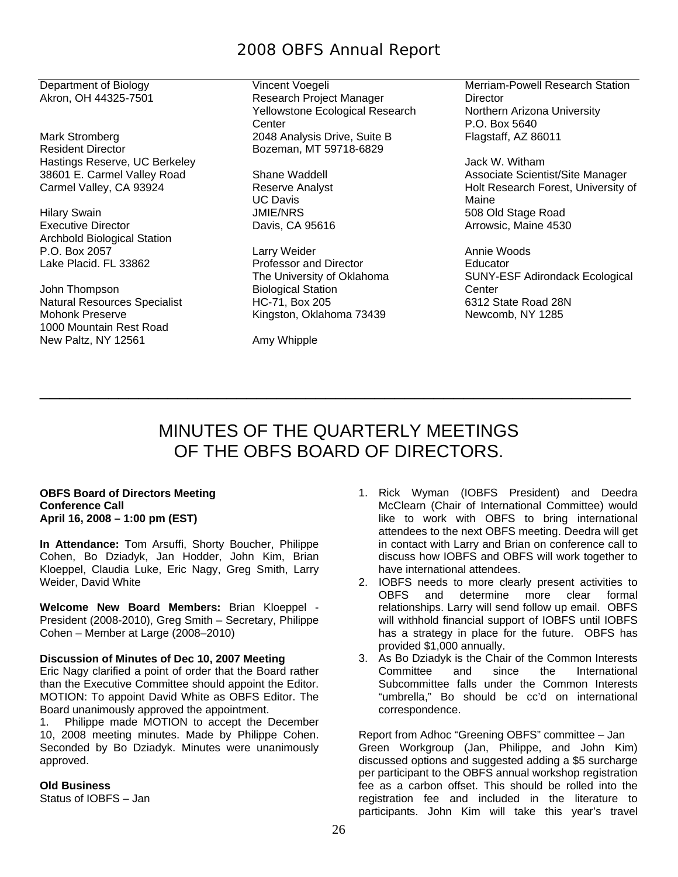Department of Biology
Akron, OH 44325-7501

Mark Stromberg
Resident Director
Hastings Reserve, UC Berkeley
38601 E. Carmel Valley Road
Carmel Valley, CA 93924

Hilary Swain
Executive Director
Archbold Biological Station
P.O. Box 2057
Lake Placid. FL 33862

John Thompson
Natural Resources Specialist
Mohonk Preserve
1000 Mountain Rest Road
New Paltz, NY 12561

Vincent Voegeli
Research Project Manager
Yellowstone Ecological Research Center
2048 Analysis Drive, Suite B
Bozeman, MT 59718-6829

Shane Waddell
Reserve Analyst
UC Davis
JMIE/NRS
Davis, CA 95616

Larry Weider
Professor and Director
The University of Oklahoma Biological Station
HC-71, Box 205
Kingston, Oklahoma 73439

Amy Whipple
Merriam-Powell Research Station
Director
Northern Arizona University
P.O. Box 5640
Flagstaff, AZ 86011

Jack W. Witham
Associate Scientist/Site Manager
Holt Research Forest, University of Maine
508 Old Stage Road
Arrowsic, Maine 4530

Annie Woods
Educator
SUNY-ESF Adirondack Ecological Center
6312 State Road 28N
Newcomb, NY 1285

---

# MINUTES OF THE QUARTERLY MEETINGS OF THE OBFS BOARD OF DIRECTORS.

**OBFS Board of Directors Meeting**
**Conference Call**
**April 16, 2008 – 1:00 pm (EST)**

**In Attendance:** Tom Arsuffi, Shorty Boucher, Philippe Cohen, Bo Dziadyk, Jan Hodder, John Kim, Brian Kloeppel, Claudia Luke, Eric Nagy, Greg Smith, Larry Weider, David White

**Welcome New Board Members:** Brian Kloeppel - President (2008-2010), Greg Smith – Secretary, Philippe Cohen – Member at Large (2008–2010)

**Discussion of Minutes of Dec 10, 2007 Meeting**

Eric Nagy clarified a point of order that the Board rather than the Executive Committee should appoint the Editor. MOTION: To appoint David White as OBFS Editor. The Board unanimously approved the appointment.

1. Philippe made MOTION to accept the December 10, 2008 meeting minutes. Made by Philippe Cohen. Seconded by Bo Dziadyk. Minutes were unanimously approved.

**Old Business**

Status of IOBFS – Jan

1. Rick Wyman (IOBFS President) and Deedra McClearn (Chair of International Committee) would like to work with OBFS to bring international attendees to the next OBFS meeting. Deedra will get in contact with Larry and Brian on conference call to discuss how IOBFS and OBFS will work together to have international attendees.
2. IOBFS needs to more clearly present activities to OBFS and determine more clear formal relationships. Larry will send follow up email. OBFS will withhold financial support of IOBFS until IOBFS has a strategy in place for the future. OBFS has provided $1,000 annually.
3. As Bo Dziadyk is the Chair of the Common Interests Committee and since the International Subcommittee falls under the Common Interests "umbrella," Bo should be cc'd on international correspondence.

Report from Adhoc "Greening OBFS" committee – Jan

Green Workgroup (Jan, Philippe, and John Kim) discussed options and suggested adding a $5 surcharge per participant to the OBFS annual workshop registration fee as a carbon offset. This should be rolled into the registration fee and included in the literature to participants. John Kim will take this year's travel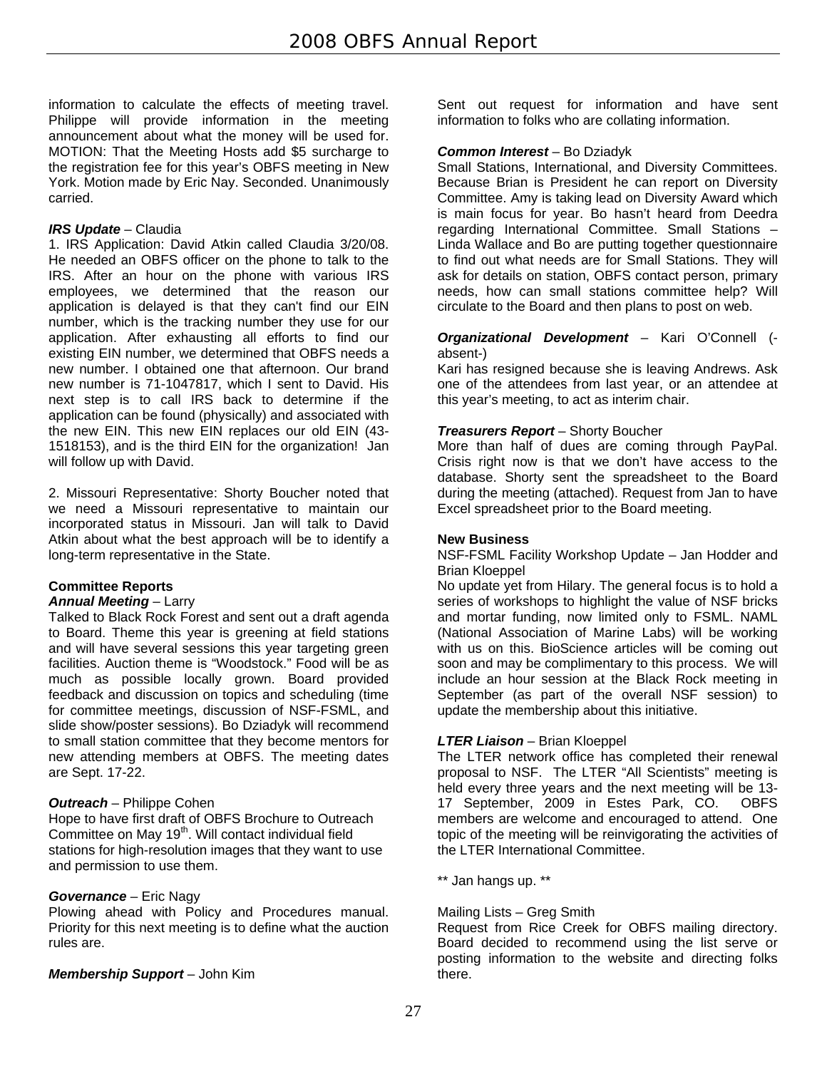information to calculate the effects of meeting travel. Philippe will provide information in the meeting announcement about what the money will be used for. MOTION: That the Meeting Hosts add $5 surcharge to the registration fee for this year's OBFS meeting in New York. Motion made by Eric Nay. Seconded. Unanimously carried.

***IRS Update*** – Claudia

1. IRS Application: David Atkin called Claudia 3/20/08. He needed an OBFS officer on the phone to talk to the IRS. After an hour on the phone with various IRS employees, we determined that the reason our application is delayed is that they can't find our EIN number, which is the tracking number they use for our application. After exhausting all efforts to find our existing EIN number, we determined that OBFS needs a new number. I obtained one that afternoon. Our brand new number is 71-1047817, which I sent to David. His next step is to call IRS back to determine if the application can be found (physically) and associated with the new EIN. This new EIN replaces our old EIN (43-1518153), and is the third EIN for the organization! Jan will follow up with David.

2. Missouri Representative: Shorty Boucher noted that we need a Missouri representative to maintain our incorporated status in Missouri. Jan will talk to David Atkin about what the best approach will be to identify a long-term representative in the State.

**Committee Reports**

***Annual Meeting*** – Larry

Talked to Black Rock Forest and sent out a draft agenda to Board. Theme this year is greening at field stations and will have several sessions this year targeting green facilities. Auction theme is "Woodstock." Food will be as much as possible locally grown. Board provided feedback and discussion on topics and scheduling (time for committee meetings, discussion of NSF-FSML, and slide show/poster sessions). Bo Dziadyk will recommend to small station committee that they become mentors for new attending members at OBFS. The meeting dates are Sept. 17-22.

***Outreach*** – Philippe Cohen

Hope to have first draft of OBFS Brochure to Outreach Committee on May 19th. Will contact individual field stations for high-resolution images that they want to use and permission to use them.

***Governance*** – Eric Nagy

Plowing ahead with Policy and Procedures manual. Priority for this next meeting is to define what the auction rules are.

***Membership Support*** – John Kim

Sent out request for information and have sent information to folks who are collating information.

***Common Interest*** – Bo Dziadyk

Small Stations, International, and Diversity Committees. Because Brian is President he can report on Diversity Committee. Amy is taking lead on Diversity Award which is main focus for year. Bo hasn't heard from Deedra regarding International Committee. Small Stations – Linda Wallace and Bo are putting together questionnaire to find out what needs are for Small Stations. They will ask for details on station, OBFS contact person, primary needs, how can small stations committee help? Will circulate to the Board and then plans to post on web.

***Organizational Development*** – Kari O'Connell (-absent-)

Kari has resigned because she is leaving Andrews. Ask one of the attendees from last year, or an attendee at this year's meeting, to act as interim chair.

***Treasurers Report*** – Shorty Boucher

More than half of dues are coming through PayPal. Crisis right now is that we don't have access to the database. Shorty sent the spreadsheet to the Board during the meeting (attached). Request from Jan to have Excel spreadsheet prior to the Board meeting.

**New Business**

NSF-FSML Facility Workshop Update – Jan Hodder and Brian Kloeppel

No update yet from Hilary. The general focus is to hold a series of workshops to highlight the value of NSF bricks and mortar funding, now limited only to FSML. NAML (National Association of Marine Labs) will be working with us on this. BioScience articles will be coming out soon and may be complimentary to this process. We will include an hour session at the Black Rock meeting in September (as part of the overall NSF session) to update the membership about this initiative.

***LTER Liaison*** – Brian Kloeppel

The LTER network office has completed their renewal proposal to NSF. The LTER "All Scientists" meeting is held every three years and the next meeting will be 13-17 September, 2009 in Estes Park, CO. OBFS members are welcome and encouraged to attend. One topic of the meeting will be reinvigorating the activities of the LTER International Committee.

** Jan hangs up. **

Mailing Lists – Greg Smith

Request from Rice Creek for OBFS mailing directory. Board decided to recommend using the list serve or posting information to the website and directing folks there.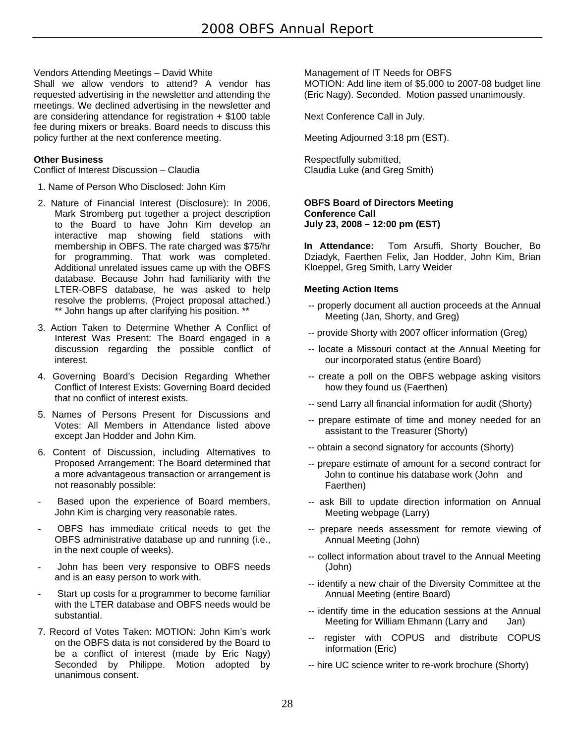Vendors Attending Meetings – David White
Shall we allow vendors to attend? A vendor has requested advertising in the newsletter and attending the meetings. We declined advertising in the newsletter and are considering attendance for registration + $100 table fee during mixers or breaks. Board needs to discuss this policy further at the next conference meeting.

**Other Business**
Conflict of Interest Discussion – Claudia

1. Name of Person Who Disclosed: John Kim
2. Nature of Financial Interest (Disclosure): In 2006, Mark Stromberg put together a project description to the Board to have John Kim develop an interactive map showing field stations with membership in OBFS. The rate charged was $75/hr for programming. That work was completed. Additional unrelated issues came up with the OBFS database. Because John had familiarity with the LTER-OBFS database, he was asked to help resolve the problems. (Project proposal attached.) ** John hangs up after clarifying his position. **
3. Action Taken to Determine Whether A Conflict of Interest Was Present: The Board engaged in a discussion regarding the possible conflict of interest.
4. Governing Board's Decision Regarding Whether Conflict of Interest Exists: Governing Board decided that no conflict of interest exists.
5. Names of Persons Present for Discussions and Votes: All Members in Attendance listed above except Jan Hodder and John Kim.
6. Content of Discussion, including Alternatives to Proposed Arrangement: The Board determined that a more advantageous transaction or arrangement is not reasonably possible:
   - Based upon the experience of Board members, John Kim is charging very reasonable rates.
   - OBFS has immediate critical needs to get the OBFS administrative database up and running (i.e., in the next couple of weeks).
   - John has been very responsive to OBFS needs and is an easy person to work with.
   - Start up costs for a programmer to become familiar with the LTER database and OBFS needs would be substantial.
7. Record of Votes Taken: MOTION: John Kim's work on the OBFS data is not considered by the Board to be a conflict of interest (made by Eric Nagy) Seconded by Philippe. Motion adopted by unanimous consent.

Management of IT Needs for OBFS
MOTION: Add line item of $5,000 to 2007-08 budget line (Eric Nagy). Seconded. Motion passed unanimously.

Next Conference Call in July.

Meeting Adjourned 3:18 pm (EST).

Respectfully submitted,
Claudia Luke (and Greg Smith)

**OBFS Board of Directors Meeting**
**Conference Call**
**July 23, 2008 – 12:00 pm (EST)**

**In Attendance:** Tom Arsuffi, Shorty Boucher, Bo Dziadyk, Faerthen Felix, Jan Hodder, John Kim, Brian Kloeppel, Greg Smith, Larry Weider

**Meeting Action Items**

- -- properly document all auction proceeds at the Annual Meeting (Jan, Shorty, and Greg)
- -- provide Shorty with 2007 officer information (Greg)
- -- locate a Missouri contact at the Annual Meeting for our incorporated status (entire Board)
- -- create a poll on the OBFS webpage asking visitors how they found us (Faerthen)
- -- send Larry all financial information for audit (Shorty)
- -- prepare estimate of time and money needed for an assistant to the Treasurer (Shorty)
- -- obtain a second signatory for accounts (Shorty)
- -- prepare estimate of amount for a second contract for John to continue his database work (John and Faerthen)
- -- ask Bill to update direction information on Annual Meeting webpage (Larry)
- -- prepare needs assessment for remote viewing of Annual Meeting (John)
- -- collect information about travel to the Annual Meeting (John)
- -- identify a new chair of the Diversity Committee at the Annual Meeting (entire Board)
- -- identify time in the education sessions at the Annual Meeting for William Ehmann (Larry and Jan)
- -- register with COPUS and distribute COPUS information (Eric)
- -- hire UC science writer to re-work brochure (Shorty)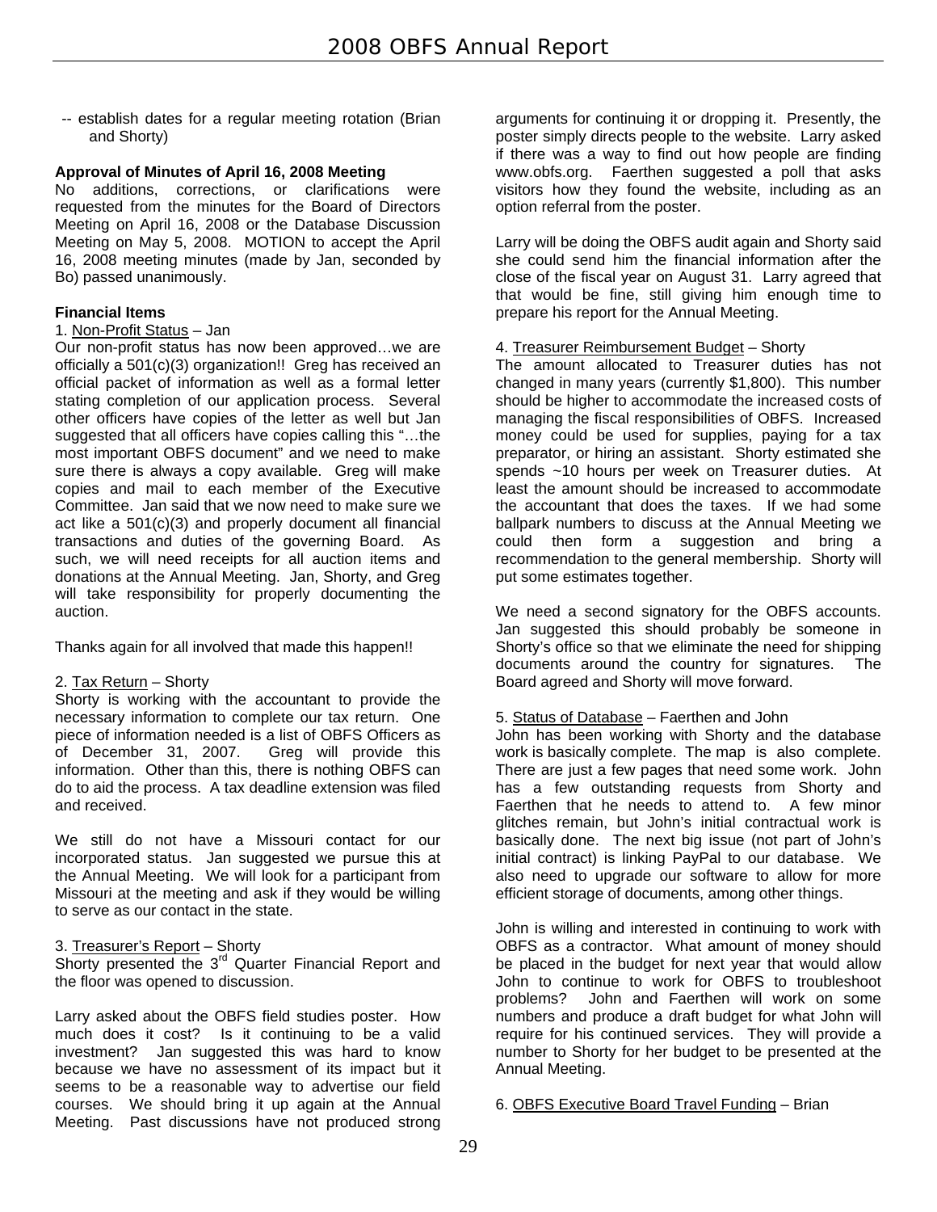-- establish dates for a regular meeting rotation (Brian and Shorty)

**Approval of Minutes of April 16, 2008 Meeting**

No additions, corrections, or clarifications were requested from the minutes for the Board of Directors Meeting on April 16, 2008 or the Database Discussion Meeting on May 5, 2008. MOTION to accept the April 16, 2008 meeting minutes (made by Jan, seconded by Bo) passed unanimously.

**Financial Items**

1. Non-Profit Status – Jan

Our non-profit status has now been approved…we are officially a 501(c)(3) organization!! Greg has received an official packet of information as well as a formal letter stating completion of our application process. Several other officers have copies of the letter as well but Jan suggested that all officers have copies calling this "…the most important OBFS document" and we need to make sure there is always a copy available. Greg will make copies and mail to each member of the Executive Committee. Jan said that we now need to make sure we act like a 501(c)(3) and properly document all financial transactions and duties of the governing Board. As such, we will need receipts for all auction items and donations at the Annual Meeting. Jan, Shorty, and Greg will take responsibility for properly documenting the auction.

Thanks again for all involved that made this happen!!

2. Tax Return – Shorty

Shorty is working with the accountant to provide the necessary information to complete our tax return. One piece of information needed is a list of OBFS Officers as of December 31, 2007. Greg will provide this information. Other than this, there is nothing OBFS can do to aid the process. A tax deadline extension was filed and received.

We still do not have a Missouri contact for our incorporated status. Jan suggested we pursue this at the Annual Meeting. We will look for a participant from Missouri at the meeting and ask if they would be willing to serve as our contact in the state.

3. Treasurer's Report – Shorty

Shorty presented the 3rd Quarter Financial Report and the floor was opened to discussion.

Larry asked about the OBFS field studies poster. How much does it cost? Is it continuing to be a valid investment? Jan suggested this was hard to know because we have no assessment of its impact but it seems to be a reasonable way to advertise our field courses. We should bring it up again at the Annual Meeting. Past discussions have not produced strong arguments for continuing it or dropping it. Presently, the poster simply directs people to the website. Larry asked if there was a way to find out how people are finding www.obfs.org. Faerthen suggested a poll that asks visitors how they found the website, including as an option referral from the poster.

Larry will be doing the OBFS audit again and Shorty said she could send him the financial information after the close of the fiscal year on August 31. Larry agreed that that would be fine, still giving him enough time to prepare his report for the Annual Meeting.

4. Treasurer Reimbursement Budget – Shorty

The amount allocated to Treasurer duties has not changed in many years (currently $1,800). This number should be higher to accommodate the increased costs of managing the fiscal responsibilities of OBFS. Increased money could be used for supplies, paying for a tax preparator, or hiring an assistant. Shorty estimated she spends ~10 hours per week on Treasurer duties. At least the amount should be increased to accommodate the accountant that does the taxes. If we had some ballpark numbers to discuss at the Annual Meeting we could then form a suggestion and bring a recommendation to the general membership. Shorty will put some estimates together.

We need a second signatory for the OBFS accounts. Jan suggested this should probably be someone in Shorty's office so that we eliminate the need for shipping documents around the country for signatures. The Board agreed and Shorty will move forward.

5. Status of Database – Faerthen and John

John has been working with Shorty and the database work is basically complete. The map is also complete. There are just a few pages that need some work. John has a few outstanding requests from Shorty and Faerthen that he needs to attend to. A few minor glitches remain, but John's initial contractual work is basically done. The next big issue (not part of John's initial contract) is linking PayPal to our database. We also need to upgrade our software to allow for more efficient storage of documents, among other things.

John is willing and interested in continuing to work with OBFS as a contractor. What amount of money should be placed in the budget for next year that would allow John to continue to work for OBFS to troubleshoot problems? John and Faerthen will work on some numbers and produce a draft budget for what John will require for his continued services. They will provide a number to Shorty for her budget to be presented at the Annual Meeting.

6. OBFS Executive Board Travel Funding – Brian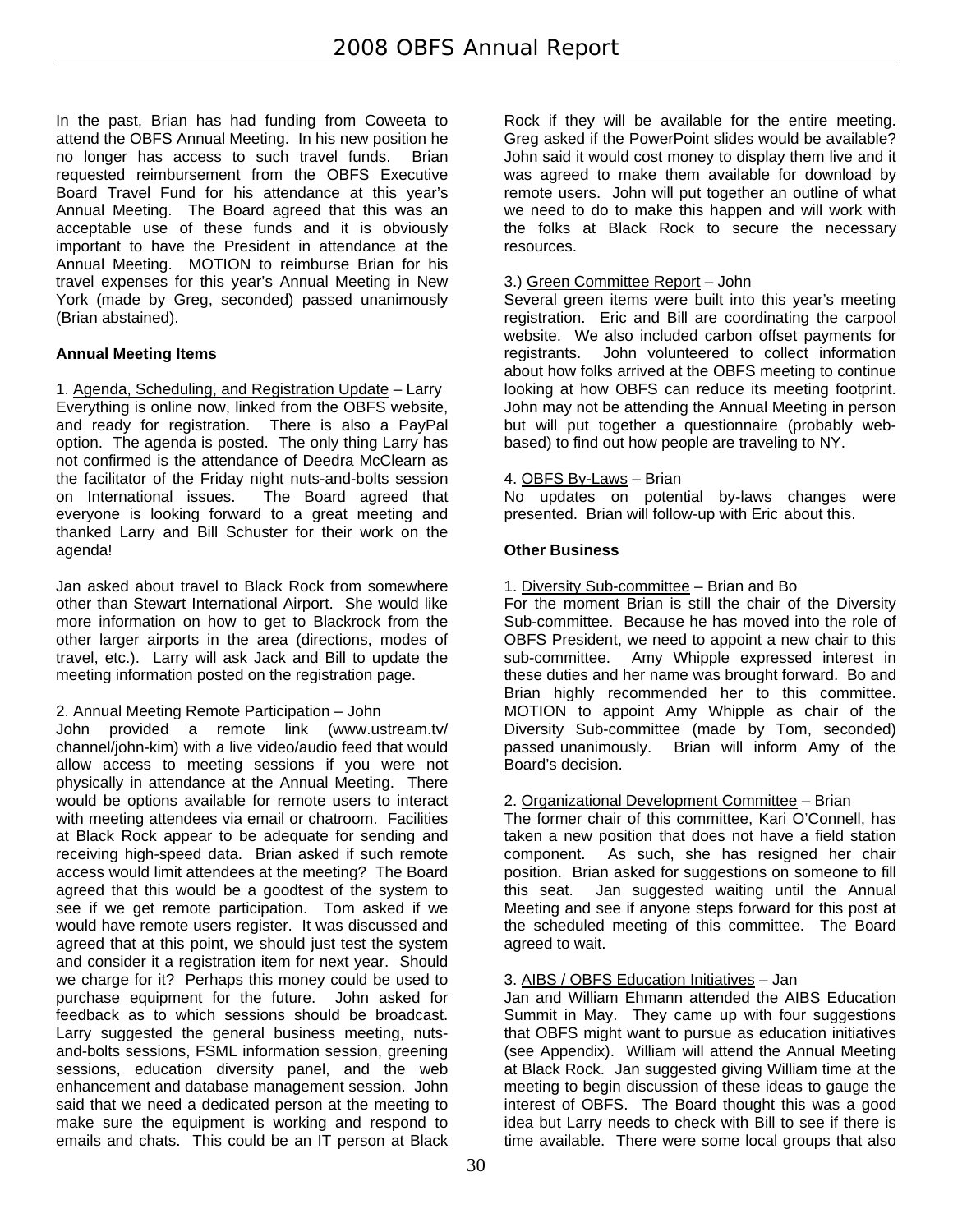In the past, Brian has had funding from Coweeta to attend the OBFS Annual Meeting. In his new position he no longer has access to such travel funds. Brian requested reimbursement from the OBFS Executive Board Travel Fund for his attendance at this year's Annual Meeting. The Board agreed that this was an acceptable use of these funds and it is obviously important to have the President in attendance at the Annual Meeting. MOTION to reimburse Brian for his travel expenses for this year's Annual Meeting in New York (made by Greg, seconded) passed unanimously (Brian abstained).

**Annual Meeting Items**

1. Agenda, Scheduling, and Registration Update – Larry
Everything is online now, linked from the OBFS website, and ready for registration. There is also a PayPal option. The agenda is posted. The only thing Larry has not confirmed is the attendance of Deedra McClearn as the facilitator of the Friday night nuts-and-bolts session on International issues. The Board agreed that everyone is looking forward to a great meeting and thanked Larry and Bill Schuster for their work on the agenda!

Jan asked about travel to Black Rock from somewhere other than Stewart International Airport. She would like more information on how to get to Blackrock from the other larger airports in the area (directions, modes of travel, etc.). Larry will ask Jack and Bill to update the meeting information posted on the registration page.

2. Annual Meeting Remote Participation – John
John provided a remote link (www.ustream.tv/channel/john-kim) with a live video/audio feed that would allow access to meeting sessions if you were not physically in attendance at the Annual Meeting. There would be options available for remote users to interact with meeting attendees via email or chatroom. Facilities at Black Rock appear to be adequate for sending and receiving high-speed data. Brian asked if such remote access would limit attendees at the meeting? The Board agreed that this would be a goodtest of the system to see if we get remote participation. Tom asked if we would have remote users register. It was discussed and agreed that at this point, we should just test the system and consider it a registration item for next year. Should we charge for it? Perhaps this money could be used to purchase equipment for the future. John asked for feedback as to which sessions should be broadcast. Larry suggested the general business meeting, nuts-and-bolts sessions, FSML information session, greening sessions, education diversity panel, and the web enhancement and database management session. John said that we need a dedicated person at the meeting to make sure the equipment is working and respond to emails and chats. This could be an IT person at Black Rock if they will be available for the entire meeting. Greg asked if the PowerPoint slides would be available? John said it would cost money to display them live and it was agreed to make them available for download by remote users. John will put together an outline of what we need to do to make this happen and will work with the folks at Black Rock to secure the necessary resources.

3.) Green Committee Report – John
Several green items were built into this year's meeting registration. Eric and Bill are coordinating the carpool website. We also included carbon offset payments for registrants. John volunteered to collect information about how folks arrived at the OBFS meeting to continue looking at how OBFS can reduce its meeting footprint. John may not be attending the Annual Meeting in person but will put together a questionnaire (probably web-based) to find out how people are traveling to NY.

4. OBFS By-Laws – Brian
No updates on potential by-laws changes were presented. Brian will follow-up with Eric about this.

**Other Business**

1. Diversity Sub-committee – Brian and Bo
For the moment Brian is still the chair of the Diversity Sub-committee. Because he has moved into the role of OBFS President, we need to appoint a new chair to this sub-committee. Amy Whipple expressed interest in these duties and her name was brought forward. Bo and Brian highly recommended her to this committee. MOTION to appoint Amy Whipple as chair of the Diversity Sub-committee (made by Tom, seconded) passed unanimously. Brian will inform Amy of the Board's decision.

2. Organizational Development Committee – Brian
The former chair of this committee, Kari O'Connell, has taken a new position that does not have a field station component. As such, she has resigned her chair position. Brian asked for suggestions on someone to fill this seat. Jan suggested waiting until the Annual Meeting and see if anyone steps forward for this post at the scheduled meeting of this committee. The Board agreed to wait.

3. AIBS / OBFS Education Initiatives – Jan
Jan and William Ehmann attended the AIBS Education Summit in May. They came up with four suggestions that OBFS might want to pursue as education initiatives (see Appendix). William will attend the Annual Meeting at Black Rock. Jan suggested giving William time at the meeting to begin discussion of these ideas to gauge the interest of OBFS. The Board thought this was a good idea but Larry needs to check with Bill to see if there is time available. There were some local groups that also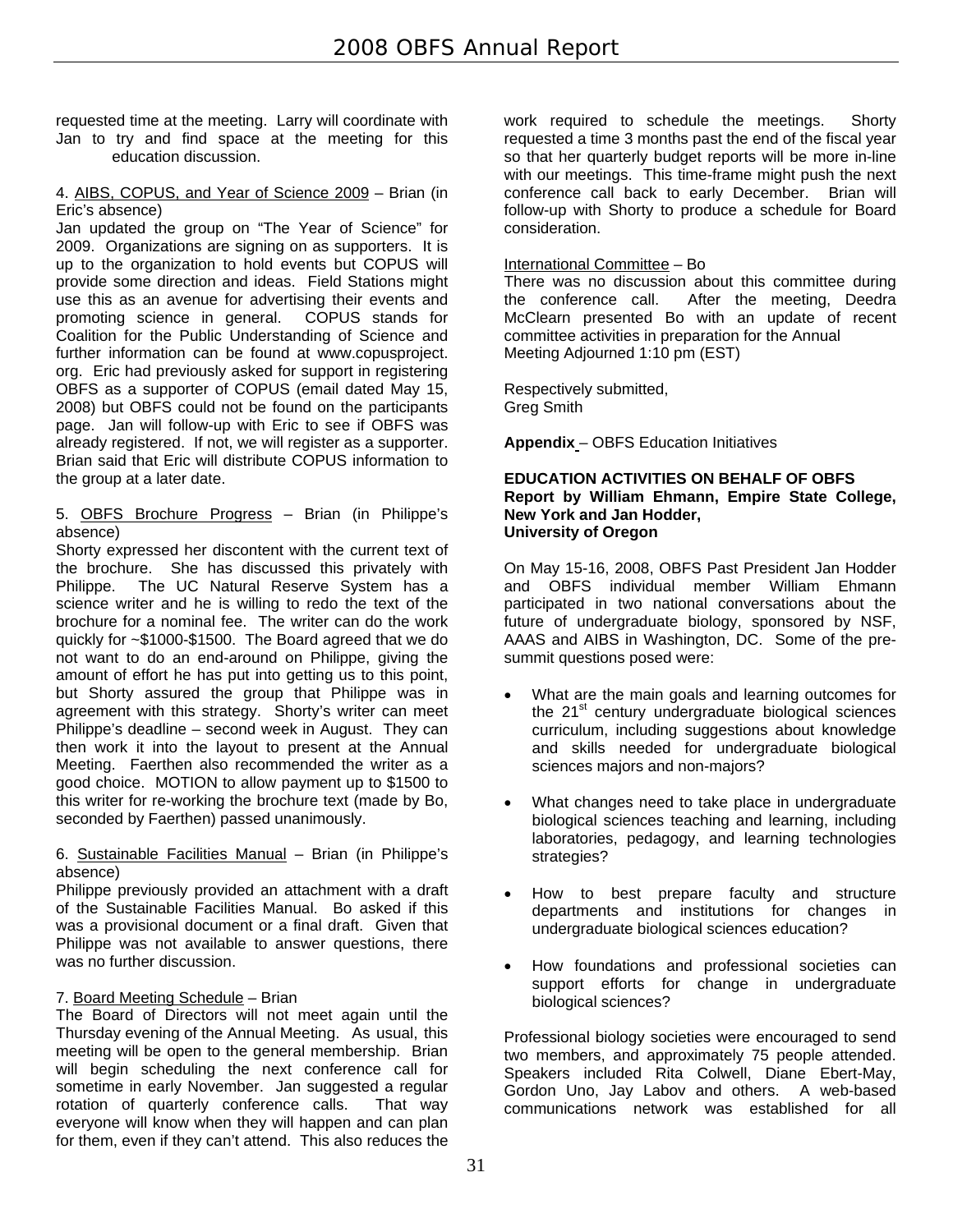requested time at the meeting. Larry will coordinate with Jan to try and find space at the meeting for this education discussion.

4. AIBS, COPUS, and Year of Science 2009 – Brian (in Eric's absence)

Jan updated the group on "The Year of Science" for 2009. Organizations are signing on as supporters. It is up to the organization to hold events but COPUS will provide some direction and ideas. Field Stations might use this as an avenue for advertising their events and promoting science in general. COPUS stands for Coalition for the Public Understanding of Science and further information can be found at www.copusproject.org. Eric had previously asked for support in registering OBFS as a supporter of COPUS (email dated May 15, 2008) but OBFS could not be found on the participants page. Jan will follow-up with Eric to see if OBFS was already registered. If not, we will register as a supporter. Brian said that Eric will distribute COPUS information to the group at a later date.

5. OBFS Brochure Progress – Brian (in Philippe's absence)

Shorty expressed her discontent with the current text of the brochure. She has discussed this privately with Philippe. The UC Natural Reserve System has a science writer and he is willing to redo the text of the brochure for a nominal fee. The writer can do the work quickly for ~$1000-$1500. The Board agreed that we do not want to do an end-around on Philippe, giving the amount of effort he has put into getting us to this point, but Shorty assured the group that Philippe was in agreement with this strategy. Shorty's writer can meet Philippe's deadline – second week in August. They can then work it into the layout to present at the Annual Meeting. Faerthen also recommended the writer as a good choice. MOTION to allow payment up to $1500 to this writer for re-working the brochure text (made by Bo, seconded by Faerthen) passed unanimously.

6. Sustainable Facilities Manual – Brian (in Philippe's absence)

Philippe previously provided an attachment with a draft of the Sustainable Facilities Manual. Bo asked if this was a provisional document or a final draft. Given that Philippe was not available to answer questions, there was no further discussion.

7. Board Meeting Schedule – Brian

The Board of Directors will not meet again until the Thursday evening of the Annual Meeting. As usual, this meeting will be open to the general membership. Brian will begin scheduling the next conference call for sometime in early November. Jan suggested a regular rotation of quarterly conference calls. That way everyone will know when they will happen and can plan for them, even if they can't attend. This also reduces the work required to schedule the meetings. Shorty requested a time 3 months past the end of the fiscal year so that her quarterly budget reports will be more in-line with our meetings. This time-frame might push the next conference call back to early December. Brian will follow-up with Shorty to produce a schedule for Board consideration.

International Committee – Bo

There was no discussion about this committee during the conference call. After the meeting, Deedra McClearn presented Bo with an update of recent committee activities in preparation for the Annual Meeting Adjourned 1:10 pm (EST)

Respectively submitted,
Greg Smith

**Appendix** – OBFS Education Initiatives

**EDUCATION ACTIVITIES ON BEHALF OF OBFS**
**Report by William Ehmann, Empire State College, New York and Jan Hodder, University of Oregon**

On May 15-16, 2008, OBFS Past President Jan Hodder and OBFS individual member William Ehmann participated in two national conversations about the future of undergraduate biology, sponsored by NSF, AAAS and AIBS in Washington, DC. Some of the pre-summit questions posed were:

- What are the main goals and learning outcomes for the 21st century undergraduate biological sciences curriculum, including suggestions about knowledge and skills needed for undergraduate biological sciences majors and non-majors?
- What changes need to take place in undergraduate biological sciences teaching and learning, including laboratories, pedagogy, and learning technologies strategies?
- How to best prepare faculty and structure departments and institutions for changes in undergraduate biological sciences education?
- How foundations and professional societies can support efforts for change in undergraduate biological sciences?

Professional biology societies were encouraged to send two members, and approximately 75 people attended. Speakers included Rita Colwell, Diane Ebert-May, Gordon Uno, Jay Labov and others. A web-based communications network was established for all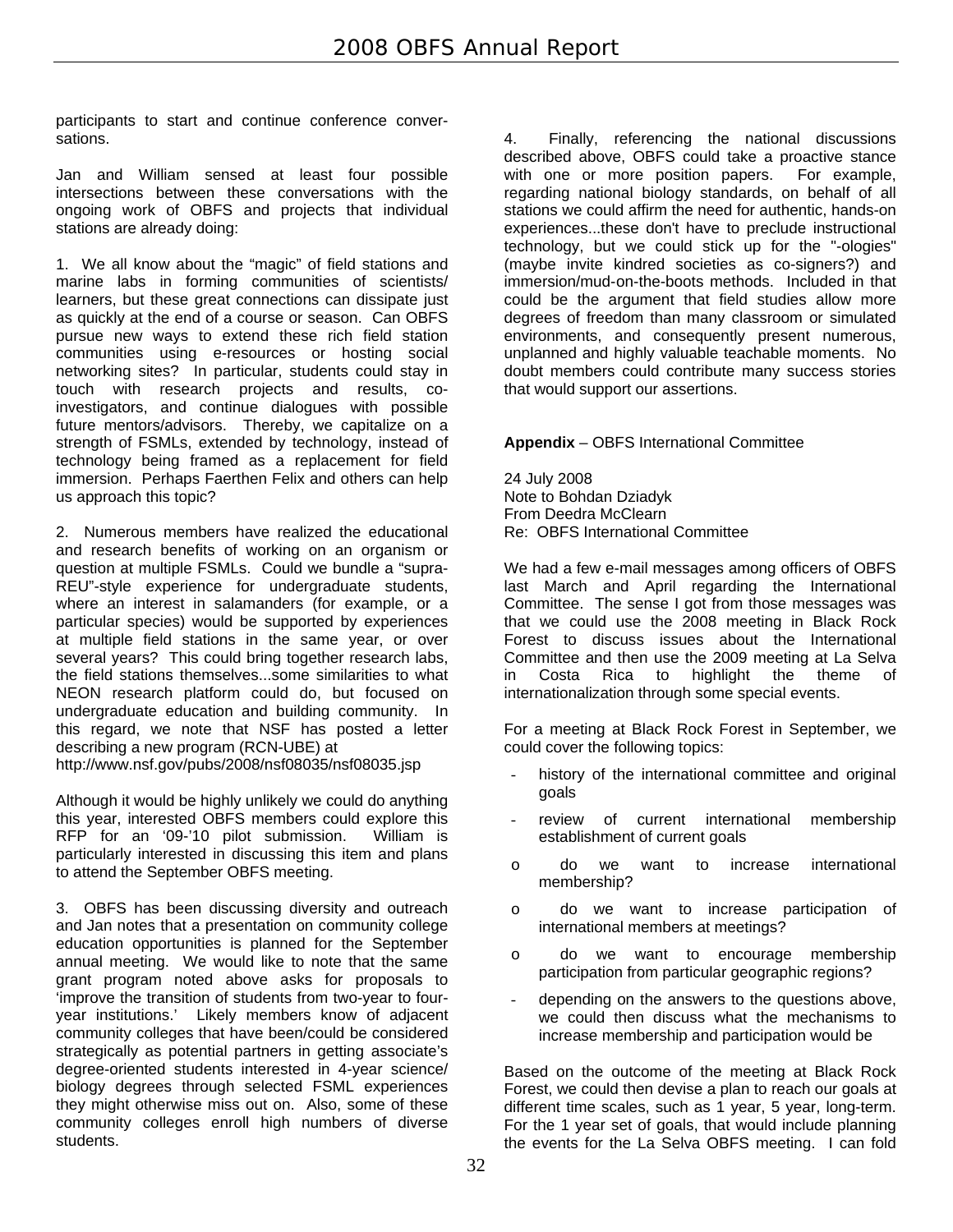participants to start and continue conference conversations.

Jan and William sensed at least four possible intersections between these conversations with the ongoing work of OBFS and projects that individual stations are already doing:

1. We all know about the "magic" of field stations and marine labs in forming communities of scientists/ learners, but these great connections can dissipate just as quickly at the end of a course or season. Can OBFS pursue new ways to extend these rich field station communities using e-resources or hosting social networking sites? In particular, students could stay in touch with research projects and results, co-investigators, and continue dialogues with possible future mentors/advisors. Thereby, we capitalize on a strength of FSMLs, extended by technology, instead of technology being framed as a replacement for field immersion. Perhaps Faerthen Felix and others can help us approach this topic?

2. Numerous members have realized the educational and research benefits of working on an organism or question at multiple FSMLs. Could we bundle a "supra-REU"-style experience for undergraduate students, where an interest in salamanders (for example, or a particular species) would be supported by experiences at multiple field stations in the same year, or over several years? This could bring together research labs, the field stations themselves...some similarities to what NEON research platform could do, but focused on undergraduate education and building community. In this regard, we note that NSF has posted a letter describing a new program (RCN-UBE) at http://www.nsf.gov/pubs/2008/nsf08035/nsf08035.jsp

Although it would be highly unlikely we could do anything this year, interested OBFS members could explore this RFP for an '09-'10 pilot submission. William is particularly interested in discussing this item and plans to attend the September OBFS meeting.

3. OBFS has been discussing diversity and outreach and Jan notes that a presentation on community college education opportunities is planned for the September annual meeting. We would like to note that the same grant program noted above asks for proposals to 'improve the transition of students from two-year to four-year institutions.' Likely members know of adjacent community colleges that have been/could be considered strategically as potential partners in getting associate's degree-oriented students interested in 4-year science/ biology degrees through selected FSML experiences they might otherwise miss out on. Also, some of these community colleges enroll high numbers of diverse students.

4. Finally, referencing the national discussions described above, OBFS could take a proactive stance with one or more position papers. For example, regarding national biology standards, on behalf of all stations we could affirm the need for authentic, hands-on experiences...these don't have to preclude instructional technology, but we could stick up for the "-ologies" (maybe invite kindred societies as co-signers?) and immersion/mud-on-the-boots methods. Included in that could be the argument that field studies allow more degrees of freedom than many classroom or simulated environments, and consequently present numerous, unplanned and highly valuable teachable moments. No doubt members could contribute many success stories that would support our assertions.

**Appendix** – OBFS International Committee

24 July 2008
Note to Bohdan Dziadyk
From Deedra McClearn
Re: OBFS International Committee

We had a few e-mail messages among officers of OBFS last March and April regarding the International Committee. The sense I got from those messages was that we could use the 2008 meeting in Black Rock Forest to discuss issues about the International Committee and then use the 2009 meeting at La Selva in Costa Rica to highlight the theme of internationalization through some special events.

For a meeting at Black Rock Forest in September, we could cover the following topics:

- history of the international committee and original goals
- review of current international membership establishment of current goals
    - o do we want to increase international membership?
    - o do we want to increase participation of international members at meetings?
    - o do we want to encourage membership participation from particular geographic regions?
- depending on the answers to the questions above, we could then discuss what the mechanisms to increase membership and participation would be

Based on the outcome of the meeting at Black Rock Forest, we could then devise a plan to reach our goals at different time scales, such as 1 year, 5 year, long-term. For the 1 year set of goals, that would include planning the events for the La Selva OBFS meeting. I can fold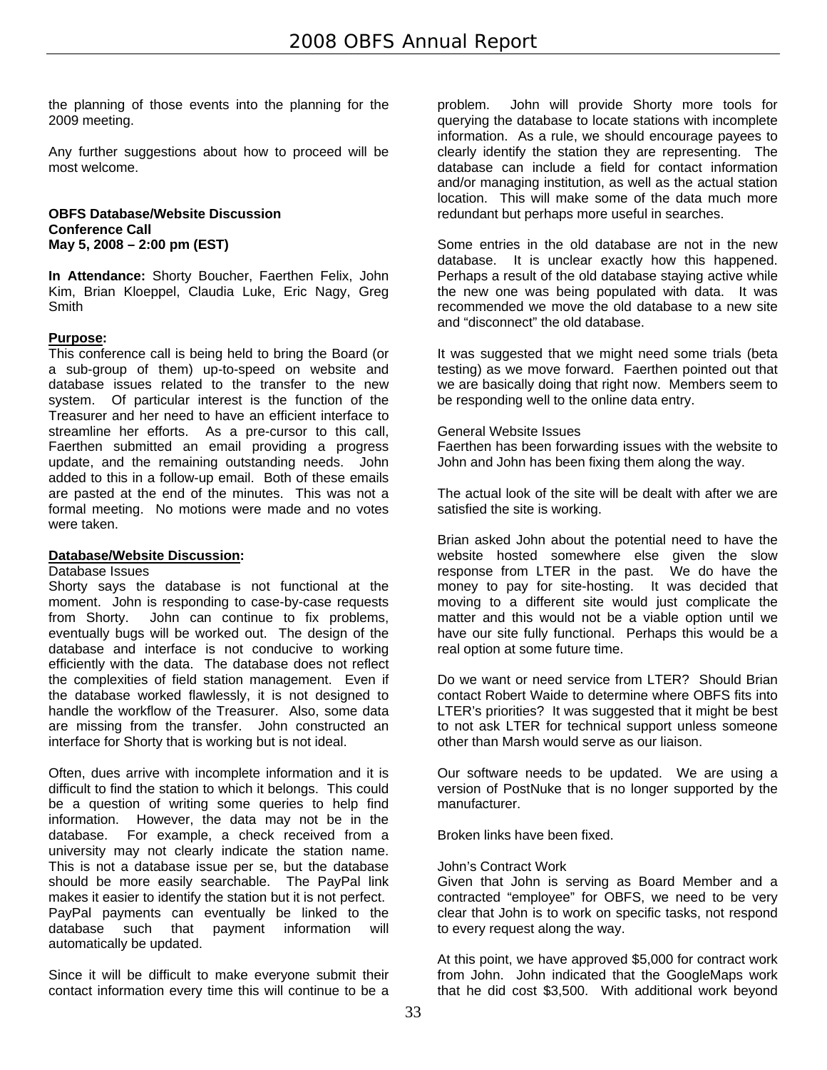the planning of those events into the planning for the 2009 meeting.

Any further suggestions about how to proceed will be most welcome.

**OBFS Database/Website Discussion**
**Conference Call**
**May 5, 2008 – 2:00 pm (EST)**

**In Attendance:** Shorty Boucher, Faerthen Felix, John Kim, Brian Kloeppel, Claudia Luke, Eric Nagy, Greg Smith

**Purpose:**

This conference call is being held to bring the Board (or a sub-group of them) up-to-speed on website and database issues related to the transfer to the new system. Of particular interest is the function of the Treasurer and her need to have an efficient interface to streamline her efforts. As a pre-cursor to this call, Faerthen submitted an email providing a progress update, and the remaining outstanding needs. John added to this in a follow-up email. Both of these emails are pasted at the end of the minutes. This was not a formal meeting. No motions were made and no votes were taken.

**Database/Website Discussion:**

Database Issues

Shorty says the database is not functional at the moment. John is responding to case-by-case requests from Shorty. John can continue to fix problems, eventually bugs will be worked out. The design of the database and interface is not conducive to working efficiently with the data. The database does not reflect the complexities of field station management. Even if the database worked flawlessly, it is not designed to handle the workflow of the Treasurer. Also, some data are missing from the transfer. John constructed an interface for Shorty that is working but is not ideal.

Often, dues arrive with incomplete information and it is difficult to find the station to which it belongs. This could be a question of writing some queries to help find information. However, the data may not be in the database. For example, a check received from a university may not clearly indicate the station name. This is not a database issue per se, but the database should be more easily searchable. The PayPal link makes it easier to identify the station but it is not perfect. PayPal payments can eventually be linked to the database such that payment information will automatically be updated.

Since it will be difficult to make everyone submit their contact information every time this will continue to be a problem. John will provide Shorty more tools for querying the database to locate stations with incomplete information. As a rule, we should encourage payees to clearly identify the station they are representing. The database can include a field for contact information and/or managing institution, as well as the actual station location. This will make some of the data much more redundant but perhaps more useful in searches.

Some entries in the old database are not in the new database. It is unclear exactly how this happened. Perhaps a result of the old database staying active while the new one was being populated with data. It was recommended we move the old database to a new site and "disconnect" the old database.

It was suggested that we might need some trials (beta testing) as we move forward. Faerthen pointed out that we are basically doing that right now. Members seem to be responding well to the online data entry.

General Website Issues

Faerthen has been forwarding issues with the website to John and John has been fixing them along the way.

The actual look of the site will be dealt with after we are satisfied the site is working.

Brian asked John about the potential need to have the website hosted somewhere else given the slow response from LTER in the past. We do have the money to pay for site-hosting. It was decided that moving to a different site would just complicate the matter and this would not be a viable option until we have our site fully functional. Perhaps this would be a real option at some future time.

Do we want or need service from LTER? Should Brian contact Robert Waide to determine where OBFS fits into LTER's priorities? It was suggested that it might be best to not ask LTER for technical support unless someone other than Marsh would serve as our liaison.

Our software needs to be updated. We are using a version of PostNuke that is no longer supported by the manufacturer.

Broken links have been fixed.

John's Contract Work

Given that John is serving as Board Member and a contracted "employee" for OBFS, we need to be very clear that John is to work on specific tasks, not respond to every request along the way.

At this point, we have approved $5,000 for contract work from John. John indicated that the GoogleMaps work that he did cost $3,500. With additional work beyond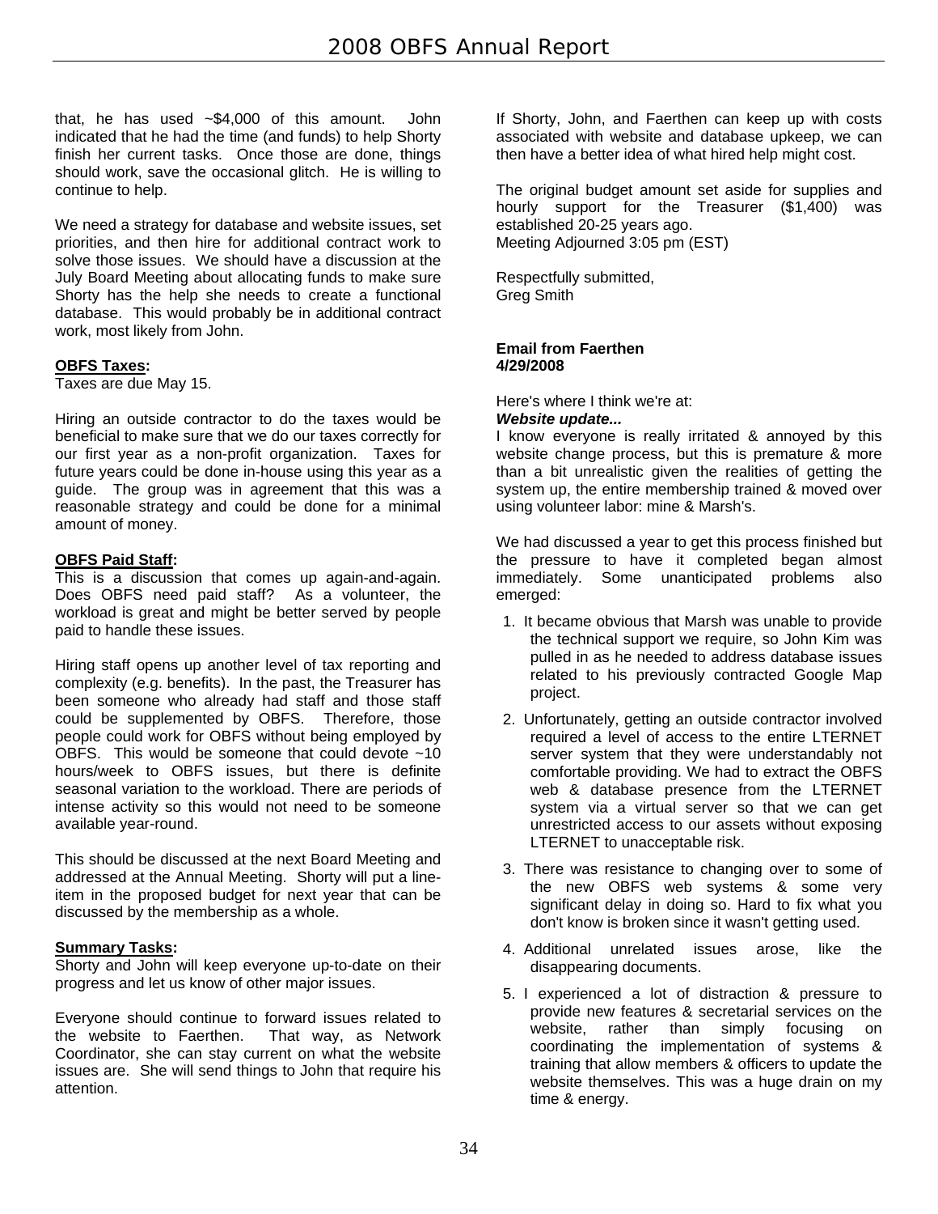that, he has used ~$4,000 of this amount. John indicated that he had the time (and funds) to help Shorty finish her current tasks. Once those are done, things should work, save the occasional glitch. He is willing to continue to help.

We need a strategy for database and website issues, set priorities, and then hire for additional contract work to solve those issues. We should have a discussion at the July Board Meeting about allocating funds to make sure Shorty has the help she needs to create a functional database. This would probably be in additional contract work, most likely from John.

**OBFS Taxes:**

Taxes are due May 15.

Hiring an outside contractor to do the taxes would be beneficial to make sure that we do our taxes correctly for our first year as a non-profit organization. Taxes for future years could be done in-house using this year as a guide. The group was in agreement that this was a reasonable strategy and could be done for a minimal amount of money.

**OBFS Paid Staff:**

This is a discussion that comes up again-and-again. Does OBFS need paid staff? As a volunteer, the workload is great and might be better served by people paid to handle these issues.

Hiring staff opens up another level of tax reporting and complexity (e.g. benefits). In the past, the Treasurer has been someone who already had staff and those staff could be supplemented by OBFS. Therefore, those people could work for OBFS without being employed by OBFS. This would be someone that could devote ~10 hours/week to OBFS issues, but there is definite seasonal variation to the workload. There are periods of intense activity so this would not need to be someone available year-round.

This should be discussed at the next Board Meeting and addressed at the Annual Meeting. Shorty will put a line-item in the proposed budget for next year that can be discussed by the membership as a whole.

**Summary Tasks:**

Shorty and John will keep everyone up-to-date on their progress and let us know of other major issues.

Everyone should continue to forward issues related to the website to Faerthen. That way, as Network Coordinator, she can stay current on what the website issues are. She will send things to John that require his attention.

If Shorty, John, and Faerthen can keep up with costs associated with website and database upkeep, we can then have a better idea of what hired help might cost.

The original budget amount set aside for supplies and hourly support for the Treasurer ($1,400) was established 20-25 years ago.
Meeting Adjourned 3:05 pm (EST)

Respectfully submitted,
Greg Smith

**Email from Faerthen**
**4/29/2008**

Here's where I think we're at:
***Website update...***
I know everyone is really irritated & annoyed by this website change process, but this is premature & more than a bit unrealistic given the realities of getting the system up, the entire membership trained & moved over using volunteer labor: mine & Marsh's.

We had discussed a year to get this process finished but the pressure to have it completed began almost immediately. Some unanticipated problems also emerged:

1. It became obvious that Marsh was unable to provide the technical support we require, so John Kim was pulled in as he needed to address database issues related to his previously contracted Google Map project.
2. Unfortunately, getting an outside contractor involved required a level of access to the entire LTERNET server system that they were understandably not comfortable providing. We had to extract the OBFS web & database presence from the LTERNET system via a virtual server so that we can get unrestricted access to our assets without exposing LTERNET to unacceptable risk.
3. There was resistance to changing over to some of the new OBFS web systems & some very significant delay in doing so. Hard to fix what you don't know is broken since it wasn't getting used.
4. Additional unrelated issues arose, like the disappearing documents.
5. I experienced a lot of distraction & pressure to provide new features & secretarial services on the website, rather than simply focusing on coordinating the implementation of systems & training that allow members & officers to update the website themselves. This was a huge drain on my time & energy.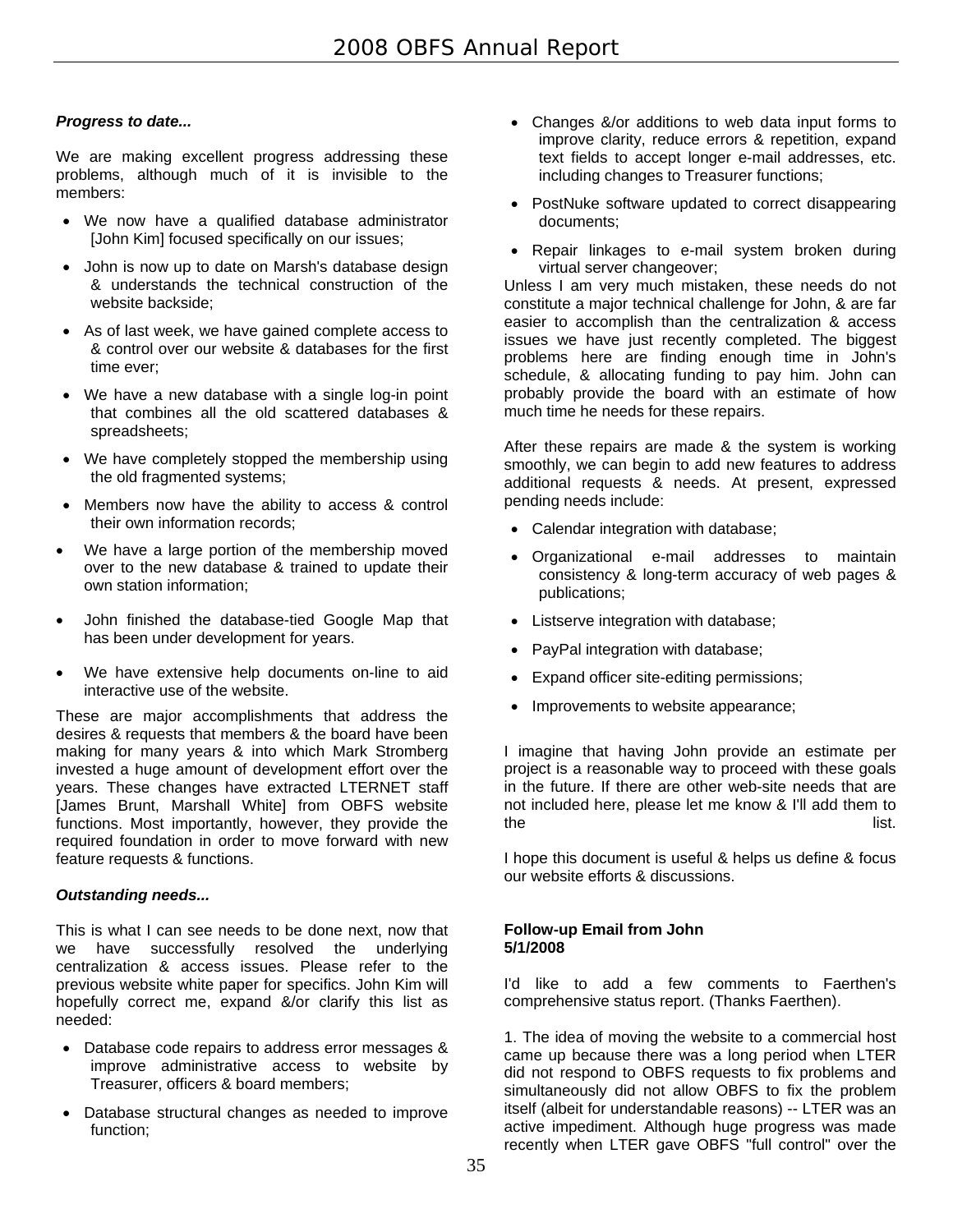***Progress to date...***

We are making excellent progress addressing these problems, although much of it is invisible to the members:

- We now have a qualified database administrator [John Kim] focused specifically on our issues;
- John is now up to date on Marsh's database design & understands the technical construction of the website backside;
- As of last week, we have gained complete access to & control over our website & databases for the first time ever;
- We have a new database with a single log-in point that combines all the old scattered databases & spreadsheets;
- We have completely stopped the membership using the old fragmented systems;
- Members now have the ability to access & control their own information records;
- We have a large portion of the membership moved over to the new database & trained to update their own station information;
- John finished the database-tied Google Map that has been under development for years.
- We have extensive help documents on-line to aid interactive use of the website.

These are major accomplishments that address the desires & requests that members & the board have been making for many years & into which Mark Stromberg invested a huge amount of development effort over the years. These changes have extracted LTERNET staff [James Brunt, Marshall White] from OBFS website functions. Most importantly, however, they provide the required foundation in order to move forward with new feature requests & functions.

***Outstanding needs...***

This is what I can see needs to be done next, now that we have successfully resolved the underlying centralization & access issues. Please refer to the previous website white paper for specifics. John Kim will hopefully correct me, expand &/or clarify this list as needed:

- Database code repairs to address error messages & improve administrative access to website by Treasurer, officers & board members;
- Database structural changes as needed to improve function;
- Changes &/or additions to web data input forms to improve clarity, reduce errors & repetition, expand text fields to accept longer e-mail addresses, etc. including changes to Treasurer functions;
- PostNuke software updated to correct disappearing documents;
- Repair linkages to e-mail system broken during virtual server changeover;

Unless I am very much mistaken, these needs do not constitute a major technical challenge for John, & are far easier to accomplish than the centralization & access issues we have just recently completed. The biggest problems here are finding enough time in John's schedule, & allocating funding to pay him. John can probably provide the board with an estimate of how much time he needs for these repairs.

After these repairs are made & the system is working smoothly, we can begin to add new features to address additional requests & needs. At present, expressed pending needs include:

- Calendar integration with database;
- Organizational e-mail addresses to maintain consistency & long-term accuracy of web pages & publications;
- Listserve integration with database;
- PayPal integration with database;
- Expand officer site-editing permissions;
- Improvements to website appearance;

I imagine that having John provide an estimate per project is a reasonable way to proceed with these goals in the future. If there are other web-site needs that are not included here, please let me know & I'll add them to the list.

I hope this document is useful & helps us define & focus our website efforts & discussions.

**Follow-up Email from John**
**5/1/2008**

I'd like to add a few comments to Faerthen's comprehensive status report. (Thanks Faerthen).

1. The idea of moving the website to a commercial host came up because there was a long period when LTER did not respond to OBFS requests to fix problems and simultaneously did not allow OBFS to fix the problem itself (albeit for understandable reasons) -- LTER was an active impediment. Although huge progress was made recently when LTER gave OBFS "full control" over the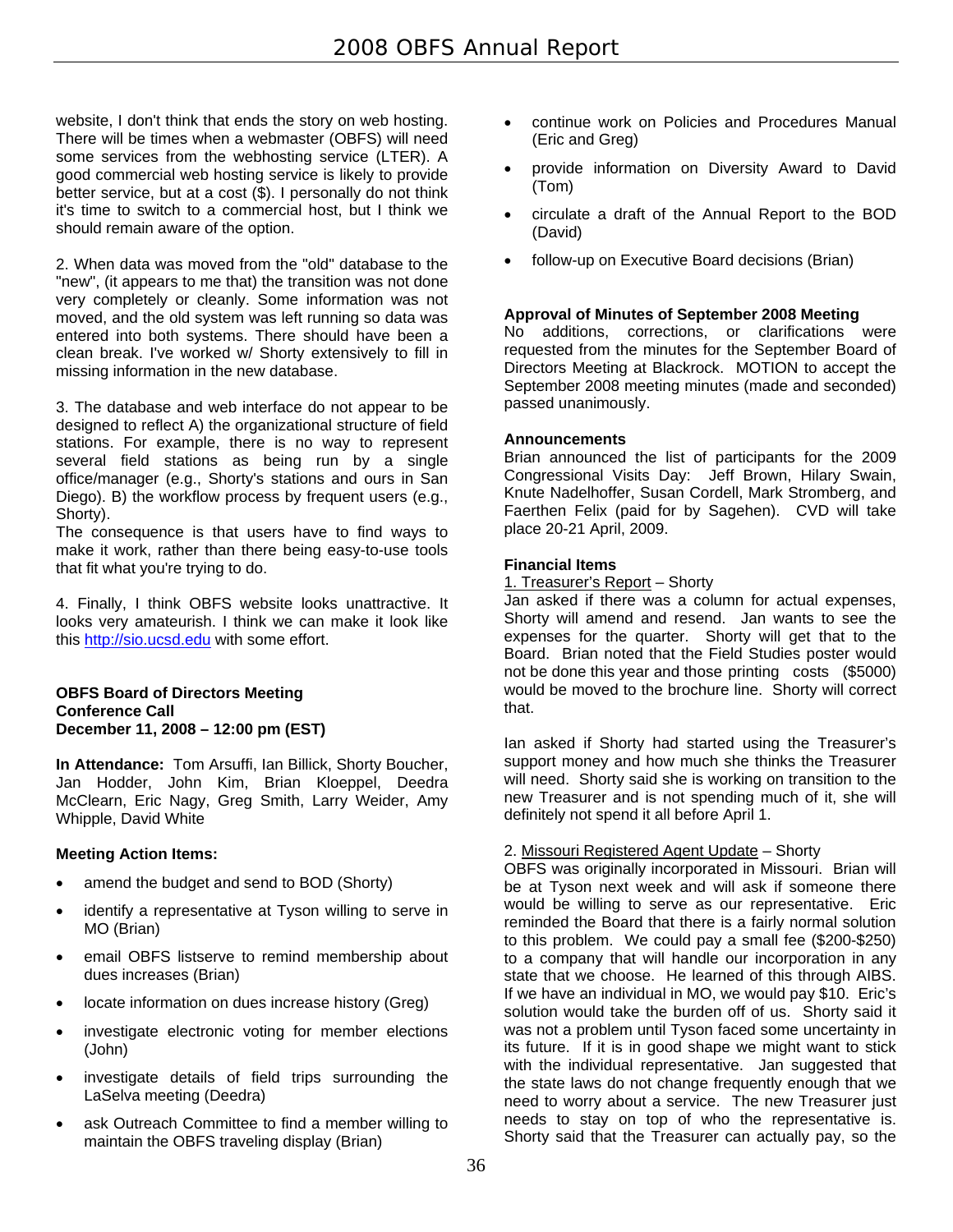website, I don't think that ends the story on web hosting. There will be times when a webmaster (OBFS) will need some services from the webhosting service (LTER). A good commercial web hosting service is likely to provide better service, but at a cost ($). I personally do not think it's time to switch to a commercial host, but I think we should remain aware of the option.

2. When data was moved from the "old" database to the "new", (it appears to me that) the transition was not done very completely or cleanly. Some information was not moved, and the old system was left running so data was entered into both systems. There should have been a clean break. I've worked w/ Shorty extensively to fill in missing information in the new database.

3. The database and web interface do not appear to be designed to reflect A) the organizational structure of field stations. For example, there is no way to represent several field stations as being run by a single office/manager (e.g., Shorty's stations and ours in San Diego). B) the workflow process by frequent users (e.g., Shorty).
The consequence is that users have to find ways to make it work, rather than there being easy-to-use tools that fit what you're trying to do.

4. Finally, I think OBFS website looks unattractive. It looks very amateurish. I think we can make it look like this http://sio.ucsd.edu with some effort.

**OBFS Board of Directors Meeting**
**Conference Call**
**December 11, 2008 – 12:00 pm (EST)**

**In Attendance:** Tom Arsuffi, Ian Billick, Shorty Boucher, Jan Hodder, John Kim, Brian Kloeppel, Deedra McClearn, Eric Nagy, Greg Smith, Larry Weider, Amy Whipple, David White

**Meeting Action Items:**

- amend the budget and send to BOD (Shorty)
- identify a representative at Tyson willing to serve in MO (Brian)
- email OBFS listserve to remind membership about dues increases (Brian)
- locate information on dues increase history (Greg)
- investigate electronic voting for member elections (John)
- investigate details of field trips surrounding the LaSelva meeting (Deedra)
- ask Outreach Committee to find a member willing to maintain the OBFS traveling display (Brian)
- continue work on Policies and Procedures Manual (Eric and Greg)
- provide information on Diversity Award to David (Tom)
- circulate a draft of the Annual Report to the BOD (David)
- follow-up on Executive Board decisions (Brian)

**Approval of Minutes of September 2008 Meeting**
No additions, corrections, or clarifications were requested from the minutes for the September Board of Directors Meeting at Blackrock. MOTION to accept the September 2008 meeting minutes (made and seconded) passed unanimously.

**Announcements**
Brian announced the list of participants for the 2009 Congressional Visits Day: Jeff Brown, Hilary Swain, Knute Nadelhoffer, Susan Cordell, Mark Stromberg, and Faerthen Felix (paid for by Sagehen). CVD will take place 20-21 April, 2009.

**Financial Items**
1. Treasurer's Report – Shorty
Jan asked if there was a column for actual expenses, Shorty will amend and resend. Jan wants to see the expenses for the quarter. Shorty will get that to the Board. Brian noted that the Field Studies poster would not be done this year and those printing costs ($5000) would be moved to the brochure line. Shorty will correct that.

Ian asked if Shorty had started using the Treasurer's support money and how much she thinks the Treasurer will need. Shorty said she is working on transition to the new Treasurer and is not spending much of it, she will definitely not spend it all before April 1.

2. Missouri Registered Agent Update – Shorty
OBFS was originally incorporated in Missouri. Brian will be at Tyson next week and will ask if someone there would be willing to serve as our representative. Eric reminded the Board that there is a fairly normal solution to this problem. We could pay a small fee ($200-$250) to a company that will handle our incorporation in any state that we choose. He learned of this through AIBS. If we have an individual in MO, we would pay $10. Eric's solution would take the burden off of us. Shorty said it was not a problem until Tyson faced some uncertainty in its future. If it is in good shape we might want to stick with the individual representative. Jan suggested that the state laws do not change frequently enough that we need to worry about a service. The new Treasurer just needs to stay on top of who the representative is. Shorty said that the Treasurer can actually pay, so the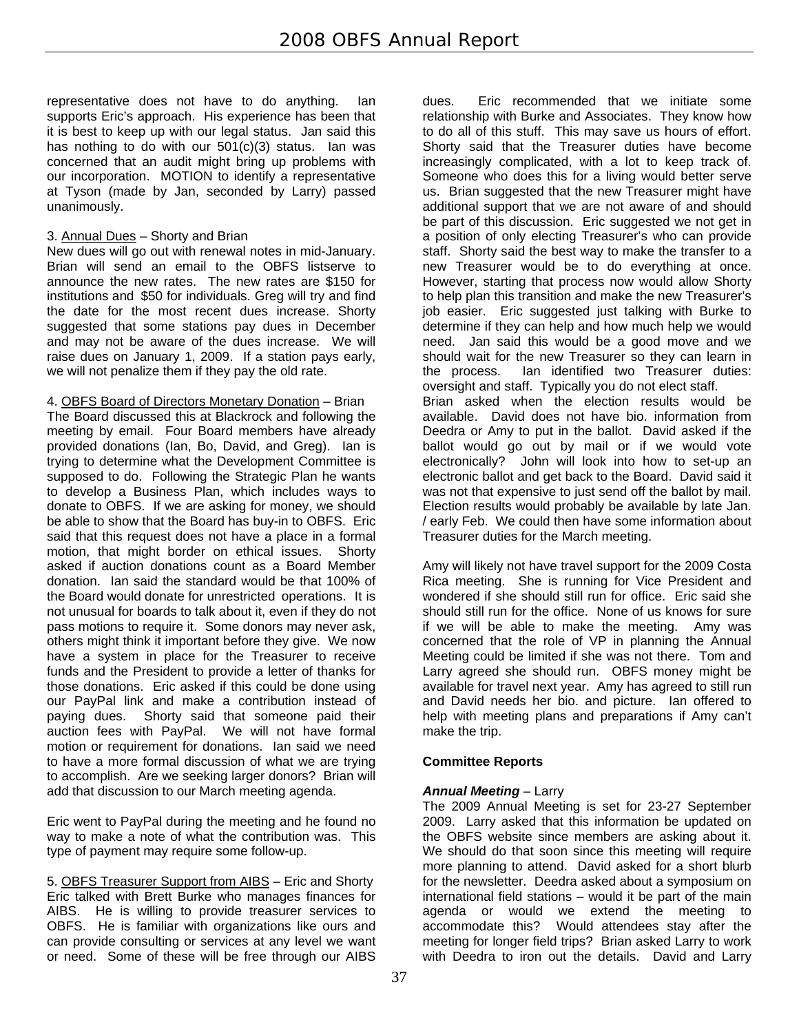representative does not have to do anything. Ian supports Eric's approach. His experience has been that it is best to keep up with our legal status. Jan said this has nothing to do with our 501(c)(3) status. Ian was concerned that an audit might bring up problems with our incorporation. MOTION to identify a representative at Tyson (made by Jan, seconded by Larry) passed unanimously.

3. Annual Dues – Shorty and Brian
New dues will go out with renewal notes in mid-January. Brian will send an email to the OBFS listserve to announce the new rates. The new rates are $150 for institutions and $50 for individuals. Greg will try and find the date for the most recent dues increase. Shorty suggested that some stations pay dues in December and may not be aware of the dues increase. We will raise dues on January 1, 2009. If a station pays early, we will not penalize them if they pay the old rate.

4. OBFS Board of Directors Monetary Donation – Brian
The Board discussed this at Blackrock and following the meeting by email. Four Board members have already provided donations (Ian, Bo, David, and Greg). Ian is trying to determine what the Development Committee is supposed to do. Following the Strategic Plan he wants to develop a Business Plan, which includes ways to donate to OBFS. If we are asking for money, we should be able to show that the Board has buy-in to OBFS. Eric said that this request does not have a place in a formal motion, that might border on ethical issues. Shorty asked if auction donations count as a Board Member donation. Ian said the standard would be that 100% of the Board would donate for unrestricted operations. It is not unusual for boards to talk about it, even if they do not pass motions to require it. Some donors may never ask, others might think it important before they give. We now have a system in place for the Treasurer to receive funds and the President to provide a letter of thanks for those donations. Eric asked if this could be done using our PayPal link and make a contribution instead of paying dues. Shorty said that someone paid their auction fees with PayPal. We will not have formal motion or requirement for donations. Ian said we need to have a more formal discussion of what we are trying to accomplish. Are we seeking larger donors? Brian will add that discussion to our March meeting agenda.

Eric went to PayPal during the meeting and he found no way to make a note of what the contribution was. This type of payment may require some follow-up.

5. OBFS Treasurer Support from AIBS – Eric and Shorty
Eric talked with Brett Burke who manages finances for AIBS. He is willing to provide treasurer services to OBFS. He is familiar with organizations like ours and can provide consulting or services at any level we want or need. Some of these will be free through our AIBS dues. Eric recommended that we initiate some relationship with Burke and Associates. They know how to do all of this stuff. This may save us hours of effort. Shorty said that the Treasurer duties have become increasingly complicated, with a lot to keep track of. Someone who does this for a living would better serve us. Brian suggested that the new Treasurer might have additional support that we are not aware of and should be part of this discussion. Eric suggested we not get in a position of only electing Treasurer's who can provide staff. Shorty said the best way to make the transfer to a new Treasurer would be to do everything at once. However, starting that process now would allow Shorty to help plan this transition and make the new Treasurer's job easier. Eric suggested just talking with Burke to determine if they can help and how much help we would need. Jan said this would be a good move and we should wait for the new Treasurer so they can learn in the process. Ian identified two Treasurer duties: oversight and staff. Typically you do not elect staff.
Brian asked when the election results would be available. David does not have bio. information from Deedra or Amy to put in the ballot. David asked if the ballot would go out by mail or if we would vote electronically? John will look into how to set-up an electronic ballot and get back to the Board. David said it was not that expensive to just send off the ballot by mail. Election results would probably be available by late Jan. / early Feb. We could then have some information about Treasurer duties for the March meeting.

Amy will likely not have travel support for the 2009 Costa Rica meeting. She is running for Vice President and wondered if she should still run for office. Eric said she should still run for the office. None of us knows for sure if we will be able to make the meeting. Amy was concerned that the role of VP in planning the Annual Meeting could be limited if she was not there. Tom and Larry agreed she should run. OBFS money might be available for travel next year. Amy has agreed to still run and David needs her bio. and picture. Ian offered to help with meeting plans and preparations if Amy can't make the trip.

**Committee Reports**

***Annual Meeting*** – Larry
The 2009 Annual Meeting is set for 23-27 September 2009. Larry asked that this information be updated on the OBFS website since members are asking about it. We should do that soon since this meeting will require more planning to attend. David asked for a short blurb for the newsletter. Deedra asked about a symposium on international field stations – would it be part of the main agenda or would we extend the meeting to accommodate this? Would attendees stay after the meeting for longer field trips? Brian asked Larry to work with Deedra to iron out the details. David and Larry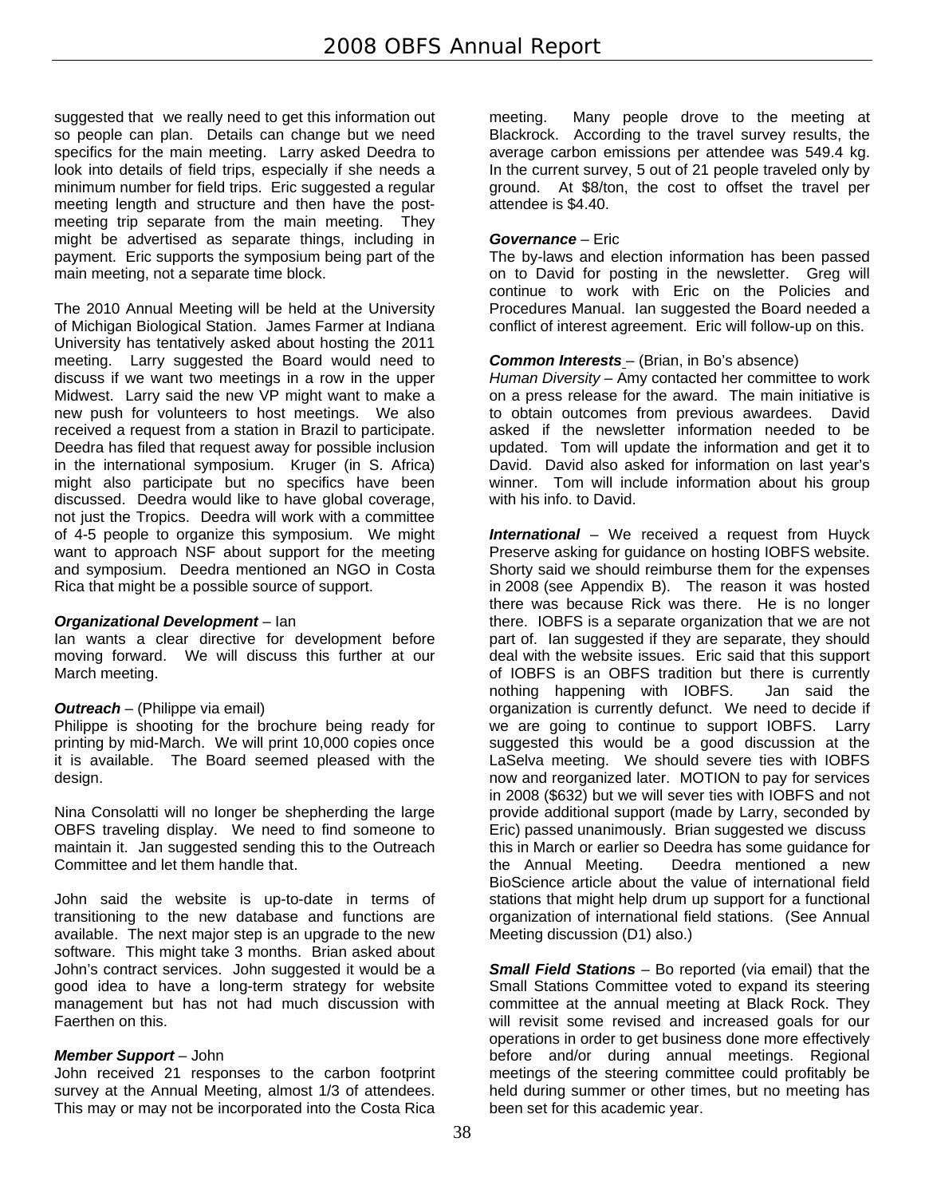suggested that we really need to get this information out so people can plan. Details can change but we need specifics for the main meeting. Larry asked Deedra to look into details of field trips, especially if she needs a minimum number for field trips. Eric suggested a regular meeting length and structure and then have the post-meeting trip separate from the main meeting. They might be advertised as separate things, including in payment. Eric supports the symposium being part of the main meeting, not a separate time block.

The 2010 Annual Meeting will be held at the University of Michigan Biological Station. James Farmer at Indiana University has tentatively asked about hosting the 2011 meeting. Larry suggested the Board would need to discuss if we want two meetings in a row in the upper Midwest. Larry said the new VP might want to make a new push for volunteers to host meetings. We also received a request from a station in Brazil to participate. Deedra has filed that request away for possible inclusion in the international symposium. Kruger (in S. Africa) might also participate but no specifics have been discussed. Deedra would like to have global coverage, not just the Tropics. Deedra will work with a committee of 4-5 people to organize this symposium. We might want to approach NSF about support for the meeting and symposium. Deedra mentioned an NGO in Costa Rica that might be a possible source of support.

***Organizational Development*** – Ian

Ian wants a clear directive for development before moving forward. We will discuss this further at our March meeting.

***Outreach*** – (Philippe via email)

Philippe is shooting for the brochure being ready for printing by mid-March. We will print 10,000 copies once it is available. The Board seemed pleased with the design.

Nina Consolatti will no longer be shepherding the large OBFS traveling display. We need to find someone to maintain it. Jan suggested sending this to the Outreach Committee and let them handle that.

John said the website is up-to-date in terms of transitioning to the new database and functions are available. The next major step is an upgrade to the new software. This might take 3 months. Brian asked about John's contract services. John suggested it would be a good idea to have a long-term strategy for website management but has not had much discussion with Faerthen on this.

***Member Support*** – John

John received 21 responses to the carbon footprint survey at the Annual Meeting, almost 1/3 of attendees. This may or may not be incorporated into the Costa Rica meeting. Many people drove to the meeting at Blackrock. According to the travel survey results, the average carbon emissions per attendee was 549.4 kg. In the current survey, 5 out of 21 people traveled only by ground. At $8/ton, the cost to offset the travel per attendee is $4.40.

***Governance*** – Eric

The by-laws and election information has been passed on to David for posting in the newsletter. Greg will continue to work with Eric on the Policies and Procedures Manual. Ian suggested the Board needed a conflict of interest agreement. Eric will follow-up on this.

***Common Interests*** – (Brian, in Bo's absence)

*Human Diversity* – Amy contacted her committee to work on a press release for the award. The main initiative is to obtain outcomes from previous awardees. David asked if the newsletter information needed to be updated. Tom will update the information and get it to David. David also asked for information on last year's winner. Tom will include information about his group with his info. to David.

***International*** – We received a request from Huyck Preserve asking for guidance on hosting IOBFS website. Shorty said we should reimburse them for the expenses in 2008 (see Appendix B). The reason it was hosted there was because Rick was there. He is no longer there. IOBFS is a separate organization that we are not part of. Ian suggested if they are separate, they should deal with the website issues. Eric said that this support of IOBFS is an OBFS tradition but there is currently nothing happening with IOBFS. Jan said the organization is currently defunct. We need to decide if we are going to continue to support IOBFS. Larry suggested this would be a good discussion at the LaSelva meeting. We should severe ties with IOBFS now and reorganized later. MOTION to pay for services in 2008 ($632) but we will sever ties with IOBFS and not provide additional support (made by Larry, seconded by Eric) passed unanimously. Brian suggested we discuss this in March or earlier so Deedra has some guidance for the Annual Meeting. Deedra mentioned a new BioScience article about the value of international field stations that might help drum up support for a functional organization of international field stations. (See Annual Meeting discussion (D1) also.)

***Small Field Stations*** – Bo reported (via email) that the Small Stations Committee voted to expand its steering committee at the annual meeting at Black Rock. They will revisit some revised and increased goals for our operations in order to get business done more effectively before and/or during annual meetings. Regional meetings of the steering committee could profitably be held during summer or other times, but no meeting has been set for this academic year.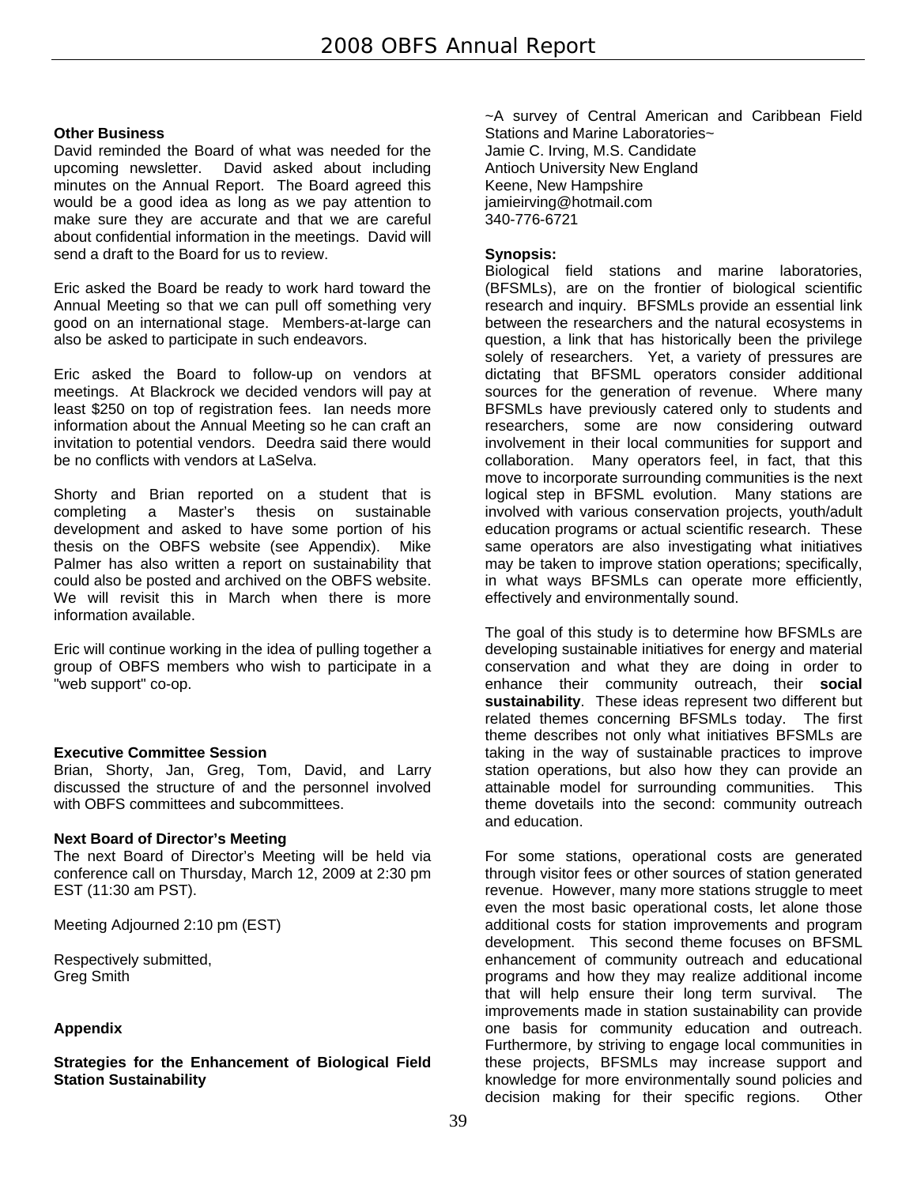### Other Business

David reminded the Board of what was needed for the upcoming newsletter. David asked about including minutes on the Annual Report. The Board agreed this would be a good idea as long as we pay attention to make sure they are accurate and that we are careful about confidential information in the meetings. David will send a draft to the Board for us to review.

Eric asked the Board be ready to work hard toward the Annual Meeting so that we can pull off something very good on an international stage. Members-at-large can also be asked to participate in such endeavors.

Eric asked the Board to follow-up on vendors at meetings. At Blackrock we decided vendors will pay at least $250 on top of registration fees. Ian needs more information about the Annual Meeting so he can craft an invitation to potential vendors. Deedra said there would be no conflicts with vendors at LaSelva.

Shorty and Brian reported on a student that is completing a Master's thesis on sustainable development and asked to have some portion of his thesis on the OBFS website (see Appendix). Mike Palmer has also written a report on sustainability that could also be posted and archived on the OBFS website. We will revisit this in March when there is more information available.

Eric will continue working in the idea of pulling together a group of OBFS members who wish to participate in a "web support" co-op.

### Executive Committee Session

Brian, Shorty, Jan, Greg, Tom, David, and Larry discussed the structure of and the personnel involved with OBFS committees and subcommittees.

### Next Board of Director's Meeting

The next Board of Director's Meeting will be held via conference call on Thursday, March 12, 2009 at 2:30 pm EST (11:30 am PST).

Meeting Adjourned 2:10 pm (EST)

Respectively submitted,
Greg Smith

### Appendix

**Strategies for the Enhancement of Biological Field Station Sustainability**

~A survey of Central American and Caribbean Field Stations and Marine Laboratories~
Jamie C. Irving, M.S. Candidate
Antioch University New England
Keene, New Hampshire
jamieirving@hotmail.com
340-776-6721

**Synopsis:**

Biological field stations and marine laboratories, (BFSMLs), are on the frontier of biological scientific research and inquiry. BFSMLs provide an essential link between the researchers and the natural ecosystems in question, a link that has historically been the privilege solely of researchers. Yet, a variety of pressures are dictating that BFSML operators consider additional sources for the generation of revenue. Where many BFSMLs have previously catered only to students and researchers, some are now considering outward involvement in their local communities for support and collaboration. Many operators feel, in fact, that this move to incorporate surrounding communities is the next logical step in BFSML evolution. Many stations are involved with various conservation projects, youth/adult education programs or actual scientific research. These same operators are also investigating what initiatives may be taken to improve station operations; specifically, in what ways BFSMLs can operate more efficiently, effectively and environmentally sound.

The goal of this study is to determine how BFSMLs are developing sustainable initiatives for energy and material conservation and what they are doing in order to enhance their community outreach, their **social sustainability**. These ideas represent two different but related themes concerning BFSMLs today. The first theme describes not only what initiatives BFSMLs are taking in the way of sustainable practices to improve station operations, but also how they can provide an attainable model for surrounding communities. This theme dovetails into the second: community outreach and education.

For some stations, operational costs are generated through visitor fees or other sources of station generated revenue. However, many more stations struggle to meet even the most basic operational costs, let alone those additional costs for station improvements and program development. This second theme focuses on BFSML enhancement of community outreach and educational programs and how they may realize additional income that will help ensure their long term survival. The improvements made in station sustainability can provide one basis for community education and outreach. Furthermore, by striving to engage local communities in these projects, BFSMLs may increase support and knowledge for more environmentally sound policies and decision making for their specific regions. Other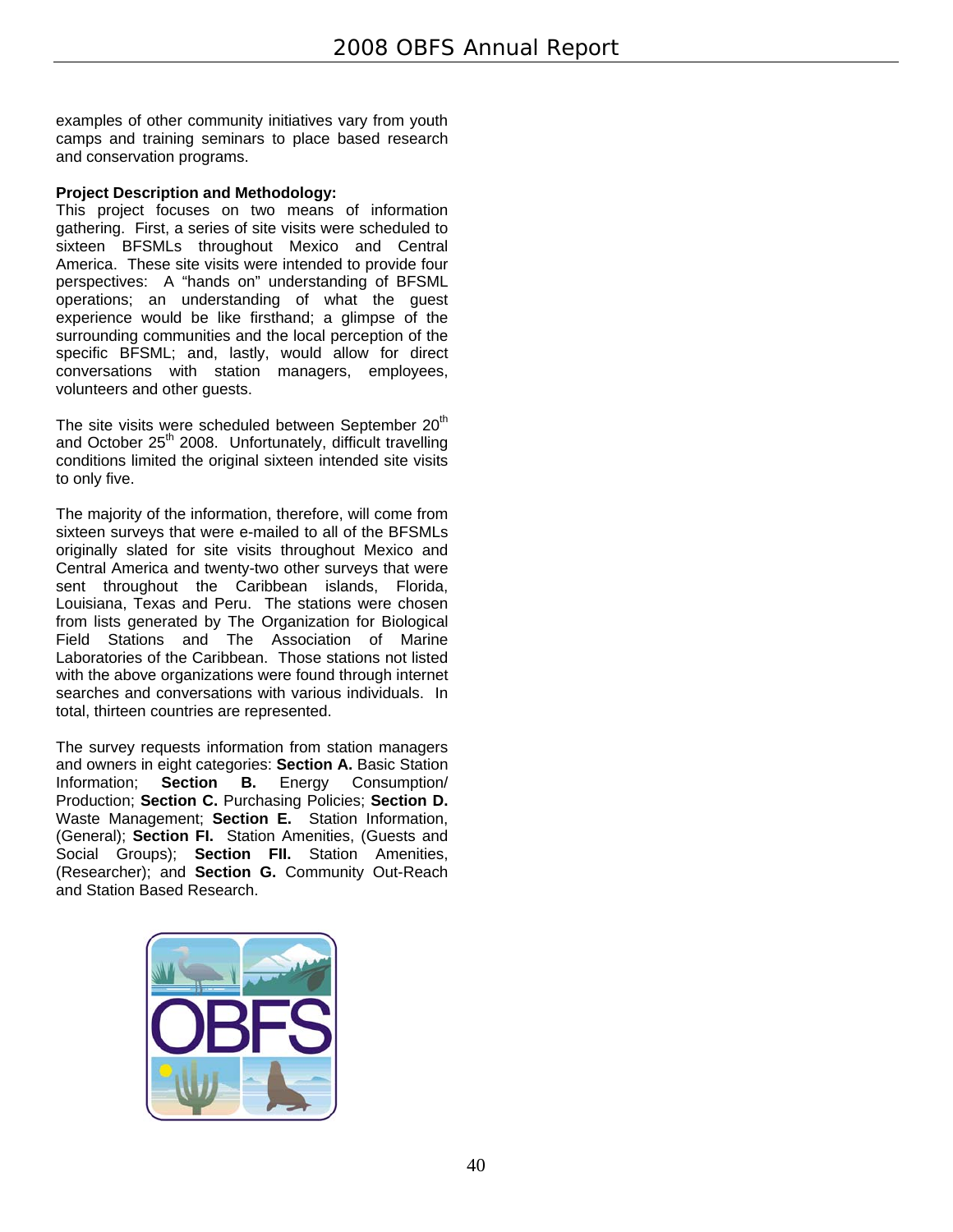examples of other community initiatives vary from youth camps and training seminars to place based research and conservation programs.

**Project Description and Methodology:**
This project focuses on two means of information gathering. First, a series of site visits were scheduled to sixteen BFSMLs throughout Mexico and Central America. These site visits were intended to provide four perspectives: A "hands on" understanding of BFSML operations; an understanding of what the guest experience would be like firsthand; a glimpse of the surrounding communities and the local perception of the specific BFSML; and, lastly, would allow for direct conversations with station managers, employees, volunteers and other guests.

The site visits were scheduled between September 20th and October 25th 2008. Unfortunately, difficult travelling conditions limited the original sixteen intended site visits to only five.

The majority of the information, therefore, will come from sixteen surveys that were e-mailed to all of the BFSMLs originally slated for site visits throughout Mexico and Central America and twenty-two other surveys that were sent throughout the Caribbean islands, Florida, Louisiana, Texas and Peru. The stations were chosen from lists generated by The Organization for Biological Field Stations and The Association of Marine Laboratories of the Caribbean. Those stations not listed with the above organizations were found through internet searches and conversations with various individuals. In total, thirteen countries are represented.

The survey requests information from station managers and owners in eight categories: **Section A.** Basic Station Information; **Section B.** Energy Consumption/ Production; **Section C.** Purchasing Policies; **Section D.** Waste Management; **Section E.** Station Information, (General); **Section FI.** Station Amenities, (Guests and Social Groups); **Section FII.** Station Amenities, (Researcher); and **Section G.** Community Out-Reach and Station Based Research.

OBFS